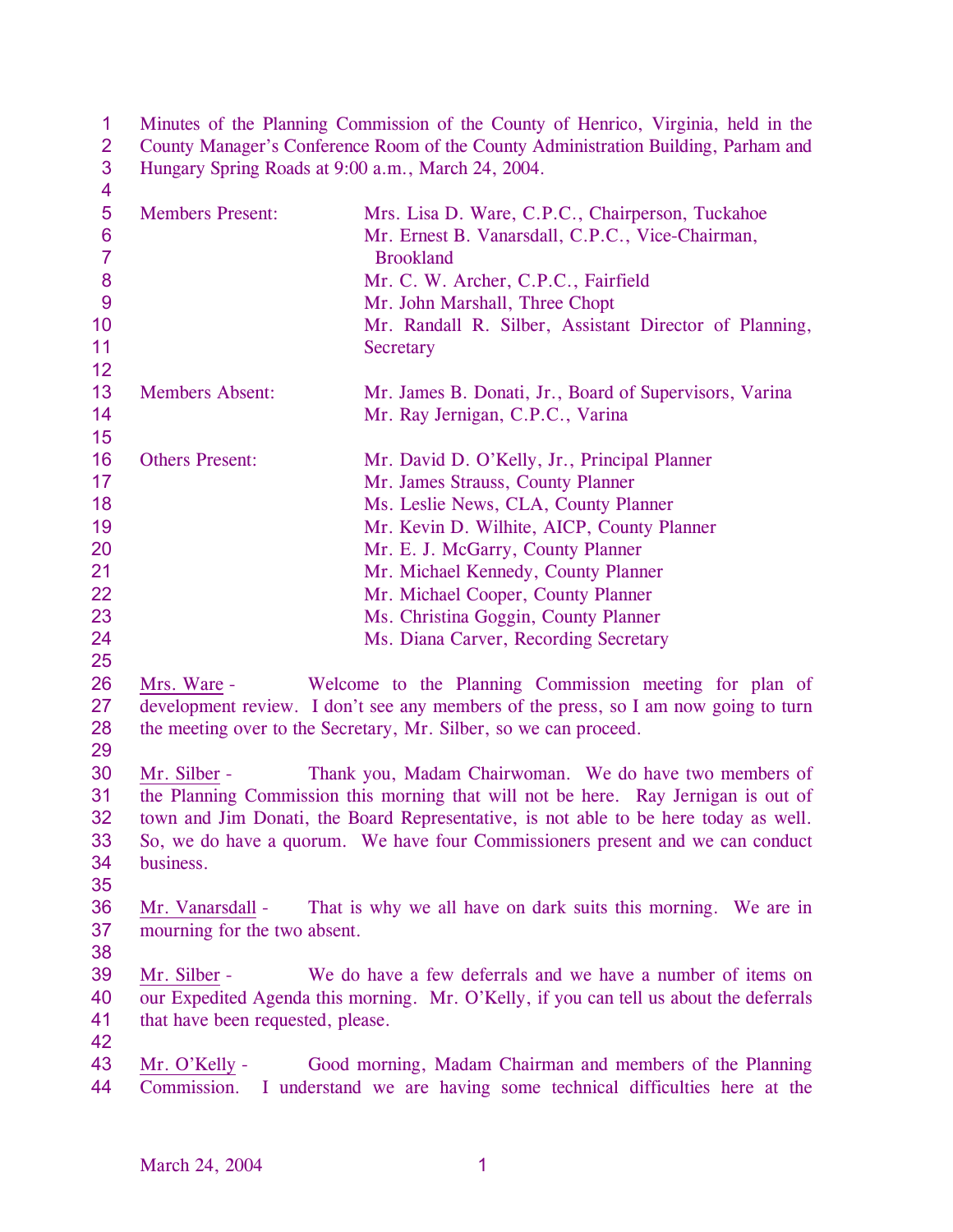Minutes of the Planning Commission of the County of Henrico, Virginia, held in the County Manager's Conference Room of the County Administration Building, Parham and Hungary Spring Roads at 9:00 a.m., March 24, 2004.

| | |
|---|---|
| Members Present: | Mrs. Lisa D. Ware, C.P.C., Chairperson, Tuckahoe |
| | Mr. Ernest B. Vanarsdall, C.P.C., Vice-Chairman, Brookland |
| | Mr. C. W. Archer, C.P.C., Fairfield |
| | Mr. John Marshall, Three Chopt |
| | Mr. Randall R. Silber, Assistant Director of Planning, Secretary |
| Members Absent: | Mr. James B. Donati, Jr., Board of Supervisors, Varina |
| | Mr. Ray Jernigan, C.P.C., Varina |
| Others Present: | Mr. David D. O'Kelly, Jr., Principal Planner |
| | Mr. James Strauss, County Planner |
| | Ms. Leslie News, CLA, County Planner |
| | Mr. Kevin D. Wilhite, AICP, County Planner |
| | Mr. E. J. McGarry, County Planner |
| | Mr. Michael Kennedy, County Planner |
| | Mr. Michael Cooper, County Planner |
| | Ms. Christina Goggin, County Planner |
| | Ms. Diana Carver, Recording Secretary |

Mrs. Ware - Welcome to the Planning Commission meeting for plan of development review. I don't see any members of the press, so I am now going to turn the meeting over to the Secretary, Mr. Silber, so we can proceed.

Mr. Silber - Thank you, Madam Chairwoman. We do have two members of the Planning Commission this morning that will not be here. Ray Jernigan is out of town and Jim Donati, the Board Representative, is not able to be here today as well. So, we do have a quorum. We have four Commissioners present and we can conduct business.

Mr. Vanarsdall - That is why we all have on dark suits this morning. We are in mourning for the two absent.

Mr. Silber - We do have a few deferrals and we have a number of items on our Expedited Agenda this morning. Mr. O'Kelly, if you can tell us about the deferrals that have been requested, please.

Mr. O'Kelly - Good morning, Madam Chairman and members of the Planning Commission. I understand we are having some technical difficulties here at the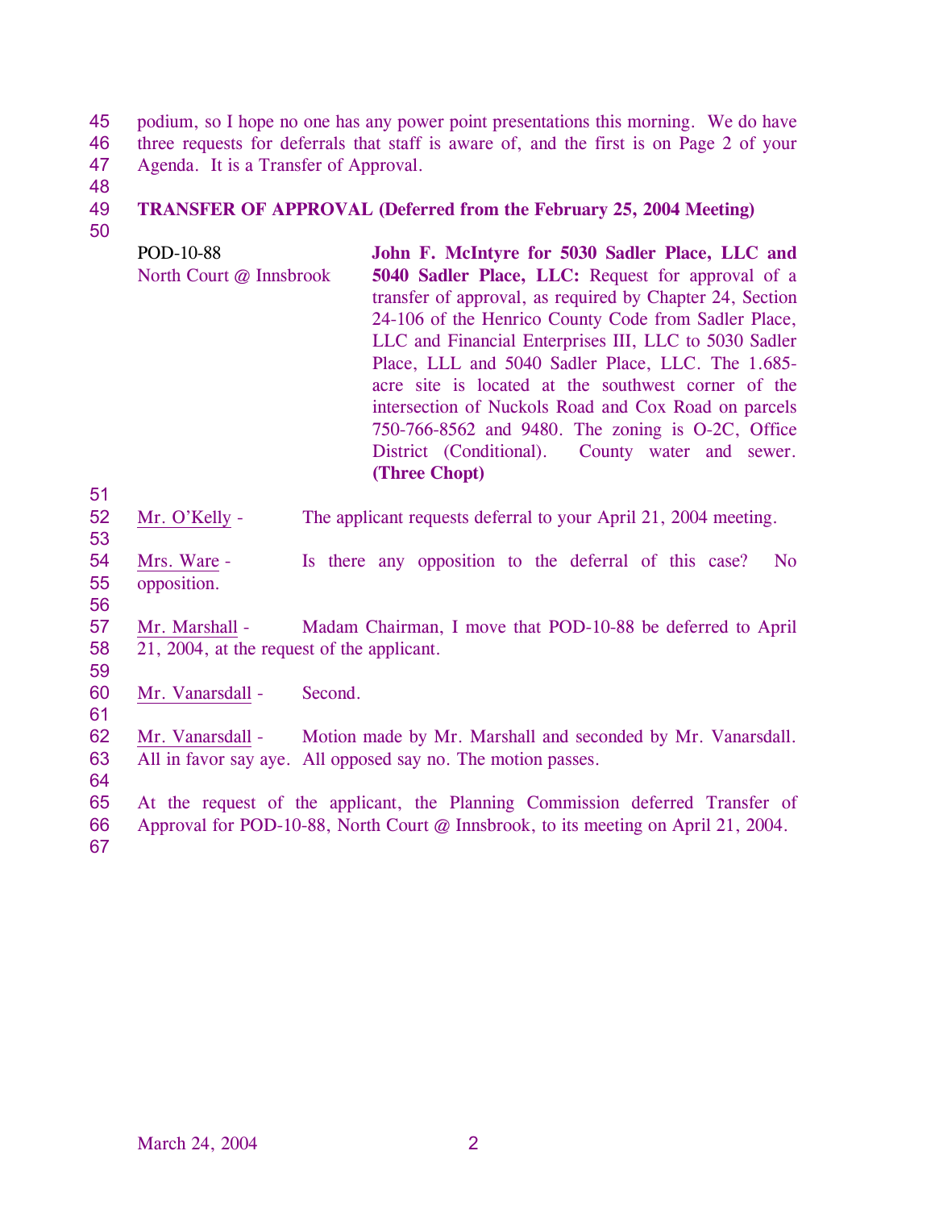podium, so I hope no one has any power point presentations this morning. We do have three requests for deferrals that staff is aware of, and the first is on Page 2 of your Agenda. It is a Transfer of Approval.

**TRANSFER OF APPROVAL (Deferred from the February 25, 2004 Meeting)**

| | |
|---|---|
| POD-10-88<br>North Court @ Innsbrook | **John F. McIntyre for 5030 Sadler Place, LLC and 5040 Sadler Place, LLC:** Request for approval of a transfer of approval, as required by Chapter 24, Section 24-106 of the Henrico County Code from Sadler Place, LLC and Financial Enterprises III, LLC to 5030 Sadler Place, LLL and 5040 Sadler Place, LLC. The 1.685-acre site is located at the southwest corner of the intersection of Nuckols Road and Cox Road on parcels 750-766-8562 and 9480. The zoning is O-2C, Office District (Conditional). County water and sewer. **(Three Chopt)** |

Mr. O'Kelly - The applicant requests deferral to your April 21, 2004 meeting.

Mrs. Ware - Is there any opposition to the deferral of this case? No opposition.

Mr. Marshall - Madam Chairman, I move that POD-10-88 be deferred to April 21, 2004, at the request of the applicant.

Mr. Vanarsdall - Second.

Mr. Vanarsdall - Motion made by Mr. Marshall and seconded by Mr. Vanarsdall. All in favor say aye. All opposed say no. The motion passes.

At the request of the applicant, the Planning Commission deferred Transfer of Approval for POD-10-88, North Court @ Innsbrook, to its meeting on April 21, 2004.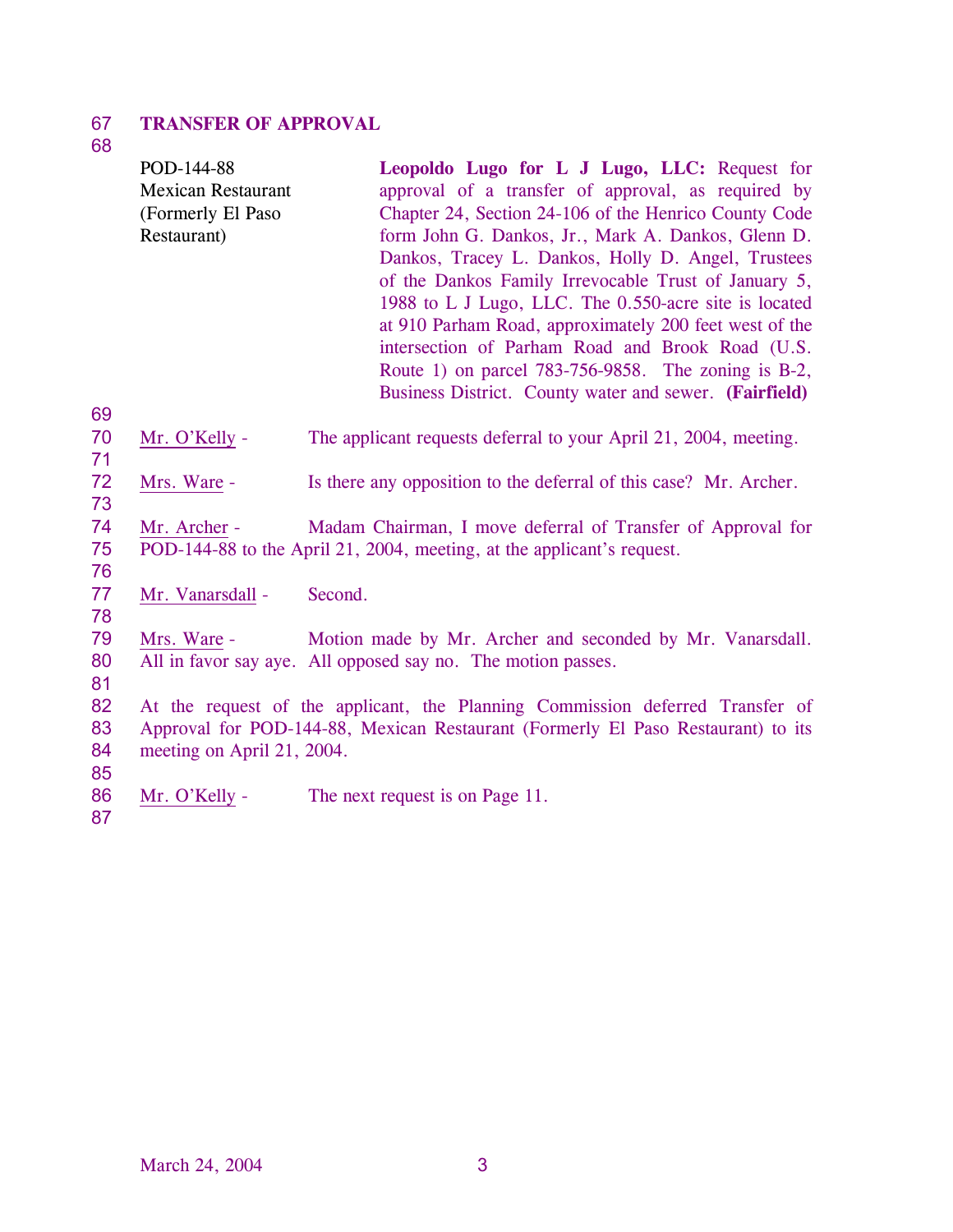## TRANSFER OF APPROVAL

POD-144-88
Mexican Restaurant
(Formerly El Paso Restaurant)

**Leopoldo Lugo for L J Lugo, LLC:** Request for approval of a transfer of approval, as required by Chapter 24, Section 24-106 of the Henrico County Code form John G. Dankos, Jr., Mark A. Dankos, Glenn D. Dankos, Tracey L. Dankos, Holly D. Angel, Trustees of the Dankos Family Irrevocable Trust of January 5, 1988 to L J Lugo, LLC. The 0.550-acre site is located at 910 Parham Road, approximately 200 feet west of the intersection of Parham Road and Brook Road (U.S. Route 1) on parcel 783-756-9858. The zoning is B-2, Business District. County water and sewer. **(Fairfield)**

Mr. O'Kelly - The applicant requests deferral to your April 21, 2004, meeting.

Mrs. Ware - Is there any opposition to the deferral of this case? Mr. Archer.

Mr. Archer - Madam Chairman, I move deferral of Transfer of Approval for POD-144-88 to the April 21, 2004, meeting, at the applicant's request.

Mr. Vanarsdall - Second.

Mrs. Ware - Motion made by Mr. Archer and seconded by Mr. Vanarsdall. All in favor say aye. All opposed say no. The motion passes.

At the request of the applicant, the Planning Commission deferred Transfer of Approval for POD-144-88, Mexican Restaurant (Formerly El Paso Restaurant) to its meeting on April 21, 2004.

Mr. O'Kelly - The next request is on Page 11.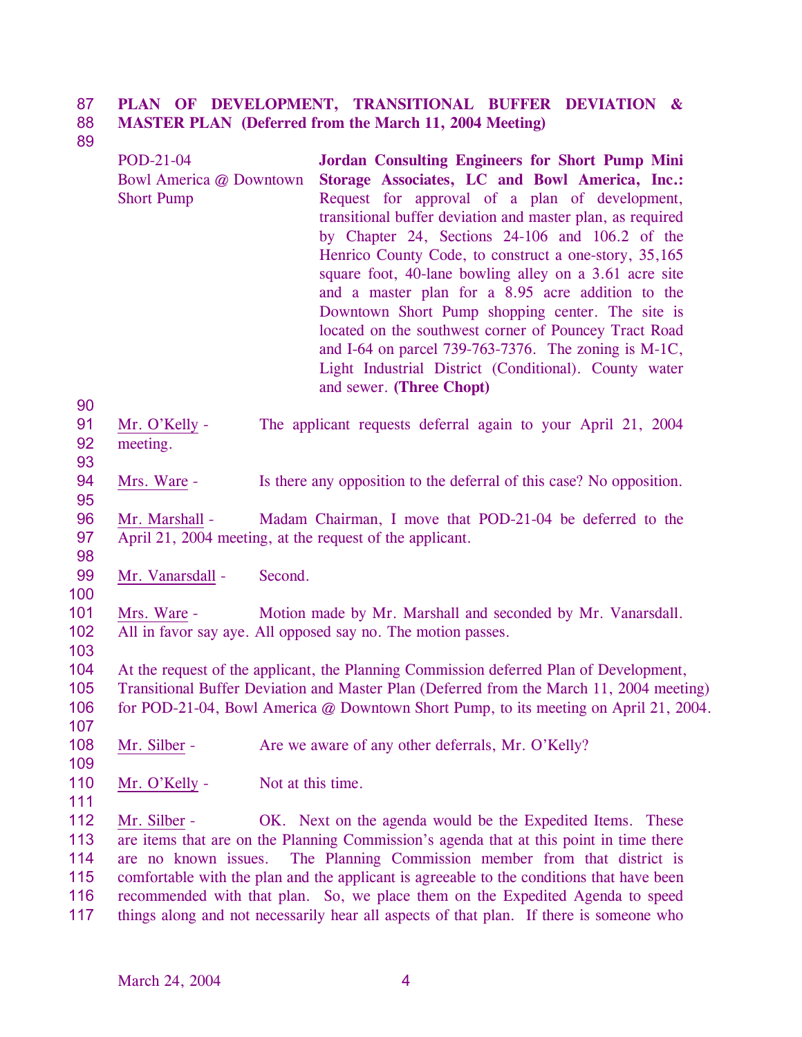**PLAN OF DEVELOPMENT, TRANSITIONAL BUFFER DEVIATION & MASTER PLAN (Deferred from the March 11, 2004 Meeting)**

| | |
|---|---|
| POD-21-04<br>Bowl America @ Downtown Short Pump | **Jordan Consulting Engineers for Short Pump Mini Storage Associates, LC and Bowl America, Inc.:** Request for approval of a plan of development, transitional buffer deviation and master plan, as required by Chapter 24, Sections 24-106 and 106.2 of the Henrico County Code, to construct a one-story, 35,165 square foot, 40-lane bowling alley on a 3.61 acre site and a master plan for a 8.95 acre addition to the Downtown Short Pump shopping center. The site is located on the southwest corner of Pouncey Tract Road and I-64 on parcel 739-763-7376. The zoning is M-1C, Light Industrial District (Conditional). County water and sewer. **(Three Chopt)** |

Mr. O'Kelly - The applicant requests deferral again to your April 21, 2004 meeting.

Mrs. Ware - Is there any opposition to the deferral of this case? No opposition.

Mr. Marshall - Madam Chairman, I move that POD-21-04 be deferred to the April 21, 2004 meeting, at the request of the applicant.

Mr. Vanarsdall - Second.

Mrs. Ware - Motion made by Mr. Marshall and seconded by Mr. Vanarsdall. All in favor say aye. All opposed say no. The motion passes.

At the request of the applicant, the Planning Commission deferred Plan of Development, Transitional Buffer Deviation and Master Plan (Deferred from the March 11, 2004 meeting) for POD-21-04, Bowl America @ Downtown Short Pump, to its meeting on April 21, 2004.

Mr. Silber - Are we aware of any other deferrals, Mr. O'Kelly?

Mr. O'Kelly - Not at this time.

Mr. Silber - OK. Next on the agenda would be the Expedited Items. These are items that are on the Planning Commission's agenda that at this point in time there are no known issues. The Planning Commission member from that district is comfortable with the plan and the applicant is agreeable to the conditions that have been recommended with that plan. So, we place them on the Expedited Agenda to speed things along and not necessarily hear all aspects of that plan. If there is someone who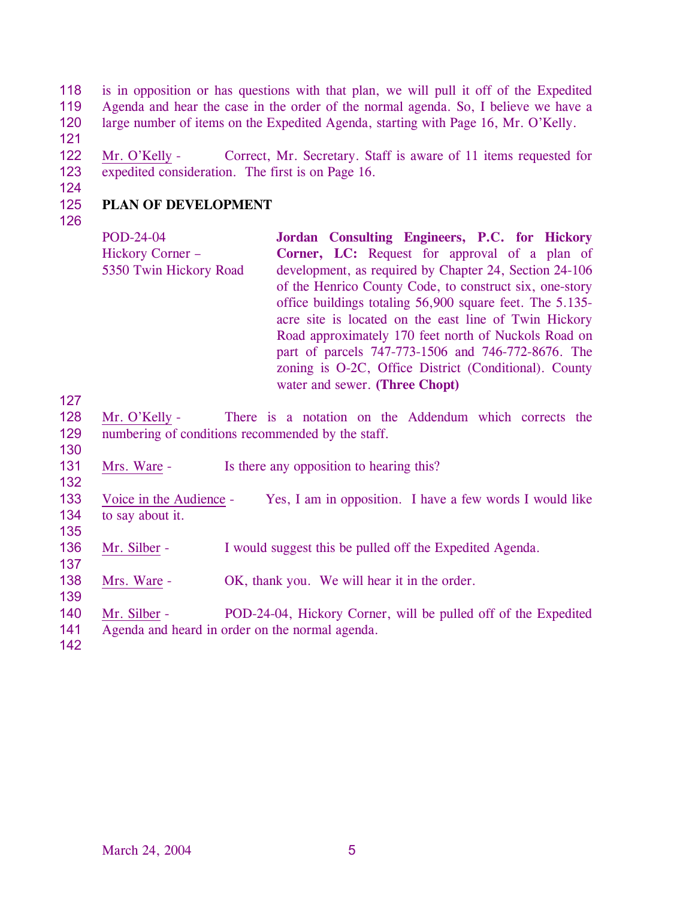is in opposition or has questions with that plan, we will pull it off of the Expedited Agenda and hear the case in the order of the normal agenda. So, I believe we have a large number of items on the Expedited Agenda, starting with Page 16, Mr. O'Kelly.

Mr. O'Kelly - Correct, Mr. Secretary. Staff is aware of 11 items requested for expedited consideration. The first is on Page 16.

**PLAN OF DEVELOPMENT**

| | |
|---|---|
| POD-24-04<br>Hickory Corner –<br>5350 Twin Hickory Road | **Jordan Consulting Engineers, P.C. for Hickory Corner, LC:** Request for approval of a plan of development, as required by Chapter 24, Section 24-106 of the Henrico County Code, to construct six, one-story office buildings totaling 56,900 square feet. The 5.135-acre site is located on the east line of Twin Hickory Road approximately 170 feet north of Nuckols Road on part of parcels 747-773-1506 and 746-772-8676. The zoning is O-2C, Office District (Conditional). County water and sewer. **(Three Chopt)** |

Mr. O'Kelly - There is a notation on the Addendum which corrects the numbering of conditions recommended by the staff.

Mrs. Ware - Is there any opposition to hearing this?

Voice in the Audience - Yes, I am in opposition. I have a few words I would like to say about it.

Mr. Silber - I would suggest this be pulled off the Expedited Agenda.

Mrs. Ware - OK, thank you. We will hear it in the order.

Mr. Silber - POD-24-04, Hickory Corner, will be pulled off of the Expedited Agenda and heard in order on the normal agenda.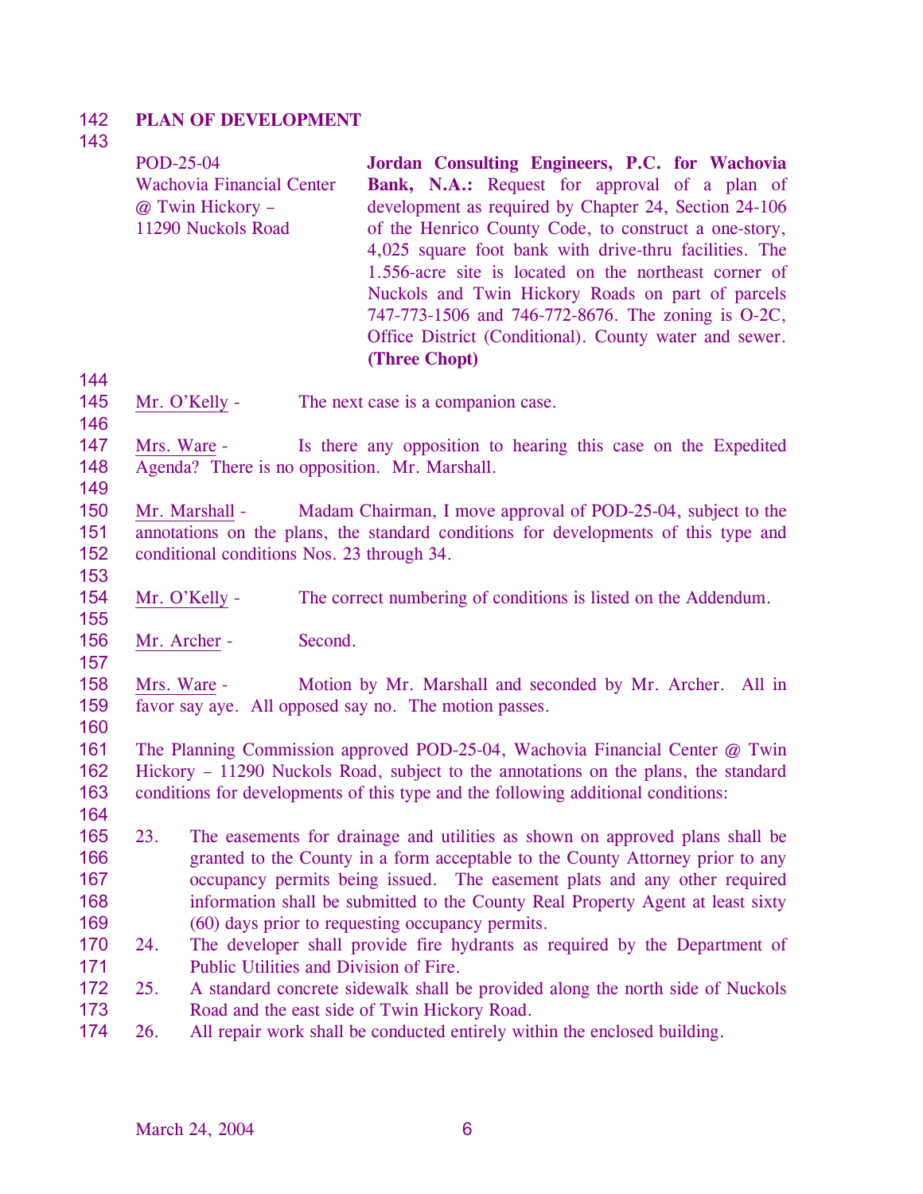**PLAN OF DEVELOPMENT**

POD-25-04
Wachovia Financial Center @ Twin Hickory – 11290 Nuckols Road

**Jordan Consulting Engineers, P.C. for Wachovia Bank, N.A.:** Request for approval of a plan of development as required by Chapter 24, Section 24-106 of the Henrico County Code, to construct a one-story, 4,025 square foot bank with drive-thru facilities. The 1.556-acre site is located on the northeast corner of Nuckols and Twin Hickory Roads on part of parcels 747-773-1506 and 746-772-8676. The zoning is O-2C, Office District (Conditional). County water and sewer. **(Three Chopt)**

Mr. O'Kelly - The next case is a companion case.

Mrs. Ware - Is there any opposition to hearing this case on the Expedited Agenda? There is no opposition. Mr. Marshall.

Mr. Marshall - Madam Chairman, I move approval of POD-25-04, subject to the annotations on the plans, the standard conditions for developments of this type and conditional conditions Nos. 23 through 34.

Mr. O'Kelly - The correct numbering of conditions is listed on the Addendum.

Mr. Archer - Second.

Mrs. Ware - Motion by Mr. Marshall and seconded by Mr. Archer. All in favor say aye. All opposed say no. The motion passes.

The Planning Commission approved POD-25-04, Wachovia Financial Center @ Twin Hickory – 11290 Nuckols Road, subject to the annotations on the plans, the standard conditions for developments of this type and the following additional conditions:

23. The easements for drainage and utilities as shown on approved plans shall be granted to the County in a form acceptable to the County Attorney prior to any occupancy permits being issued. The easement plats and any other required information shall be submitted to the County Real Property Agent at least sixty (60) days prior to requesting occupancy permits.
24. The developer shall provide fire hydrants as required by the Department of Public Utilities and Division of Fire.
25. A standard concrete sidewalk shall be provided along the north side of Nuckols Road and the east side of Twin Hickory Road.
26. All repair work shall be conducted entirely within the enclosed building.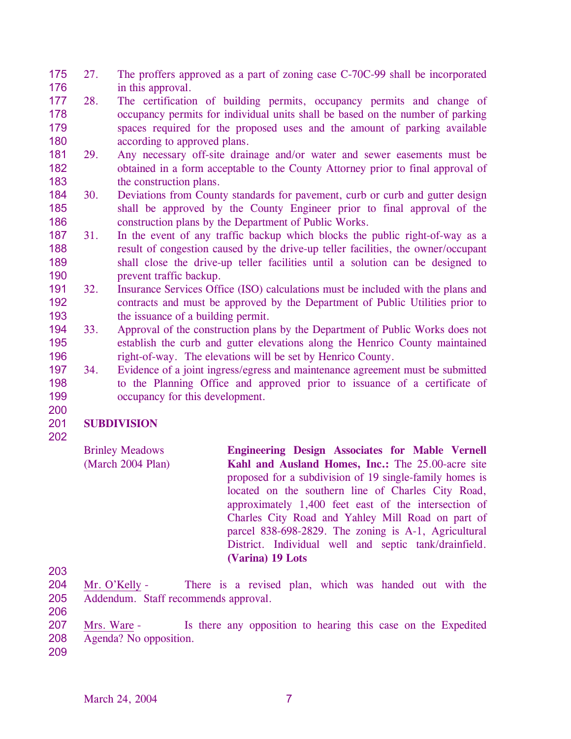27. The proffers approved as a part of zoning case C-70C-99 shall be incorporated in this approval.
28. The certification of building permits, occupancy permits and change of occupancy permits for individual units shall be based on the number of parking spaces required for the proposed uses and the amount of parking available according to approved plans.
29. Any necessary off-site drainage and/or water and sewer easements must be obtained in a form acceptable to the County Attorney prior to final approval of the construction plans.
30. Deviations from County standards for pavement, curb or curb and gutter design shall be approved by the County Engineer prior to final approval of the construction plans by the Department of Public Works.
31. In the event of any traffic backup which blocks the public right-of-way as a result of congestion caused by the drive-up teller facilities, the owner/occupant shall close the drive-up teller facilities until a solution can be designed to prevent traffic backup.
32. Insurance Services Office (ISO) calculations must be included with the plans and contracts and must be approved by the Department of Public Utilities prior to the issuance of a building permit.
33. Approval of the construction plans by the Department of Public Works does not establish the curb and gutter elevations along the Henrico County maintained right-of-way. The elevations will be set by Henrico County.
34. Evidence of a joint ingress/egress and maintenance agreement must be submitted to the Planning Office and approved prior to issuance of a certificate of occupancy for this development.

**SUBDIVISION**

Brinley Meadows (March 2004 Plan)

**Engineering Design Associates for Mable Vernell Kahl and Ausland Homes, Inc.:** The 25.00-acre site proposed for a subdivision of 19 single-family homes is located on the southern line of Charles City Road, approximately 1,400 feet east of the intersection of Charles City Road and Yahley Mill Road on part of parcel 838-698-2829. The zoning is A-1, Agricultural District. Individual well and septic tank/drainfield. **(Varina) 19 Lots**

Mr. O'Kelly - There is a revised plan, which was handed out with the Addendum. Staff recommends approval.

Mrs. Ware - Is there any opposition to hearing this case on the Expedited Agenda? No opposition.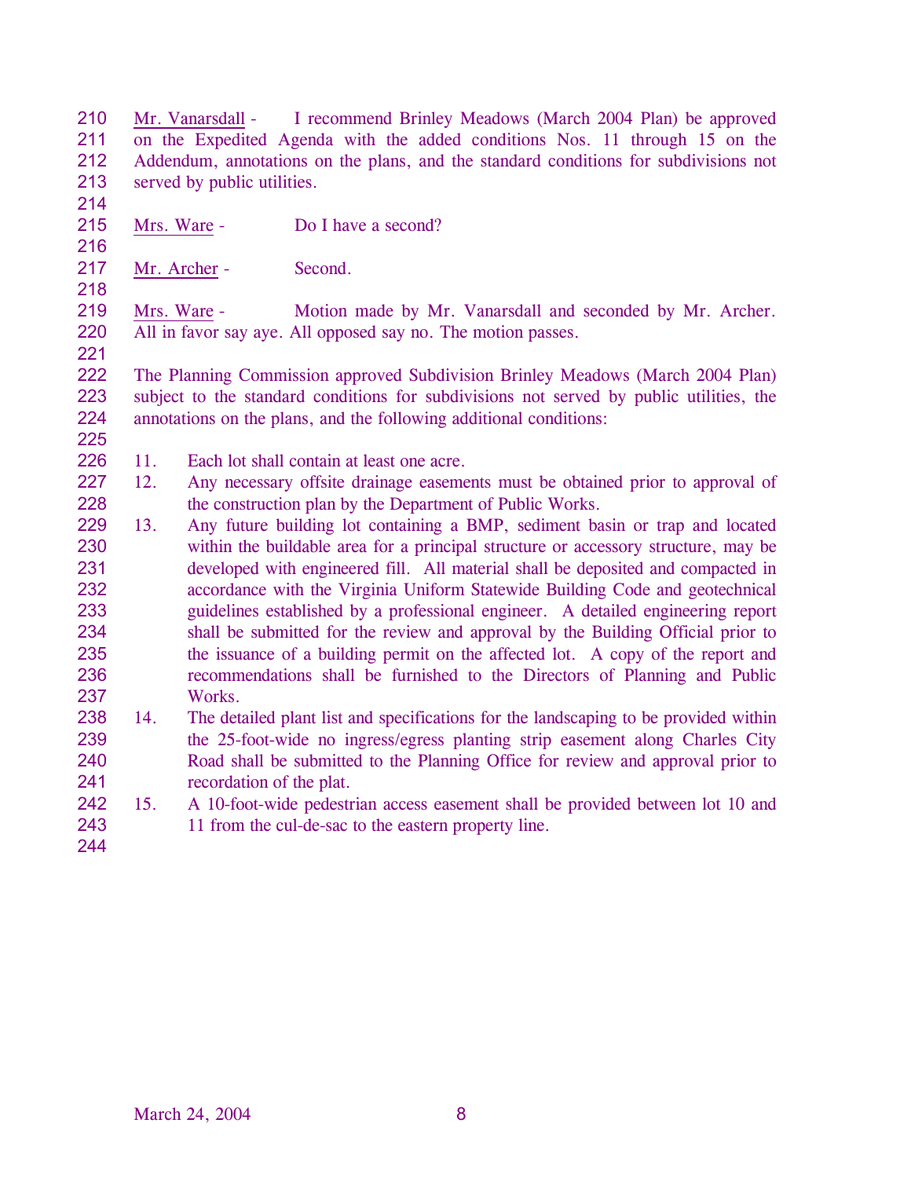Mr. Vanarsdall - I recommend Brinley Meadows (March 2004 Plan) be approved on the Expedited Agenda with the added conditions Nos. 11 through 15 on the Addendum, annotations on the plans, and the standard conditions for subdivisions not served by public utilities.

Mrs. Ware - Do I have a second?

Mr. Archer - Second.

Mrs. Ware - Motion made by Mr. Vanarsdall and seconded by Mr. Archer. All in favor say aye. All opposed say no. The motion passes.

The Planning Commission approved Subdivision Brinley Meadows (March 2004 Plan) subject to the standard conditions for subdivisions not served by public utilities, the annotations on the plans, and the following additional conditions:

11. Each lot shall contain at least one acre.
12. Any necessary offsite drainage easements must be obtained prior to approval of the construction plan by the Department of Public Works.
13. Any future building lot containing a BMP, sediment basin or trap and located within the buildable area for a principal structure or accessory structure, may be developed with engineered fill. All material shall be deposited and compacted in accordance with the Virginia Uniform Statewide Building Code and geotechnical guidelines established by a professional engineer. A detailed engineering report shall be submitted for the review and approval by the Building Official prior to the issuance of a building permit on the affected lot. A copy of the report and recommendations shall be furnished to the Directors of Planning and Public Works.
14. The detailed plant list and specifications for the landscaping to be provided within the 25-foot-wide no ingress/egress planting strip easement along Charles City Road shall be submitted to the Planning Office for review and approval prior to recordation of the plat.
15. A 10-foot-wide pedestrian access easement shall be provided between lot 10 and 11 from the cul-de-sac to the eastern property line.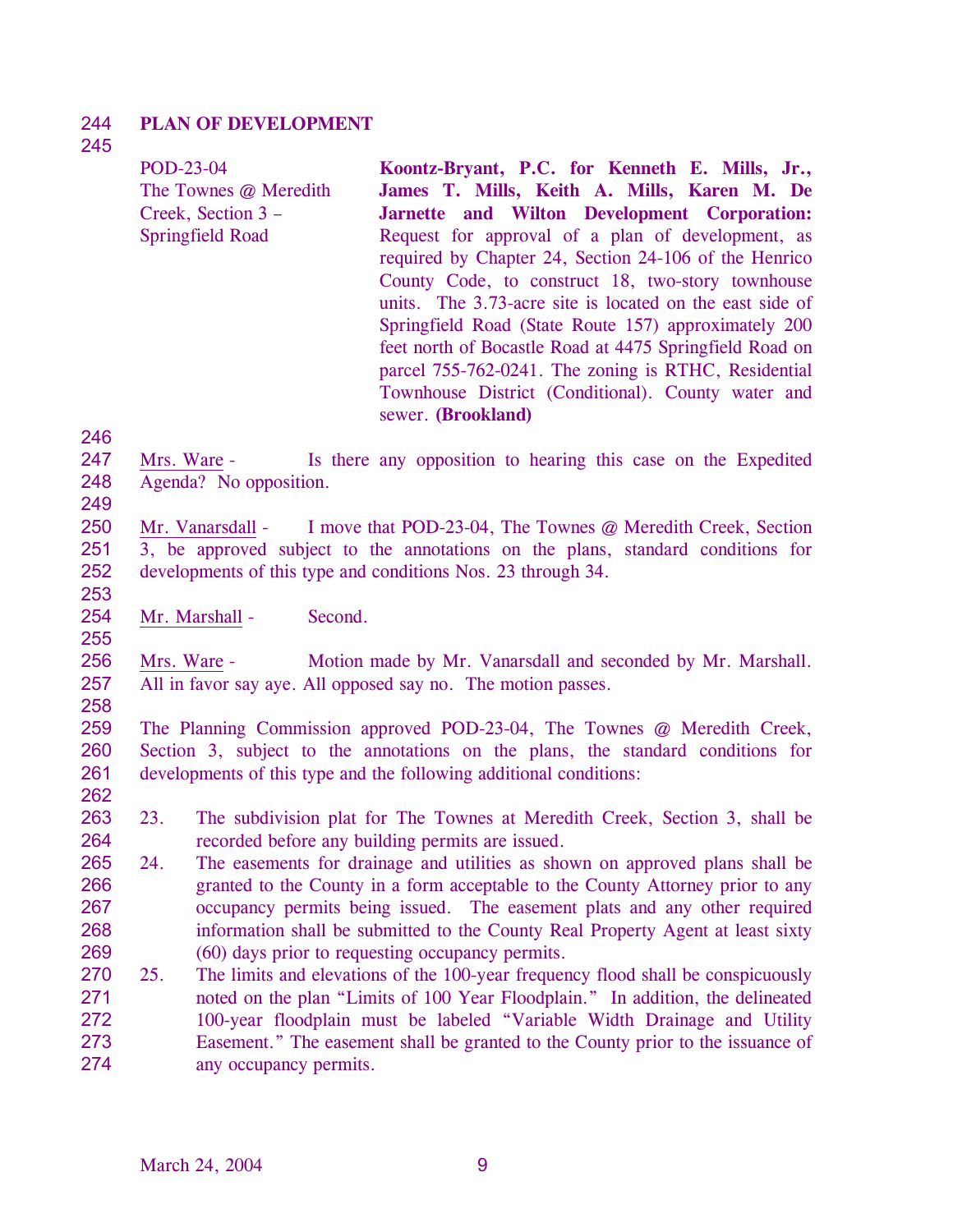## PLAN OF DEVELOPMENT

| | |
|---|---|
| POD-23-04<br>The Townes @ Meredith Creek, Section 3 – Springfield Road | **Koontz-Bryant, P.C. for Kenneth E. Mills, Jr., James T. Mills, Keith A. Mills, Karen M. De Jarnette and Wilton Development Corporation:** Request for approval of a plan of development, as required by Chapter 24, Section 24-106 of the Henrico County Code, to construct 18, two-story townhouse units. The 3.73-acre site is located on the east side of Springfield Road (State Route 157) approximately 200 feet north of Bocastle Road at 4475 Springfield Road on parcel 755-762-0241. The zoning is RTHC, Residential Townhouse District (Conditional). County water and sewer. **(Brookland)** |

Mrs. Ware - Is there any opposition to hearing this case on the Expedited Agenda? No opposition.

Mr. Vanarsdall - I move that POD-23-04, The Townes @ Meredith Creek, Section 3, be approved subject to the annotations on the plans, standard conditions for developments of this type and conditions Nos. 23 through 34.

Mr. Marshall - Second.

Mrs. Ware - Motion made by Mr. Vanarsdall and seconded by Mr. Marshall. All in favor say aye. All opposed say no. The motion passes.

The Planning Commission approved POD-23-04, The Townes @ Meredith Creek, Section 3, subject to the annotations on the plans, the standard conditions for developments of this type and the following additional conditions:

23. The subdivision plat for The Townes at Meredith Creek, Section 3, shall be recorded before any building permits are issued.
24. The easements for drainage and utilities as shown on approved plans shall be granted to the County in a form acceptable to the County Attorney prior to any occupancy permits being issued. The easement plats and any other required information shall be submitted to the County Real Property Agent at least sixty (60) days prior to requesting occupancy permits.
25. The limits and elevations of the 100-year frequency flood shall be conspicuously noted on the plan "Limits of 100 Year Floodplain." In addition, the delineated 100-year floodplain must be labeled "Variable Width Drainage and Utility Easement." The easement shall be granted to the County prior to the issuance of any occupancy permits.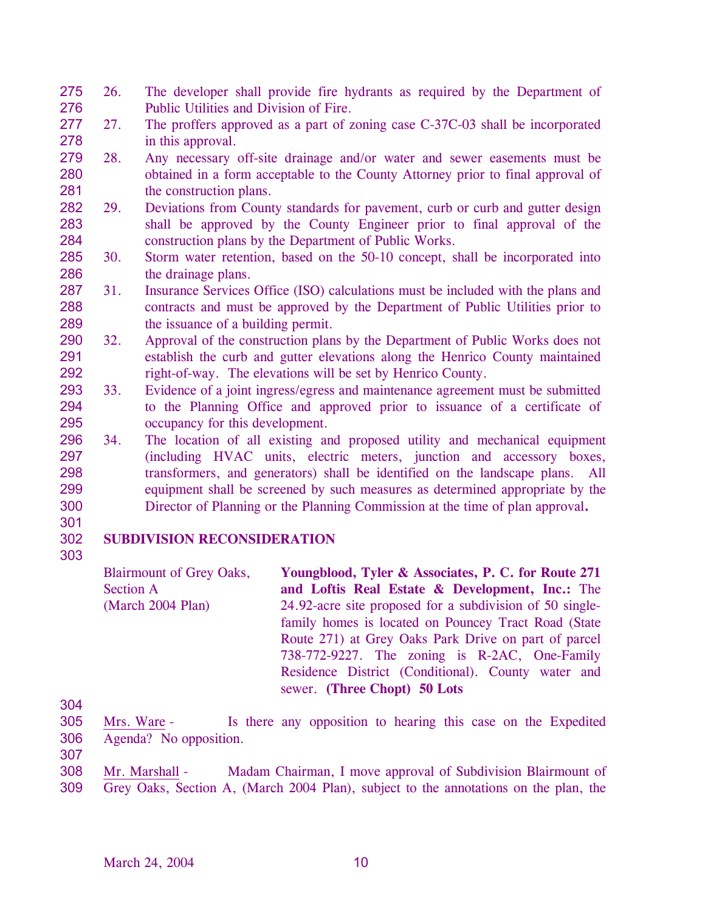26. The developer shall provide fire hydrants as required by the Department of Public Utilities and Division of Fire.
27. The proffers approved as a part of zoning case C-37C-03 shall be incorporated in this approval.
28. Any necessary off-site drainage and/or water and sewer easements must be obtained in a form acceptable to the County Attorney prior to final approval of the construction plans.
29. Deviations from County standards for pavement, curb or curb and gutter design shall be approved by the County Engineer prior to final approval of the construction plans by the Department of Public Works.
30. Storm water retention, based on the 50-10 concept, shall be incorporated into the drainage plans.
31. Insurance Services Office (ISO) calculations must be included with the plans and contracts and must be approved by the Department of Public Utilities prior to the issuance of a building permit.
32. Approval of the construction plans by the Department of Public Works does not establish the curb and gutter elevations along the Henrico County maintained right-of-way. The elevations will be set by Henrico County.
33. Evidence of a joint ingress/egress and maintenance agreement must be submitted to the Planning Office and approved prior to issuance of a certificate of occupancy for this development.
34. The location of all existing and proposed utility and mechanical equipment (including HVAC units, electric meters, junction and accessory boxes, transformers, and generators) shall be identified on the landscape plans. All equipment shall be screened by such measures as determined appropriate by the Director of Planning or the Planning Commission at the time of plan approval.

**SUBDIVISION RECONSIDERATION**

Blairmount of Grey Oaks, Section A (March 2004 Plan)

**Youngblood, Tyler & Associates, P. C. for Route 271 and Loftis Real Estate & Development, Inc.:** The 24.92-acre site proposed for a subdivision of 50 single-family homes is located on Pouncey Tract Road (State Route 271) at Grey Oaks Park Drive on part of parcel 738-772-9227. The zoning is R-2AC, One-Family Residence District (Conditional). County water and sewer. **(Three Chopt) 50 Lots**

Mrs. Ware - Is there any opposition to hearing this case on the Expedited Agenda? No opposition.

Mr. Marshall - Madam Chairman, I move approval of Subdivision Blairmount of Grey Oaks, Section A, (March 2004 Plan), subject to the annotations on the plan, the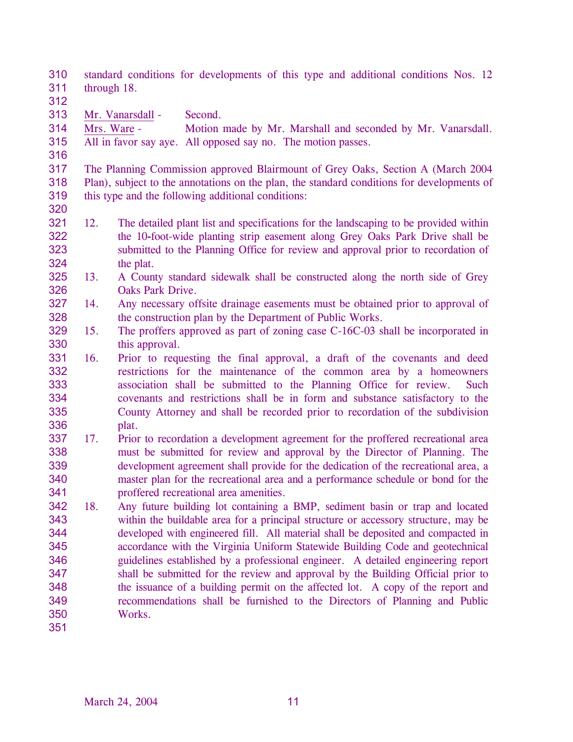standard conditions for developments of this type and additional conditions Nos. 12 through 18.

Mr. Vanarsdall - Second.

Mrs. Ware - Motion made by Mr. Marshall and seconded by Mr. Vanarsdall. All in favor say aye. All opposed say no. The motion passes.

The Planning Commission approved Blairmount of Grey Oaks, Section A (March 2004 Plan), subject to the annotations on the plan, the standard conditions for developments of this type and the following additional conditions:

12. The detailed plant list and specifications for the landscaping to be provided within the 10-foot-wide planting strip easement along Grey Oaks Park Drive shall be submitted to the Planning Office for review and approval prior to recordation of the plat.
13. A County standard sidewalk shall be constructed along the north side of Grey Oaks Park Drive.
14. Any necessary offsite drainage easements must be obtained prior to approval of the construction plan by the Department of Public Works.
15. The proffers approved as part of zoning case C-16C-03 shall be incorporated in this approval.
16. Prior to requesting the final approval, a draft of the covenants and deed restrictions for the maintenance of the common area by a homeowners association shall be submitted to the Planning Office for review. Such covenants and restrictions shall be in form and substance satisfactory to the County Attorney and shall be recorded prior to recordation of the subdivision plat.
17. Prior to recordation a development agreement for the proffered recreational area must be submitted for review and approval by the Director of Planning. The development agreement shall provide for the dedication of the recreational area, a master plan for the recreational area and a performance schedule or bond for the proffered recreational area amenities.
18. Any future building lot containing a BMP, sediment basin or trap and located within the buildable area for a principal structure or accessory structure, may be developed with engineered fill. All material shall be deposited and compacted in accordance with the Virginia Uniform Statewide Building Code and geotechnical guidelines established by a professional engineer. A detailed engineering report shall be submitted for the review and approval by the Building Official prior to the issuance of a building permit on the affected lot. A copy of the report and recommendations shall be furnished to the Directors of Planning and Public Works.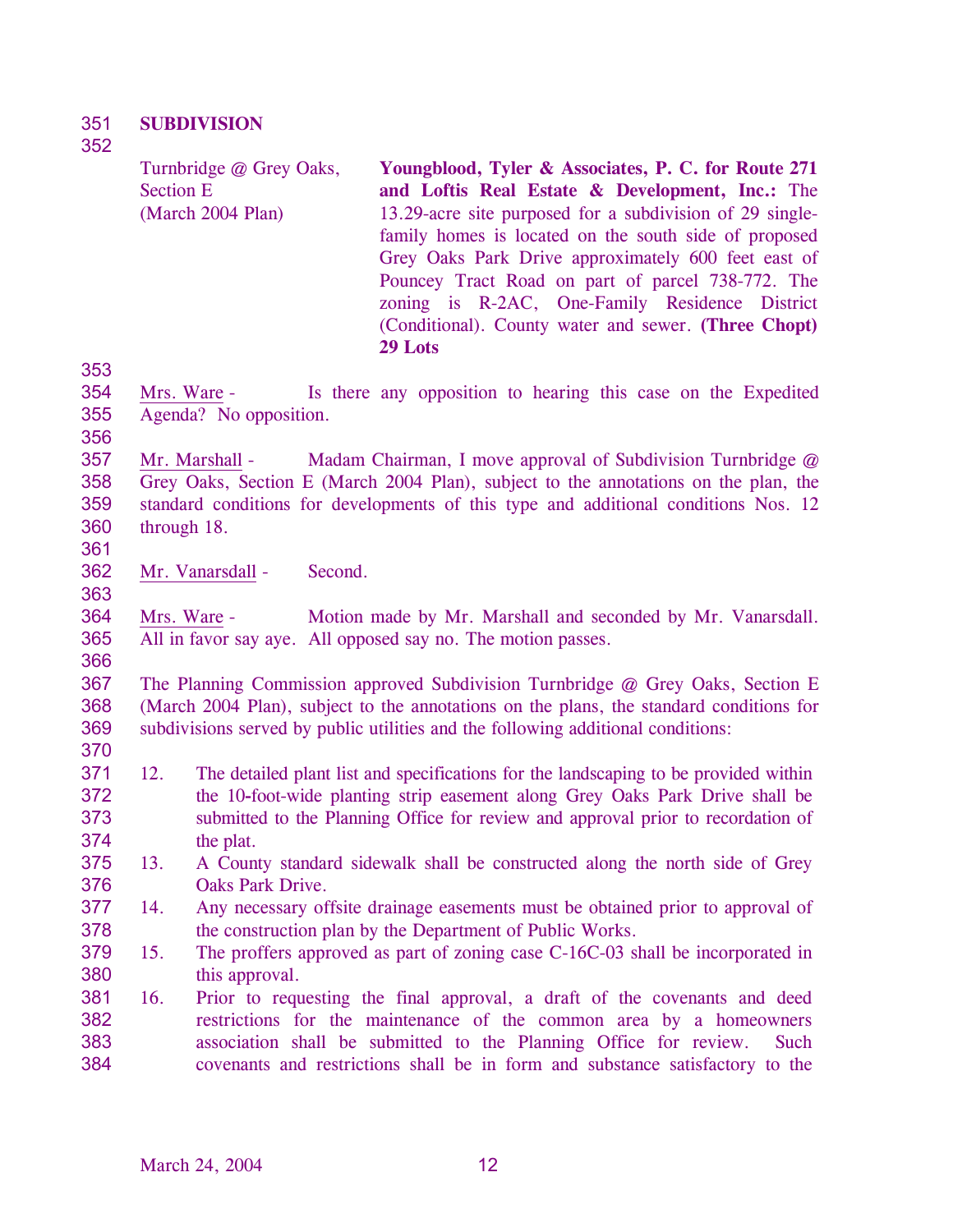**SUBDIVISION**

| | |
|---|---|
| Turnbridge @ Grey Oaks, Section E (March 2004 Plan) | **Youngblood, Tyler & Associates, P. C. for Route 271 and Loftis Real Estate & Development, Inc.:** The 13.29-acre site purposed for a subdivision of 29 single-family homes is located on the south side of proposed Grey Oaks Park Drive approximately 600 feet east of Pouncey Tract Road on part of parcel 738-772. The zoning is R-2AC, One-Family Residence District (Conditional). County water and sewer. **(Three Chopt) 29 Lots** |

Mrs. Ware - Is there any opposition to hearing this case on the Expedited Agenda? No opposition.

Mr. Marshall - Madam Chairman, I move approval of Subdivision Turnbridge @ Grey Oaks, Section E (March 2004 Plan), subject to the annotations on the plan, the standard conditions for developments of this type and additional conditions Nos. 12 through 18.

Mr. Vanarsdall - Second.

Mrs. Ware - Motion made by Mr. Marshall and seconded by Mr. Vanarsdall. All in favor say aye. All opposed say no. The motion passes.

The Planning Commission approved Subdivision Turnbridge @ Grey Oaks, Section E (March 2004 Plan), subject to the annotations on the plans, the standard conditions for subdivisions served by public utilities and the following additional conditions:

12. The detailed plant list and specifications for the landscaping to be provided within the 10-foot-wide planting strip easement along Grey Oaks Park Drive shall be submitted to the Planning Office for review and approval prior to recordation of the plat.
13. A County standard sidewalk shall be constructed along the north side of Grey Oaks Park Drive.
14. Any necessary offsite drainage easements must be obtained prior to approval of the construction plan by the Department of Public Works.
15. The proffers approved as part of zoning case C-16C-03 shall be incorporated in this approval.
16. Prior to requesting the final approval, a draft of the covenants and deed restrictions for the maintenance of the common area by a homeowners association shall be submitted to the Planning Office for review. Such covenants and restrictions shall be in form and substance satisfactory to the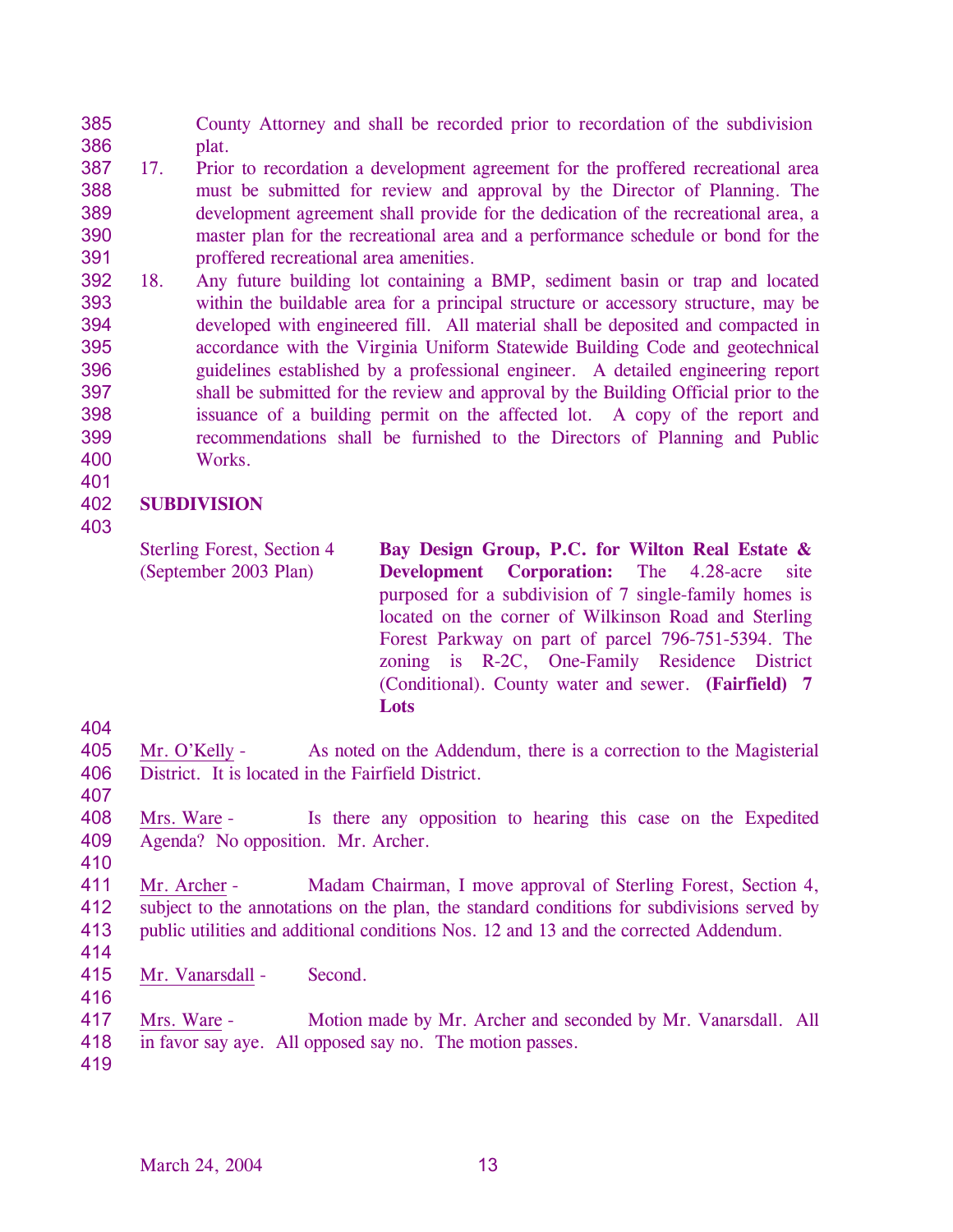County Attorney and shall be recorded prior to recordation of the subdivision plat.

17. Prior to recordation a development agreement for the proffered recreational area must be submitted for review and approval by the Director of Planning. The development agreement shall provide for the dedication of the recreational area, a master plan for the recreational area and a performance schedule or bond for the proffered recreational area amenities.
18. Any future building lot containing a BMP, sediment basin or trap and located within the buildable area for a principal structure or accessory structure, may be developed with engineered fill. All material shall be deposited and compacted in accordance with the Virginia Uniform Statewide Building Code and geotechnical guidelines established by a professional engineer. A detailed engineering report shall be submitted for the review and approval by the Building Official prior to the issuance of a building permit on the affected lot. A copy of the report and recommendations shall be furnished to the Directors of Planning and Public Works.

**SUBDIVISION**

Sterling Forest, Section 4 (September 2003 Plan)

**Bay Design Group, P.C. for Wilton Real Estate & Development Corporation:** The 4.28-acre site purposed for a subdivision of 7 single-family homes is located on the corner of Wilkinson Road and Sterling Forest Parkway on part of parcel 796-751-5394. The zoning is R-2C, One-Family Residence District (Conditional). County water and sewer. **(Fairfield) 7 Lots**

Mr. O'Kelly - As noted on the Addendum, there is a correction to the Magisterial District. It is located in the Fairfield District.

Mrs. Ware - Is there any opposition to hearing this case on the Expedited Agenda? No opposition. Mr. Archer.

Mr. Archer - Madam Chairman, I move approval of Sterling Forest, Section 4, subject to the annotations on the plan, the standard conditions for subdivisions served by public utilities and additional conditions Nos. 12 and 13 and the corrected Addendum.

Mr. Vanarsdall - Second.

Mrs. Ware - Motion made by Mr. Archer and seconded by Mr. Vanarsdall. All in favor say aye. All opposed say no. The motion passes.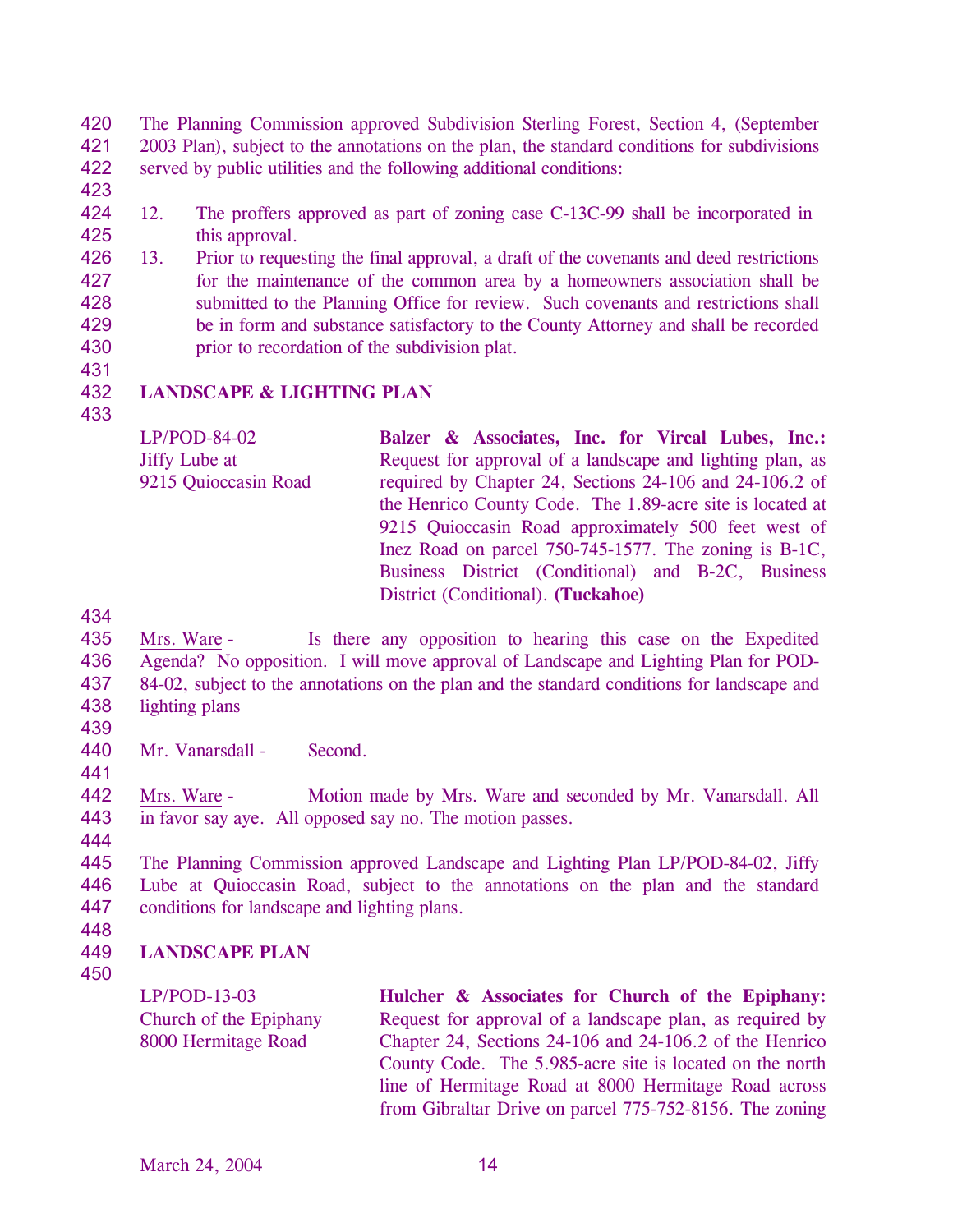The Planning Commission approved Subdivision Sterling Forest, Section 4, (September 2003 Plan), subject to the annotations on the plan, the standard conditions for subdivisions served by public utilities and the following additional conditions:

12. The proffers approved as part of zoning case C-13C-99 shall be incorporated in this approval.
13. Prior to requesting the final approval, a draft of the covenants and deed restrictions for the maintenance of the common area by a homeowners association shall be submitted to the Planning Office for review. Such covenants and restrictions shall be in form and substance satisfactory to the County Attorney and shall be recorded prior to recordation of the subdivision plat.

**LANDSCAPE & LIGHTING PLAN**

LP/POD-84-02
Jiffy Lube at
9215 Quioccasin Road

**Balzer & Associates, Inc. for Vircal Lubes, Inc.:** Request for approval of a landscape and lighting plan, as required by Chapter 24, Sections 24-106 and 24-106.2 of the Henrico County Code. The 1.89-acre site is located at 9215 Quioccasin Road approximately 500 feet west of Inez Road on parcel 750-745-1577. The zoning is B-1C, Business District (Conditional) and B-2C, Business District (Conditional). **(Tuckahoe)**

Mrs. Ware - Is there any opposition to hearing this case on the Expedited Agenda? No opposition. I will move approval of Landscape and Lighting Plan for POD-84-02, subject to the annotations on the plan and the standard conditions for landscape and lighting plans

Mr. Vanarsdall - Second.

Mrs. Ware - Motion made by Mrs. Ware and seconded by Mr. Vanarsdall. All in favor say aye. All opposed say no. The motion passes.

The Planning Commission approved Landscape and Lighting Plan LP/POD-84-02, Jiffy Lube at Quioccasin Road, subject to the annotations on the plan and the standard conditions for landscape and lighting plans.

**LANDSCAPE PLAN**

LP/POD-13-03
Church of the Epiphany
8000 Hermitage Road

**Hulcher & Associates for Church of the Epiphany:** Request for approval of a landscape plan, as required by Chapter 24, Sections 24-106 and 24-106.2 of the Henrico County Code. The 5.985-acre site is located on the north line of Hermitage Road at 8000 Hermitage Road across from Gibraltar Drive on parcel 775-752-8156. The zoning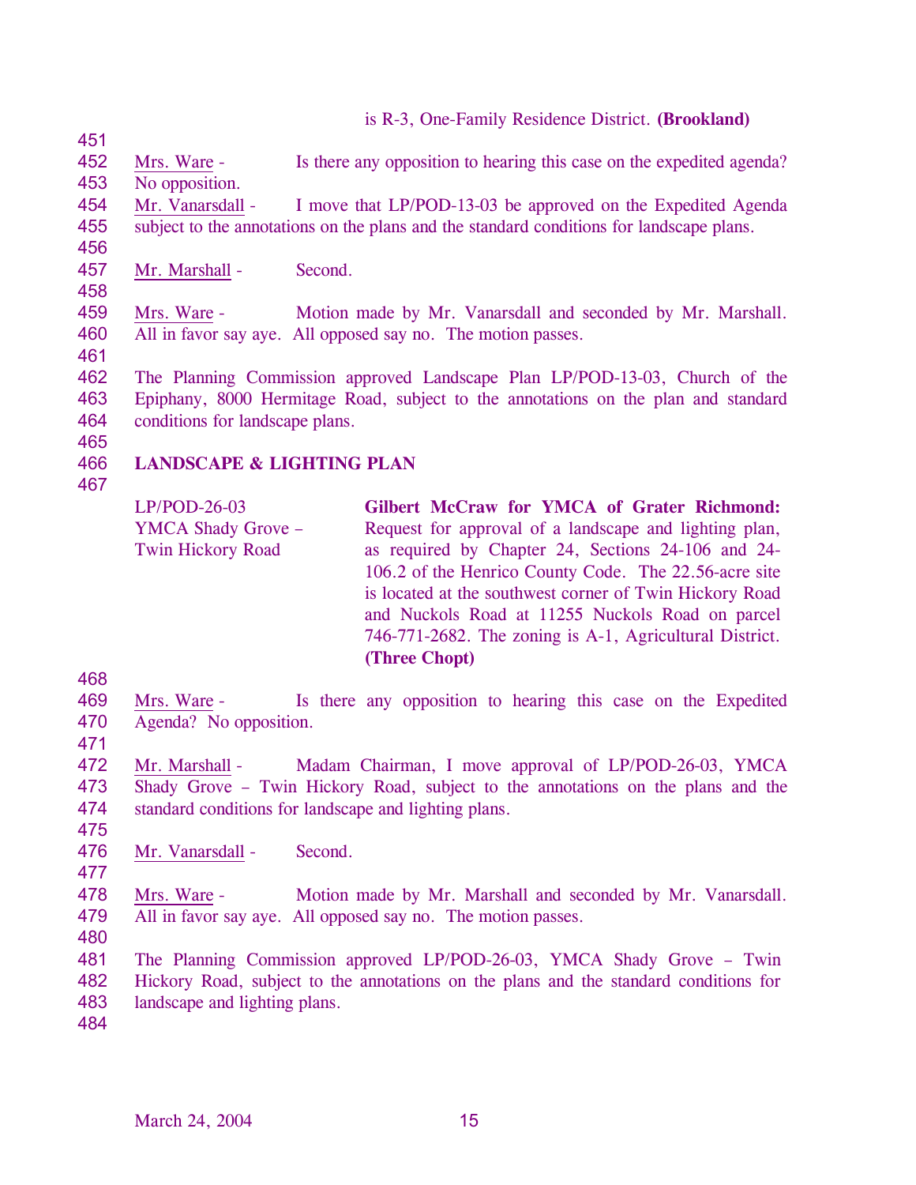is R-3, One-Family Residence District. **(Brookland)**

Mrs. Ware - Is there any opposition to hearing this case on the expedited agenda? No opposition.

Mr. Vanarsdall - I move that LP/POD-13-03 be approved on the Expedited Agenda subject to the annotations on the plans and the standard conditions for landscape plans.

Mr. Marshall - Second.

Mrs. Ware - Motion made by Mr. Vanarsdall and seconded by Mr. Marshall. All in favor say aye. All opposed say no. The motion passes.

The Planning Commission approved Landscape Plan LP/POD-13-03, Church of the Epiphany, 8000 Hermitage Road, subject to the annotations on the plan and standard conditions for landscape plans.

**LANDSCAPE & LIGHTING PLAN**

LP/POD-26-03
YMCA Shady Grove – Twin Hickory Road

**Gilbert McCraw for YMCA of Grater Richmond:** Request for approval of a landscape and lighting plan, as required by Chapter 24, Sections 24-106 and 24-106.2 of the Henrico County Code. The 22.56-acre site is located at the southwest corner of Twin Hickory Road and Nuckols Road at 11255 Nuckols Road on parcel 746-771-2682. The zoning is A-1, Agricultural District. **(Three Chopt)**

Mrs. Ware - Is there any opposition to hearing this case on the Expedited Agenda? No opposition.

Mr. Marshall - Madam Chairman, I move approval of LP/POD-26-03, YMCA Shady Grove – Twin Hickory Road, subject to the annotations on the plans and the standard conditions for landscape and lighting plans.

Mr. Vanarsdall - Second.

Mrs. Ware - Motion made by Mr. Marshall and seconded by Mr. Vanarsdall. All in favor say aye. All opposed say no. The motion passes.

The Planning Commission approved LP/POD-26-03, YMCA Shady Grove – Twin Hickory Road, subject to the annotations on the plans and the standard conditions for landscape and lighting plans.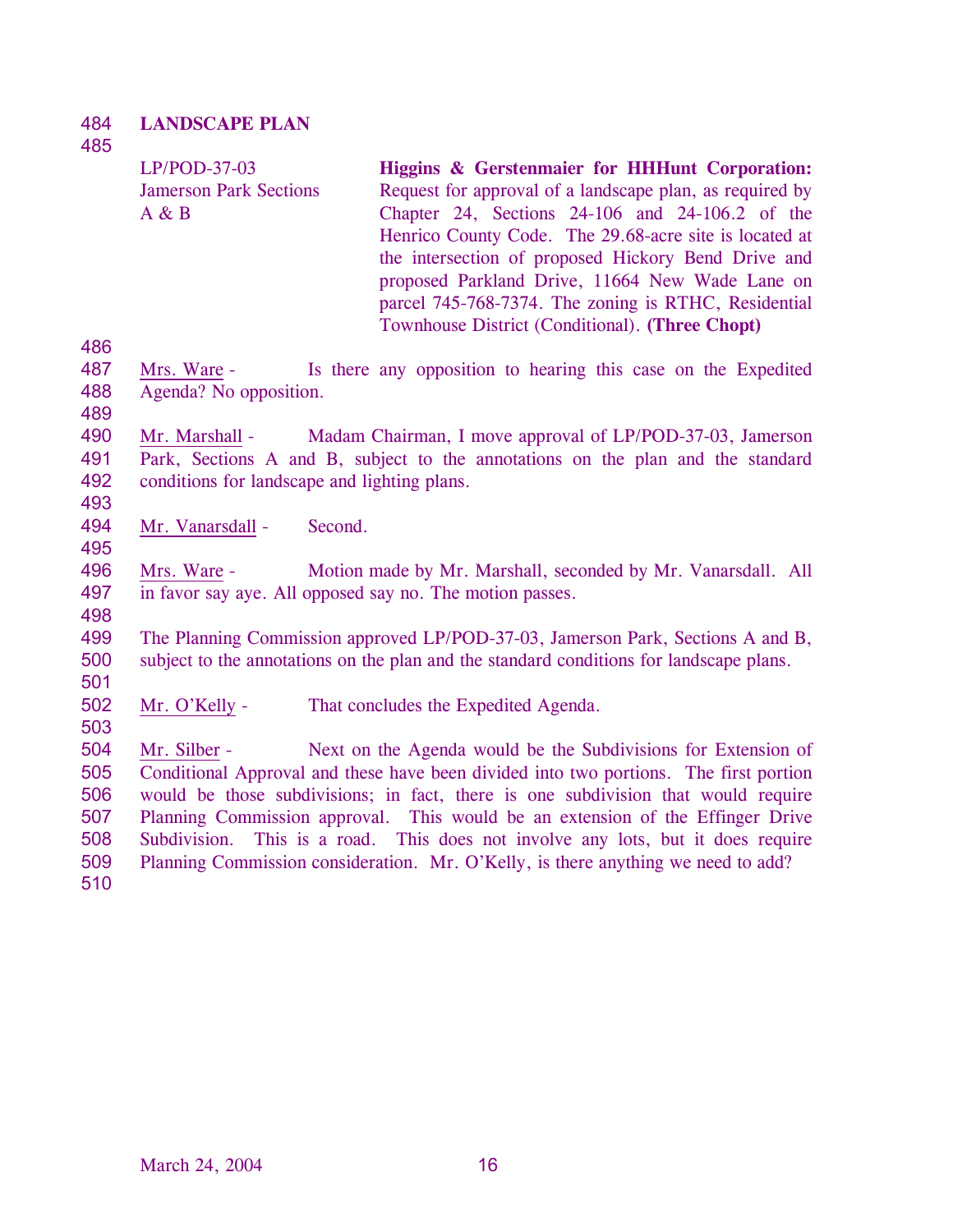**LANDSCAPE PLAN**

| | |
|---|---|
| LP/POD-37-03 Jamerson Park Sections A & B | **Higgins & Gerstenmaier for HHHunt Corporation:** Request for approval of a landscape plan, as required by Chapter 24, Sections 24-106 and 24-106.2 of the Henrico County Code. The 29.68-acre site is located at the intersection of proposed Hickory Bend Drive and proposed Parkland Drive, 11664 New Wade Lane on parcel 745-768-7374. The zoning is RTHC, Residential Townhouse District (Conditional). **(Three Chopt)** |

Mrs. Ware - Is there any opposition to hearing this case on the Expedited Agenda? No opposition.

Mr. Marshall - Madam Chairman, I move approval of LP/POD-37-03, Jamerson Park, Sections A and B, subject to the annotations on the plan and the standard conditions for landscape and lighting plans.

Mr. Vanarsdall - Second.

Mrs. Ware - Motion made by Mr. Marshall, seconded by Mr. Vanarsdall. All in favor say aye. All opposed say no. The motion passes.

The Planning Commission approved LP/POD-37-03, Jamerson Park, Sections A and B, subject to the annotations on the plan and the standard conditions for landscape plans.

Mr. O'Kelly - That concludes the Expedited Agenda.

Mr. Silber - Next on the Agenda would be the Subdivisions for Extension of Conditional Approval and these have been divided into two portions. The first portion would be those subdivisions; in fact, there is one subdivision that would require Planning Commission approval. This would be an extension of the Effinger Drive Subdivision. This is a road. This does not involve any lots, but it does require Planning Commission consideration. Mr. O'Kelly, is there anything we need to add?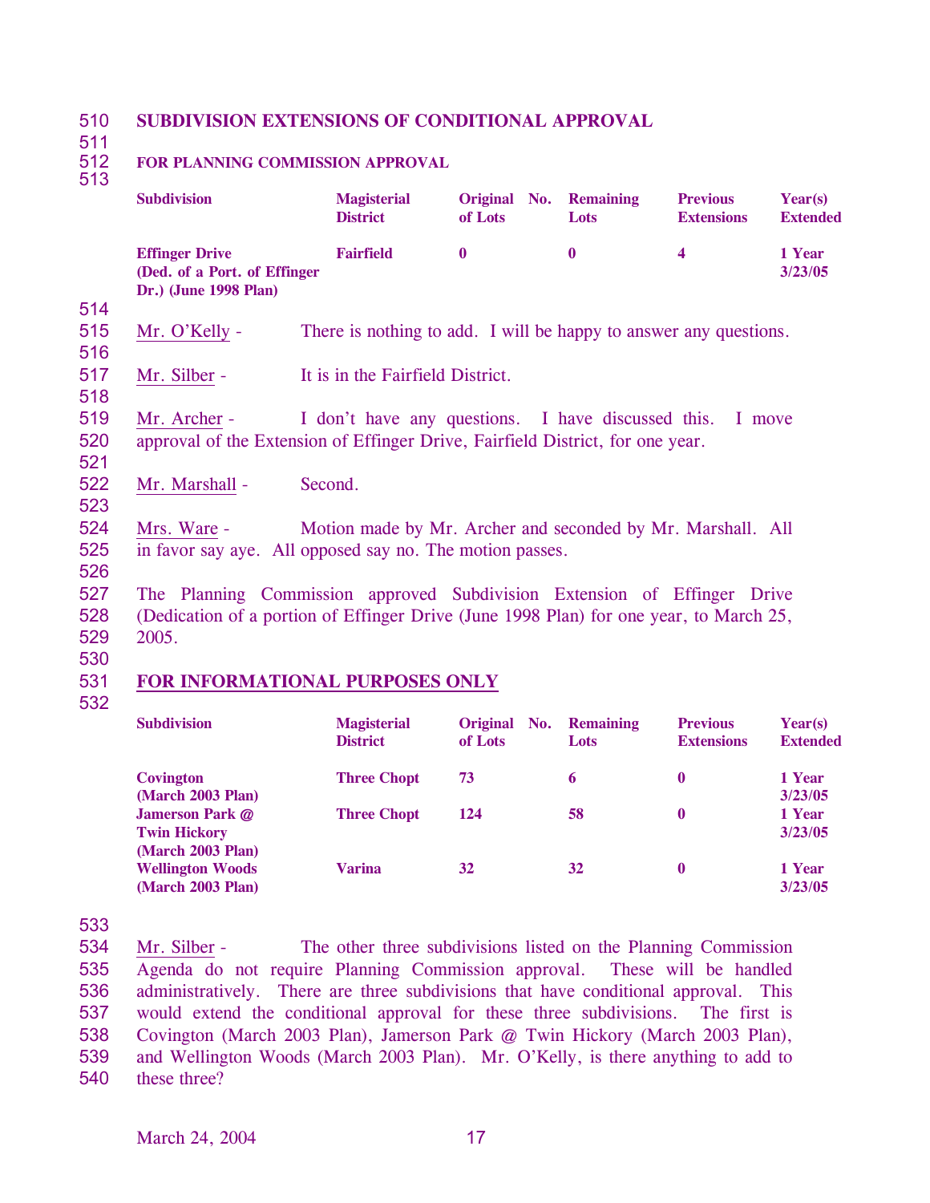## SUBDIVISION EXTENSIONS OF CONDITIONAL APPROVAL

### FOR PLANNING COMMISSION APPROVAL

| Subdivision | Magisterial District | Original No. of Lots | Remaining Lots | Previous Extensions | Year(s) Extended |
|---|---|---|---|---|---|
| **Effinger Drive (Ded. of a Port. of Effinger Dr.) (June 1998 Plan)** | **Fairfield** | **0** | **0** | **4** | **1 Year 3/23/05** |

Mr. O'Kelly - There is nothing to add. I will be happy to answer any questions.

Mr. Silber - It is in the Fairfield District.

Mr. Archer - I don't have any questions. I have discussed this. I move approval of the Extension of Effinger Drive, Fairfield District, for one year.

Mr. Marshall - Second.

Mrs. Ware - Motion made by Mr. Archer and seconded by Mr. Marshall. All in favor say aye. All opposed say no. The motion passes.

The Planning Commission approved Subdivision Extension of Effinger Drive (Dedication of a portion of Effinger Drive (June 1998 Plan) for one year, to March 25, 2005.

### FOR INFORMATIONAL PURPOSES ONLY

| Subdivision | Magisterial District | Original No. of Lots | Remaining Lots | Previous Extensions | Year(s) Extended |
|---|---|---|---|---|---|
| **Covington (March 2003 Plan)** | **Three Chopt** | **73** | **6** | **0** | **1 Year 3/23/05** |
| **Jamerson Park @ Twin Hickory (March 2003 Plan)** | **Three Chopt** | **124** | **58** | **0** | **1 Year 3/23/05** |
| **Wellington Woods (March 2003 Plan)** | **Varina** | **32** | **32** | **0** | **1 Year 3/23/05** |

Mr. Silber - The other three subdivisions listed on the Planning Commission Agenda do not require Planning Commission approval. These will be handled administratively. There are three subdivisions that have conditional approval. This would extend the conditional approval for these three subdivisions. The first is Covington (March 2003 Plan), Jamerson Park @ Twin Hickory (March 2003 Plan), and Wellington Woods (March 2003 Plan). Mr. O'Kelly, is there anything to add to these three?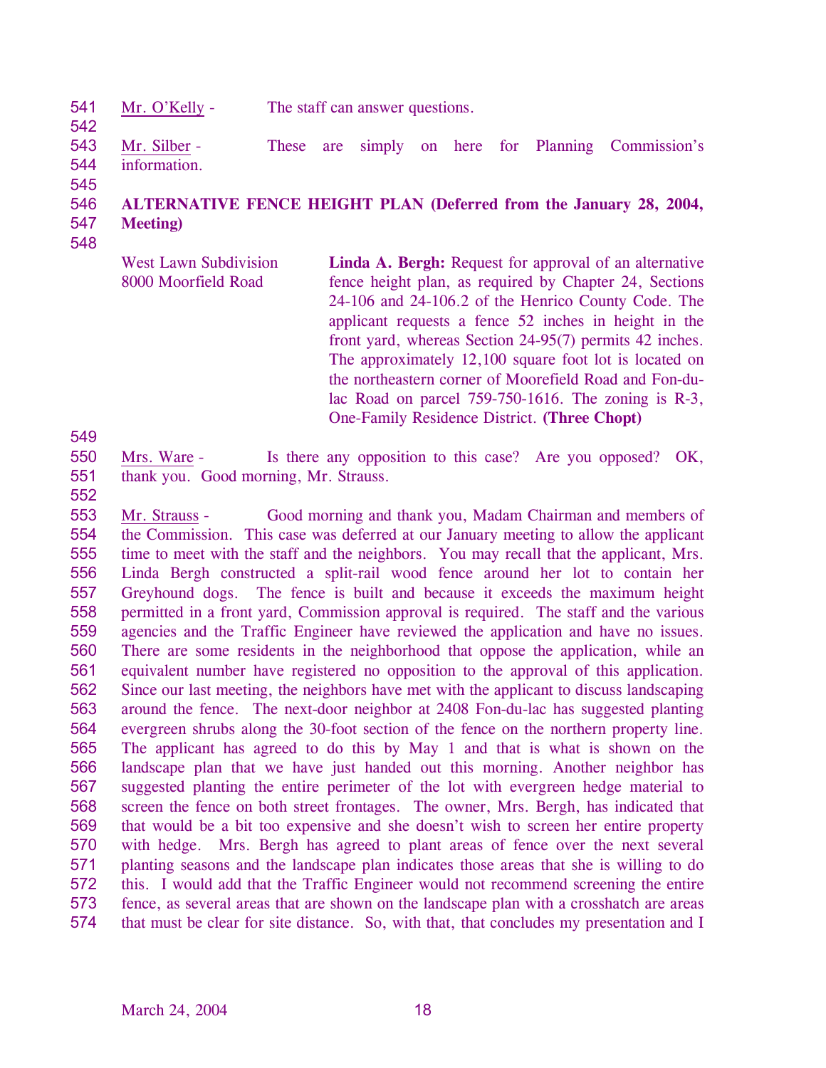Mr. O'Kelly - The staff can answer questions.

Mr. Silber - These are simply on here for Planning Commission's information.

**ALTERNATIVE FENCE HEIGHT PLAN (Deferred from the January 28, 2004, Meeting)**

| | |
|---|---|
| West Lawn Subdivision<br>8000 Moorfield Road | **Linda A. Bergh:** Request for approval of an alternative fence height plan, as required by Chapter 24, Sections 24-106 and 24-106.2 of the Henrico County Code. The applicant requests a fence 52 inches in height in the front yard, whereas Section 24-95(7) permits 42 inches. The approximately 12,100 square foot lot is located on the northeastern corner of Moorefield Road and Fon-du-lac Road on parcel 759-750-1616. The zoning is R-3, One-Family Residence District. **(Three Chopt)** |

Mrs. Ware - Is there any opposition to this case? Are you opposed? OK, thank you. Good morning, Mr. Strauss.

Mr. Strauss - Good morning and thank you, Madam Chairman and members of the Commission. This case was deferred at our January meeting to allow the applicant time to meet with the staff and the neighbors. You may recall that the applicant, Mrs. Linda Bergh constructed a split-rail wood fence around her lot to contain her Greyhound dogs. The fence is built and because it exceeds the maximum height permitted in a front yard, Commission approval is required. The staff and the various agencies and the Traffic Engineer have reviewed the application and have no issues. There are some residents in the neighborhood that oppose the application, while an equivalent number have registered no opposition to the approval of this application. Since our last meeting, the neighbors have met with the applicant to discuss landscaping around the fence. The next-door neighbor at 2408 Fon-du-lac has suggested planting evergreen shrubs along the 30-foot section of the fence on the northern property line. The applicant has agreed to do this by May 1 and that is what is shown on the landscape plan that we have just handed out this morning. Another neighbor has suggested planting the entire perimeter of the lot with evergreen hedge material to screen the fence on both street frontages. The owner, Mrs. Bergh, has indicated that that would be a bit too expensive and she doesn't wish to screen her entire property with hedge. Mrs. Bergh has agreed to plant areas of fence over the next several planting seasons and the landscape plan indicates those areas that she is willing to do this. I would add that the Traffic Engineer would not recommend screening the entire fence, as several areas that are shown on the landscape plan with a crosshatch are areas that must be clear for site distance. So, with that, that concludes my presentation and I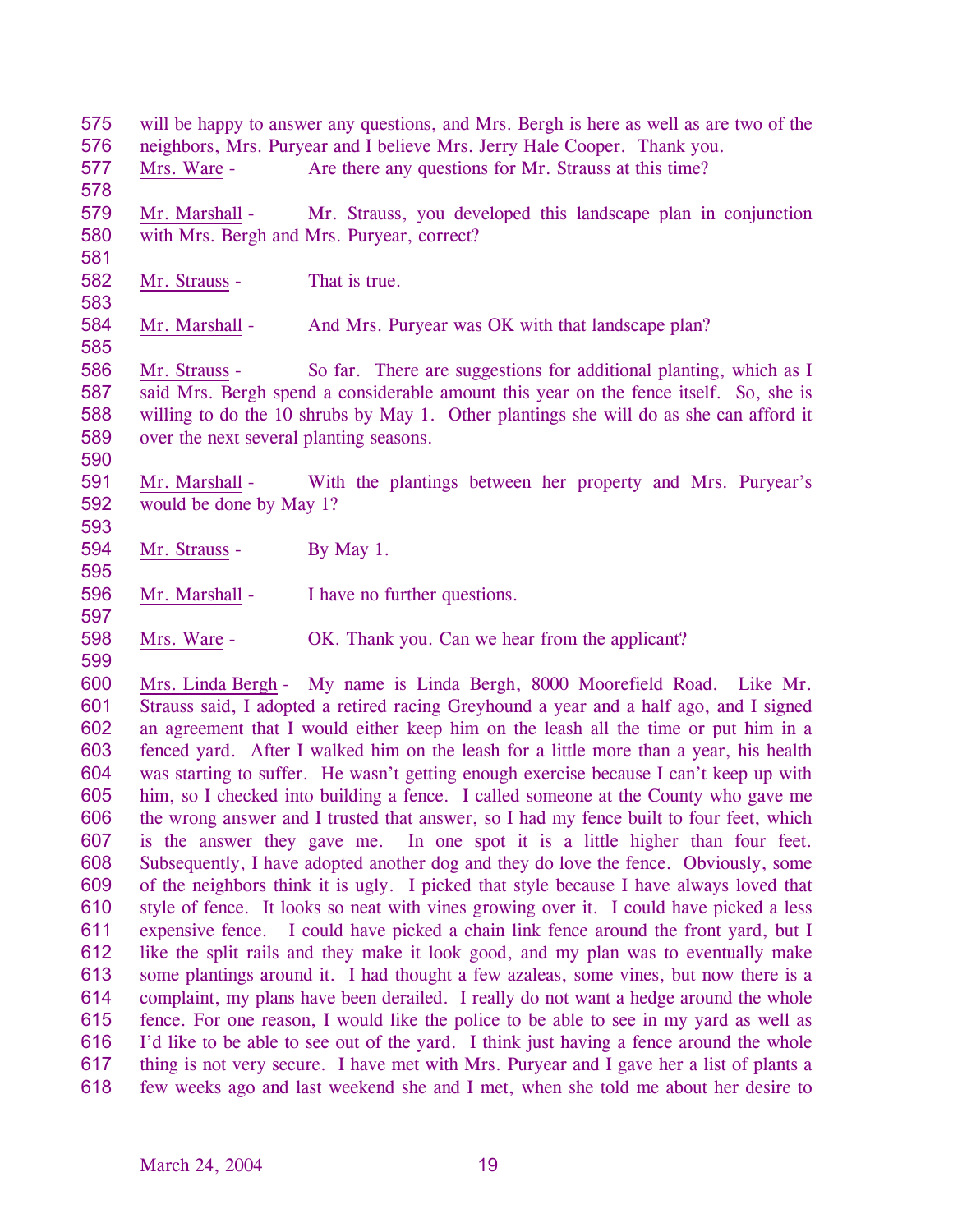will be happy to answer any questions, and Mrs. Bergh is here as well as are two of the neighbors, Mrs. Puryear and I believe Mrs. Jerry Hale Cooper. Thank you.

Mrs. Ware - Are there any questions for Mr. Strauss at this time?

Mr. Marshall - Mr. Strauss, you developed this landscape plan in conjunction with Mrs. Bergh and Mrs. Puryear, correct?

Mr. Strauss - That is true.

Mr. Marshall - And Mrs. Puryear was OK with that landscape plan?

Mr. Strauss - So far. There are suggestions for additional planting, which as I said Mrs. Bergh spend a considerable amount this year on the fence itself. So, she is willing to do the 10 shrubs by May 1. Other plantings she will do as she can afford it over the next several planting seasons.

Mr. Marshall - With the plantings between her property and Mrs. Puryear's would be done by May 1?

Mr. Strauss - By May 1.

Mr. Marshall - I have no further questions.

Mrs. Ware - OK. Thank you. Can we hear from the applicant?

Mrs. Linda Bergh - My name is Linda Bergh, 8000 Moorefield Road. Like Mr. Strauss said, I adopted a retired racing Greyhound a year and a half ago, and I signed an agreement that I would either keep him on the leash all the time or put him in a fenced yard. After I walked him on the leash for a little more than a year, his health was starting to suffer. He wasn't getting enough exercise because I can't keep up with him, so I checked into building a fence. I called someone at the County who gave me the wrong answer and I trusted that answer, so I had my fence built to four feet, which is the answer they gave me. In one spot it is a little higher than four feet. Subsequently, I have adopted another dog and they do love the fence. Obviously, some of the neighbors think it is ugly. I picked that style because I have always loved that style of fence. It looks so neat with vines growing over it. I could have picked a less expensive fence. I could have picked a chain link fence around the front yard, but I like the split rails and they make it look good, and my plan was to eventually make some plantings around it. I had thought a few azaleas, some vines, but now there is a complaint, my plans have been derailed. I really do not want a hedge around the whole fence. For one reason, I would like the police to be able to see in my yard as well as I'd like to be able to see out of the yard. I think just having a fence around the whole thing is not very secure. I have met with Mrs. Puryear and I gave her a list of plants a few weeks ago and last weekend she and I met, when she told me about her desire to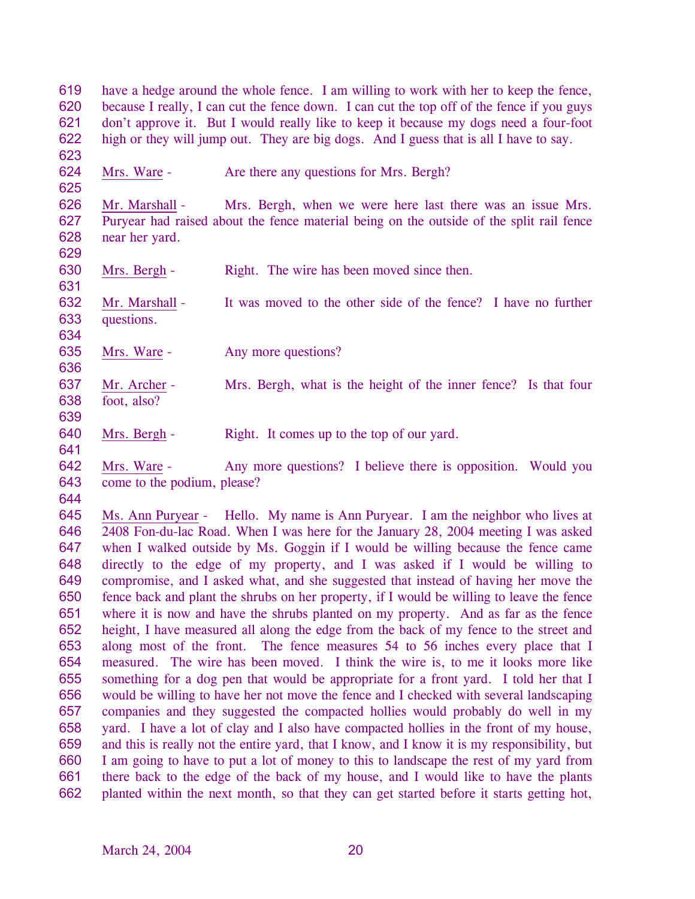have a hedge around the whole fence. I am willing to work with her to keep the fence, because I really, I can cut the fence down. I can cut the top off of the fence if you guys don't approve it. But I would really like to keep it because my dogs need a four-foot high or they will jump out. They are big dogs. And I guess that is all I have to say.

Mrs. Ware - Are there any questions for Mrs. Bergh?

Mr. Marshall - Mrs. Bergh, when we were here last there was an issue Mrs. Puryear had raised about the fence material being on the outside of the split rail fence near her yard.

Mrs. Bergh - Right. The wire has been moved since then.

Mr. Marshall - It was moved to the other side of the fence? I have no further questions.

Mrs. Ware - Any more questions?

Mr. Archer - Mrs. Bergh, what is the height of the inner fence? Is that four foot, also?

Mrs. Bergh - Right. It comes up to the top of our yard.

Mrs. Ware - Any more questions? I believe there is opposition. Would you come to the podium, please?

Ms. Ann Puryear - Hello. My name is Ann Puryear. I am the neighbor who lives at 2408 Fon-du-lac Road. When I was here for the January 28, 2004 meeting I was asked when I walked outside by Ms. Goggin if I would be willing because the fence came directly to the edge of my property, and I was asked if I would be willing to compromise, and I asked what, and she suggested that instead of having her move the fence back and plant the shrubs on her property, if I would be willing to leave the fence where it is now and have the shrubs planted on my property. And as far as the fence height, I have measured all along the edge from the back of my fence to the street and along most of the front. The fence measures 54 to 56 inches every place that I measured. The wire has been moved. I think the wire is, to me it looks more like something for a dog pen that would be appropriate for a front yard. I told her that I would be willing to have her not move the fence and I checked with several landscaping companies and they suggested the compacted hollies would probably do well in my yard. I have a lot of clay and I also have compacted hollies in the front of my house, and this is really not the entire yard, that I know, and I know it is my responsibility, but I am going to have to put a lot of money to this to landscape the rest of my yard from there back to the edge of the back of my house, and I would like to have the plants planted within the next month, so that they can get started before it starts getting hot,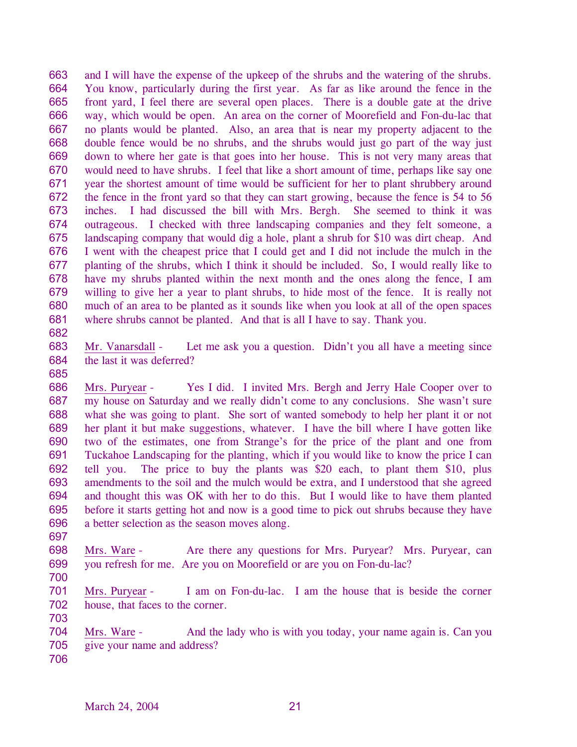and I will have the expense of the upkeep of the shrubs and the watering of the shrubs. You know, particularly during the first year. As far as like around the fence in the front yard, I feel there are several open places. There is a double gate at the drive way, which would be open. An area on the corner of Moorefield and Fon-du-lac that no plants would be planted. Also, an area that is near my property adjacent to the double fence would be no shrubs, and the shrubs would just go part of the way just down to where her gate is that goes into her house. This is not very many areas that would need to have shrubs. I feel that like a short amount of time, perhaps like say one year the shortest amount of time would be sufficient for her to plant shrubbery around the fence in the front yard so that they can start growing, because the fence is 54 to 56 inches. I had discussed the bill with Mrs. Bergh. She seemed to think it was outrageous. I checked with three landscaping companies and they felt someone, a landscaping company that would dig a hole, plant a shrub for $10 was dirt cheap. And I went with the cheapest price that I could get and I did not include the mulch in the planting of the shrubs, which I think it should be included. So, I would really like to have my shrubs planted within the next month and the ones along the fence, I am willing to give her a year to plant shrubs, to hide most of the fence. It is really not much of an area to be planted as it sounds like when you look at all of the open spaces where shrubs cannot be planted. And that is all I have to say. Thank you.

Mr. Vanarsdall - Let me ask you a question. Didn't you all have a meeting since the last it was deferred?

Mrs. Puryear - Yes I did. I invited Mrs. Bergh and Jerry Hale Cooper over to my house on Saturday and we really didn't come to any conclusions. She wasn't sure what she was going to plant. She sort of wanted somebody to help her plant it or not her plant it but make suggestions, whatever. I have the bill where I have gotten like two of the estimates, one from Strange's for the price of the plant and one from Tuckahoe Landscaping for the planting, which if you would like to know the price I can tell you. The price to buy the plants was $20 each, to plant them $10, plus amendments to the soil and the mulch would be extra, and I understood that she agreed and thought this was OK with her to do this. But I would like to have them planted before it starts getting hot and now is a good time to pick out shrubs because they have a better selection as the season moves along.

Mrs. Ware - Are there any questions for Mrs. Puryear? Mrs. Puryear, can you refresh for me. Are you on Moorefield or are you on Fon-du-lac?

Mrs. Puryear - I am on Fon-du-lac. I am the house that is beside the corner house, that faces to the corner.

Mrs. Ware - And the lady who is with you today, your name again is. Can you give your name and address?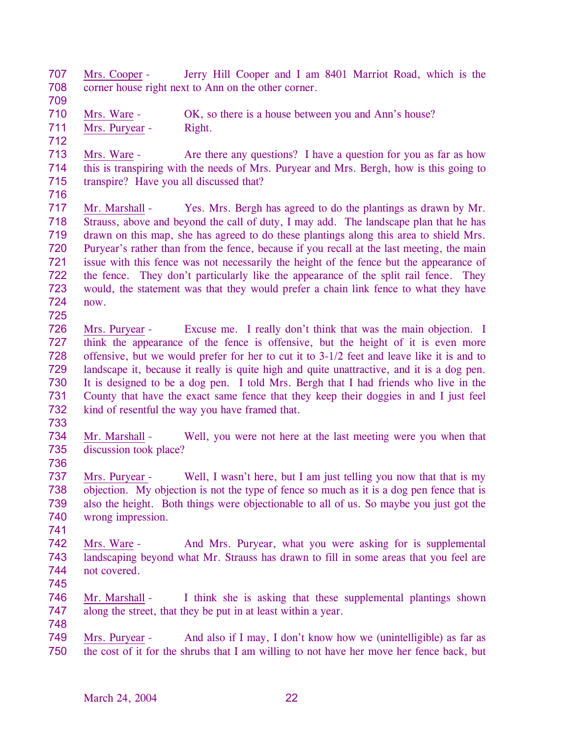707 Mrs. Cooper - Jerry Hill Cooper and I am 8401 Marriot Road, which is the
708 corner house right next to Ann on the other corner.
709
710 Mrs. Ware - OK, so there is a house between you and Ann's house?
711 Mrs. Puryear - Right.
712
713 Mrs. Ware - Are there any questions? I have a question for you as far as how
714 this is transpiring with the needs of Mrs. Puryear and Mrs. Bergh, how is this going to
715 transpire? Have you all discussed that?
716
717 Mr. Marshall - Yes. Mrs. Bergh has agreed to do the plantings as drawn by Mr.
718 Strauss, above and beyond the call of duty, I may add. The landscape plan that he has
719 drawn on this map, she has agreed to do these plantings along this area to shield Mrs.
720 Puryear's rather than from the fence, because if you recall at the last meeting, the main
721 issue with this fence was not necessarily the height of the fence but the appearance of
722 the fence. They don't particularly like the appearance of the split rail fence. They
723 would, the statement was that they would prefer a chain link fence to what they have
724 now.
725
726 Mrs. Puryear - Excuse me. I really don't think that was the main objection. I
727 think the appearance of the fence is offensive, but the height of it is even more
728 offensive, but we would prefer for her to cut it to 3-1/2 feet and leave like it is and to
729 landscape it, because it really is quite high and quite unattractive, and it is a dog pen.
730 It is designed to be a dog pen. I told Mrs. Bergh that I had friends who live in the
731 County that have the exact same fence that they keep their doggies in and I just feel
732 kind of resentful the way you have framed that.
733
734 Mr. Marshall - Well, you were not here at the last meeting were you when that
735 discussion took place?
736
737 Mrs. Puryear - Well, I wasn't here, but I am just telling you now that that is my
738 objection. My objection is not the type of fence so much as it is a dog pen fence that is
739 also the height. Both things were objectionable to all of us. So maybe you just got the
740 wrong impression.
741
742 Mrs. Ware - And Mrs. Puryear, what you were asking for is supplemental
743 landscaping beyond what Mr. Strauss has drawn to fill in some areas that you feel are
744 not covered.
745
746 Mr. Marshall - I think she is asking that these supplemental plantings shown
747 along the street, that they be put in at least within a year.
748
749 Mrs. Puryear - And also if I may, I don't know how we (unintelligible) as far as
750 the cost of it for the shrubs that I am willing to not have her move her fence back, but

March 24, 2004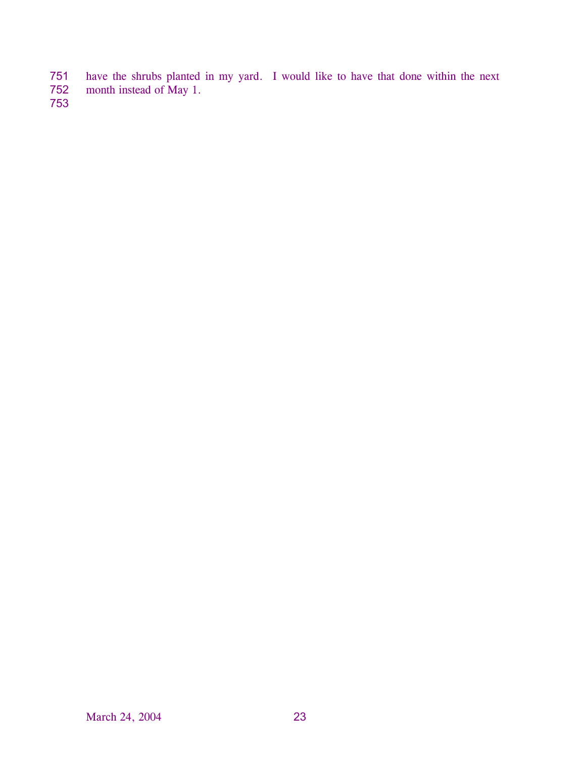have the shrubs planted in my yard. I would like to have that done within the next month instead of May 1.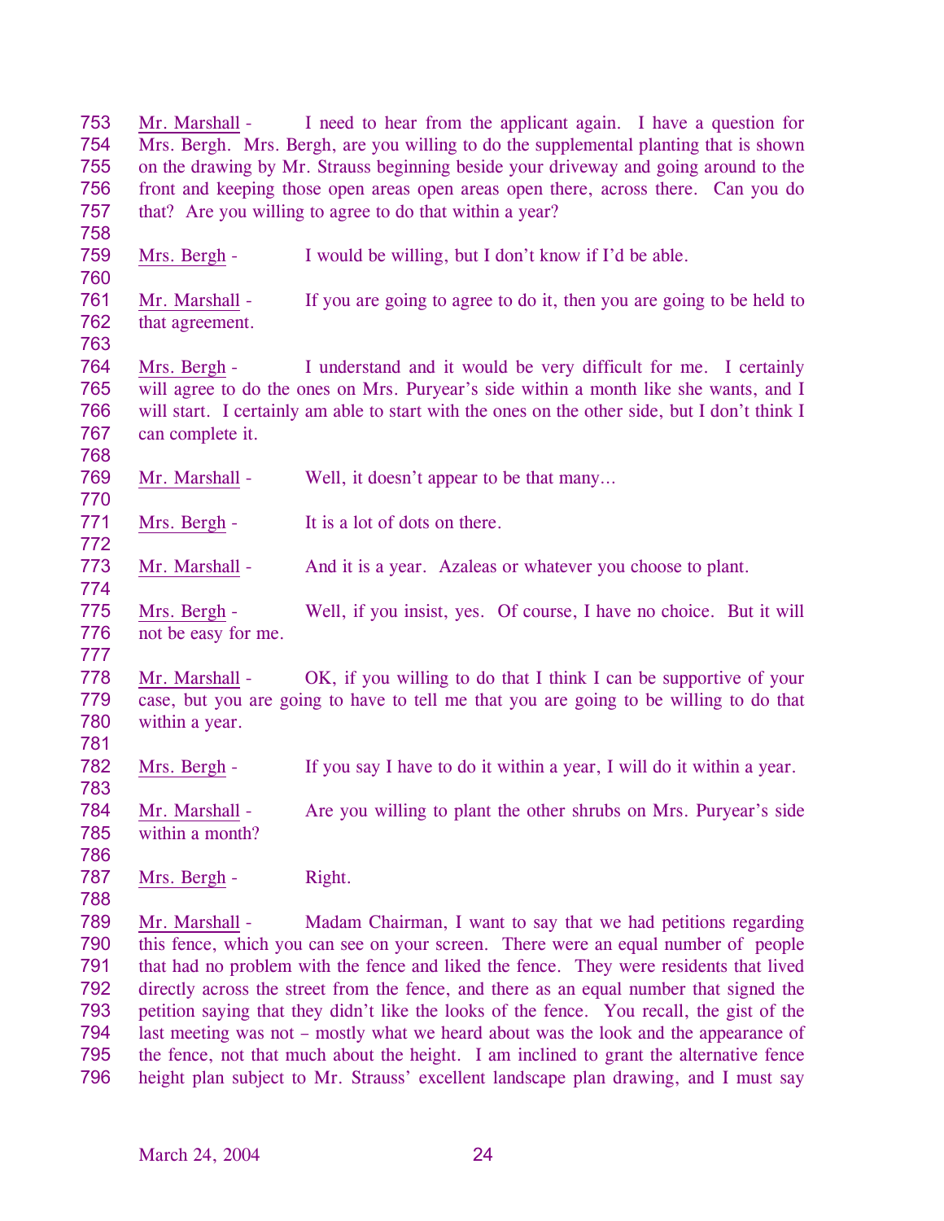Mr. Marshall - I need to hear from the applicant again. I have a question for Mrs. Bergh. Mrs. Bergh, are you willing to do the supplemental planting that is shown on the drawing by Mr. Strauss beginning beside your driveway and going around to the front and keeping those open areas open areas open there, across there. Can you do that? Are you willing to agree to do that within a year?

Mrs. Bergh - I would be willing, but I don't know if I'd be able.

Mr. Marshall - If you are going to agree to do it, then you are going to be held to that agreement.

Mrs. Bergh - I understand and it would be very difficult for me. I certainly will agree to do the ones on Mrs. Puryear's side within a month like she wants, and I will start. I certainly am able to start with the ones on the other side, but I don't think I can complete it.

Mr. Marshall - Well, it doesn't appear to be that many…

Mrs. Bergh - It is a lot of dots on there.

Mr. Marshall - And it is a year. Azaleas or whatever you choose to plant.

Mrs. Bergh - Well, if you insist, yes. Of course, I have no choice. But it will not be easy for me.

Mr. Marshall - OK, if you willing to do that I think I can be supportive of your case, but you are going to have to tell me that you are going to be willing to do that within a year.

Mrs. Bergh - If you say I have to do it within a year, I will do it within a year.

Mr. Marshall - Are you willing to plant the other shrubs on Mrs. Puryear's side within a month?

Mrs. Bergh - Right.

Mr. Marshall - Madam Chairman, I want to say that we had petitions regarding this fence, which you can see on your screen. There were an equal number of people that had no problem with the fence and liked the fence. They were residents that lived directly across the street from the fence, and there as an equal number that signed the petition saying that they didn't like the looks of the fence. You recall, the gist of the last meeting was not – mostly what we heard about was the look and the appearance of the fence, not that much about the height. I am inclined to grant the alternative fence height plan subject to Mr. Strauss' excellent landscape plan drawing, and I must say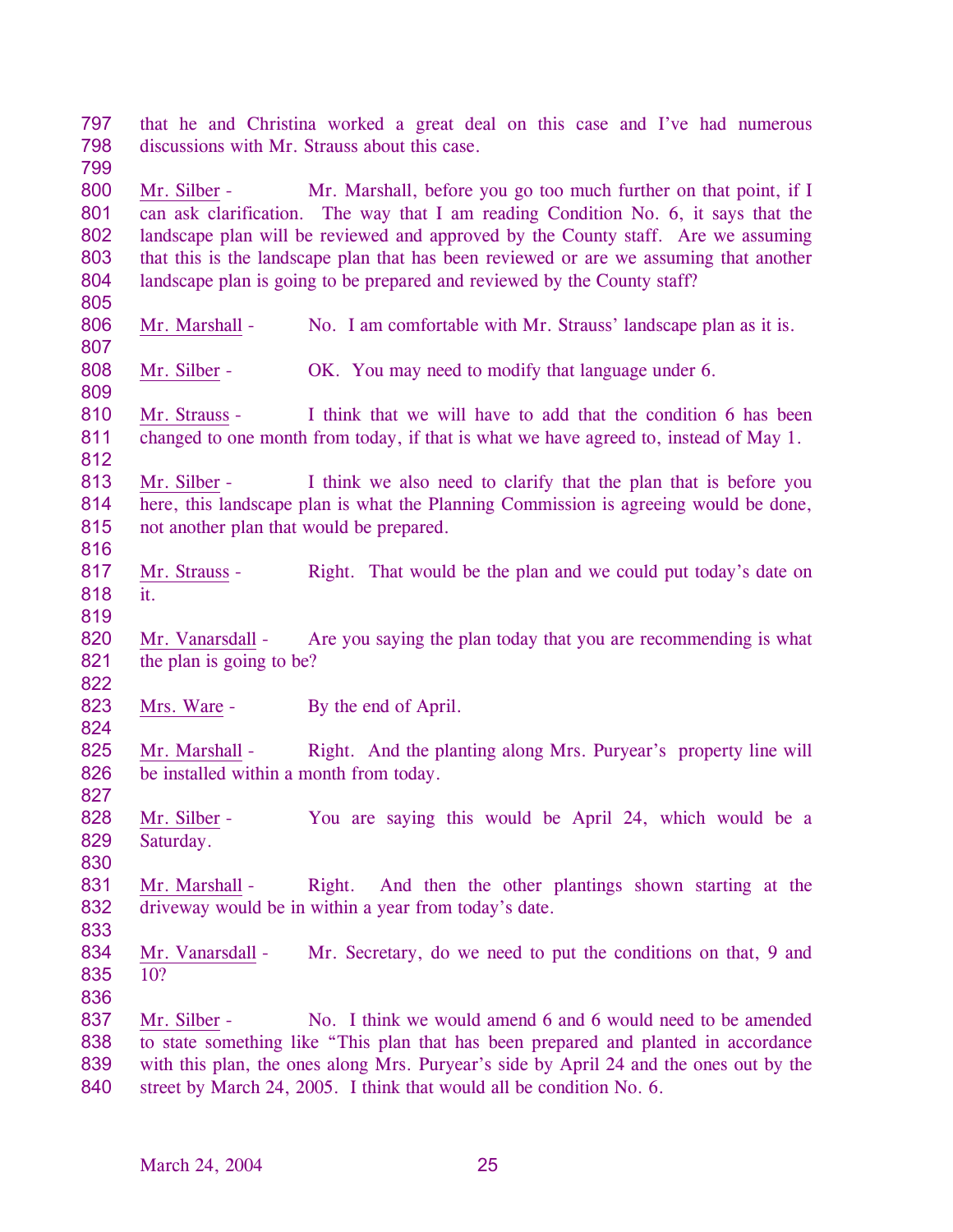that he and Christina worked a great deal on this case and I've had numerous discussions with Mr. Strauss about this case.

Mr. Silber - Mr. Marshall, before you go too much further on that point, if I can ask clarification. The way that I am reading Condition No. 6, it says that the landscape plan will be reviewed and approved by the County staff. Are we assuming that this is the landscape plan that has been reviewed or are we assuming that another landscape plan is going to be prepared and reviewed by the County staff?

Mr. Marshall - No. I am comfortable with Mr. Strauss' landscape plan as it is.

Mr. Silber - OK. You may need to modify that language under 6.

Mr. Strauss - I think that we will have to add that the condition 6 has been changed to one month from today, if that is what we have agreed to, instead of May 1.

Mr. Silber - I think we also need to clarify that the plan that is before you here, this landscape plan is what the Planning Commission is agreeing would be done, not another plan that would be prepared.

Mr. Strauss - Right. That would be the plan and we could put today's date on it.

Mr. Vanarsdall - Are you saying the plan today that you are recommending is what the plan is going to be?

Mrs. Ware - By the end of April.

Mr. Marshall - Right. And the planting along Mrs. Puryear's property line will be installed within a month from today.

Mr. Silber - You are saying this would be April 24, which would be a Saturday.

Mr. Marshall - Right. And then the other plantings shown starting at the driveway would be in within a year from today's date.

Mr. Vanarsdall - Mr. Secretary, do we need to put the conditions on that, 9 and 10?

Mr. Silber - No. I think we would amend 6 and 6 would need to be amended to state something like "This plan that has been prepared and planted in accordance with this plan, the ones along Mrs. Puryear's side by April 24 and the ones out by the street by March 24, 2005. I think that would all be condition No. 6.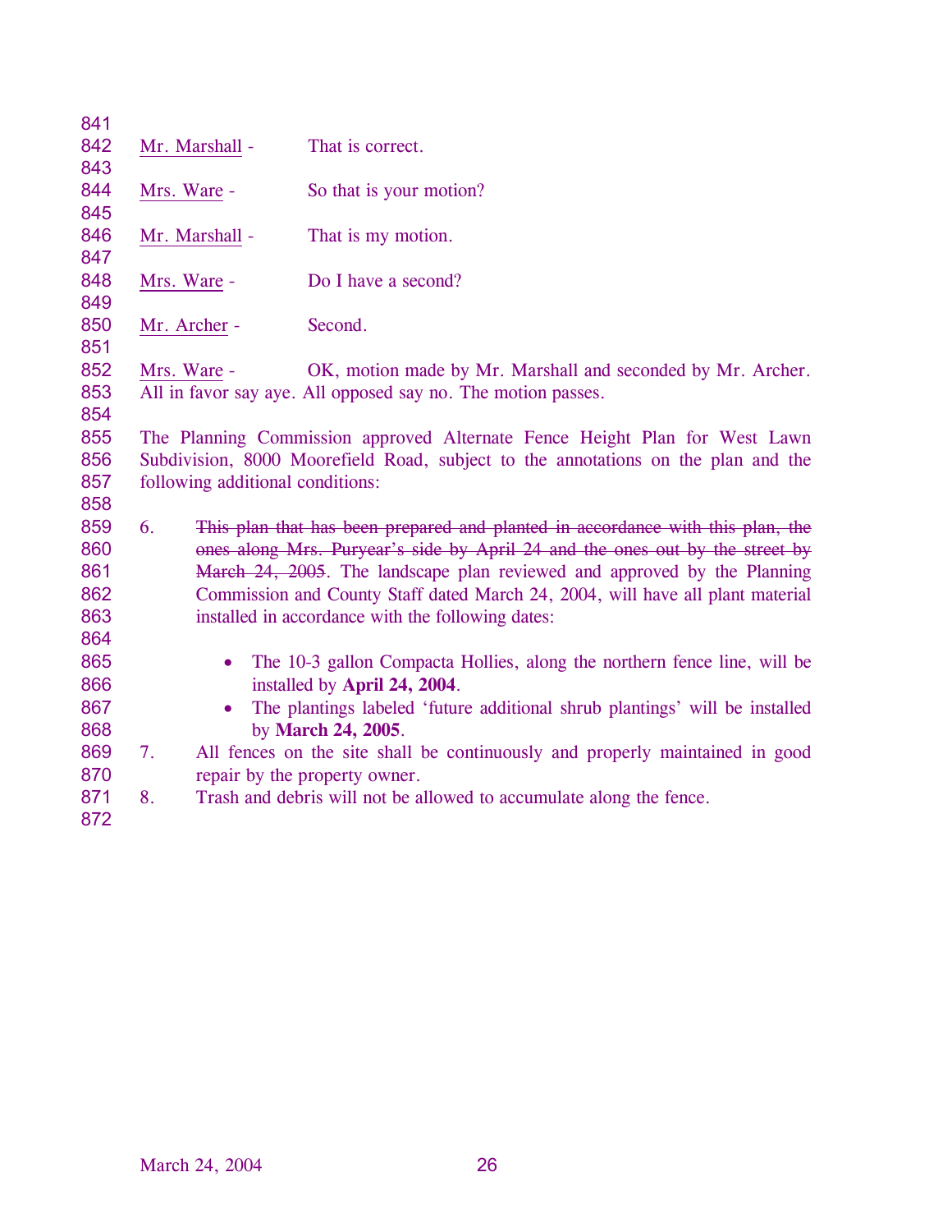Mr. Marshall - That is correct.

Mrs. Ware - So that is your motion?

Mr. Marshall - That is my motion.

Mrs. Ware - Do I have a second?

Mr. Archer - Second.

Mrs. Ware - OK, motion made by Mr. Marshall and seconded by Mr. Archer. All in favor say aye. All opposed say no. The motion passes.

The Planning Commission approved Alternate Fence Height Plan for West Lawn Subdivision, 8000 Moorefield Road, subject to the annotations on the plan and the following additional conditions:

6. ~~This plan that has been prepared and planted in accordance with this plan, the ones along Mrs. Puryear's side by April 24 and the ones out by the street by March 24, 2005~~. The landscape plan reviewed and approved by the Planning Commission and County Staff dated March 24, 2004, will have all plant material installed in accordance with the following dates:

   - The 10-3 gallon Compacta Hollies, along the northern fence line, will be installed by **April 24, 2004**.
   - The plantings labeled 'future additional shrub plantings' will be installed by **March 24, 2005**.

7. All fences on the site shall be continuously and properly maintained in good repair by the property owner.
8. Trash and debris will not be allowed to accumulate along the fence.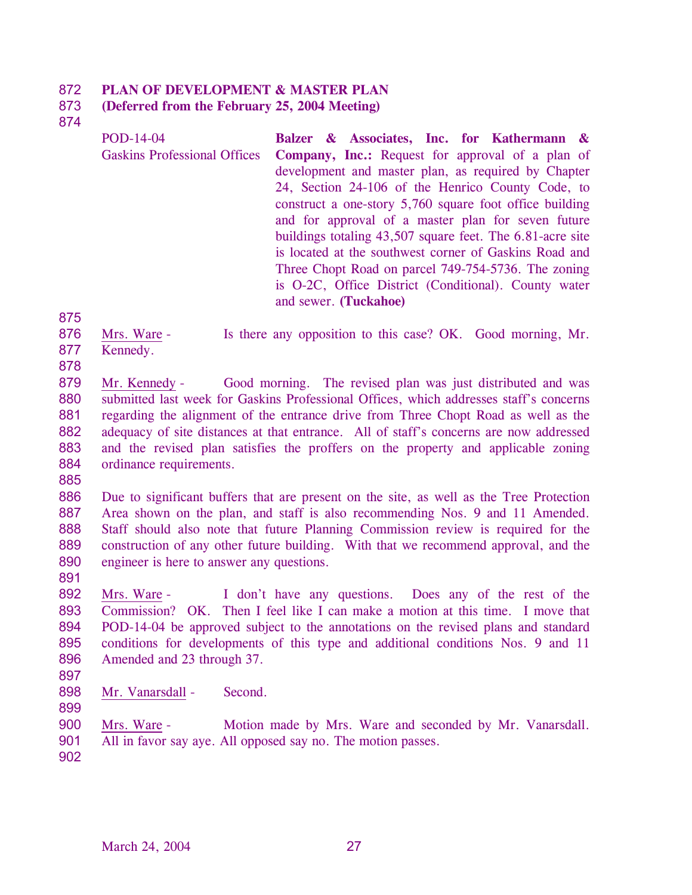**PLAN OF DEVELOPMENT & MASTER PLAN**
**(Deferred from the February 25, 2004 Meeting)**

| | |
|---|---|
| POD-14-04<br>Gaskins Professional Offices | **Balzer & Associates, Inc. for Kathermann & Company, Inc.:** Request for approval of a plan of development and master plan, as required by Chapter 24, Section 24-106 of the Henrico County Code, to construct a one-story 5,760 square foot office building and for approval of a master plan for seven future buildings totaling 43,507 square feet. The 6.81-acre site is located at the southwest corner of Gaskins Road and Three Chopt Road on parcel 749-754-5736. The zoning is O-2C, Office District (Conditional). County water and sewer. **(Tuckahoe)** |

Mrs. Ware - Is there any opposition to this case? OK. Good morning, Mr. Kennedy.

Mr. Kennedy - Good morning. The revised plan was just distributed and was submitted last week for Gaskins Professional Offices, which addresses staff's concerns regarding the alignment of the entrance drive from Three Chopt Road as well as the adequacy of site distances at that entrance. All of staff's concerns are now addressed and the revised plan satisfies the proffers on the property and applicable zoning ordinance requirements.

Due to significant buffers that are present on the site, as well as the Tree Protection Area shown on the plan, and staff is also recommending Nos. 9 and 11 Amended. Staff should also note that future Planning Commission review is required for the construction of any other future building. With that we recommend approval, and the engineer is here to answer any questions.

Mrs. Ware - I don't have any questions. Does any of the rest of the Commission? OK. Then I feel like I can make a motion at this time. I move that POD-14-04 be approved subject to the annotations on the revised plans and standard conditions for developments of this type and additional conditions Nos. 9 and 11 Amended and 23 through 37.

Mr. Vanarsdall - Second.

Mrs. Ware - Motion made by Mrs. Ware and seconded by Mr. Vanarsdall. All in favor say aye. All opposed say no. The motion passes.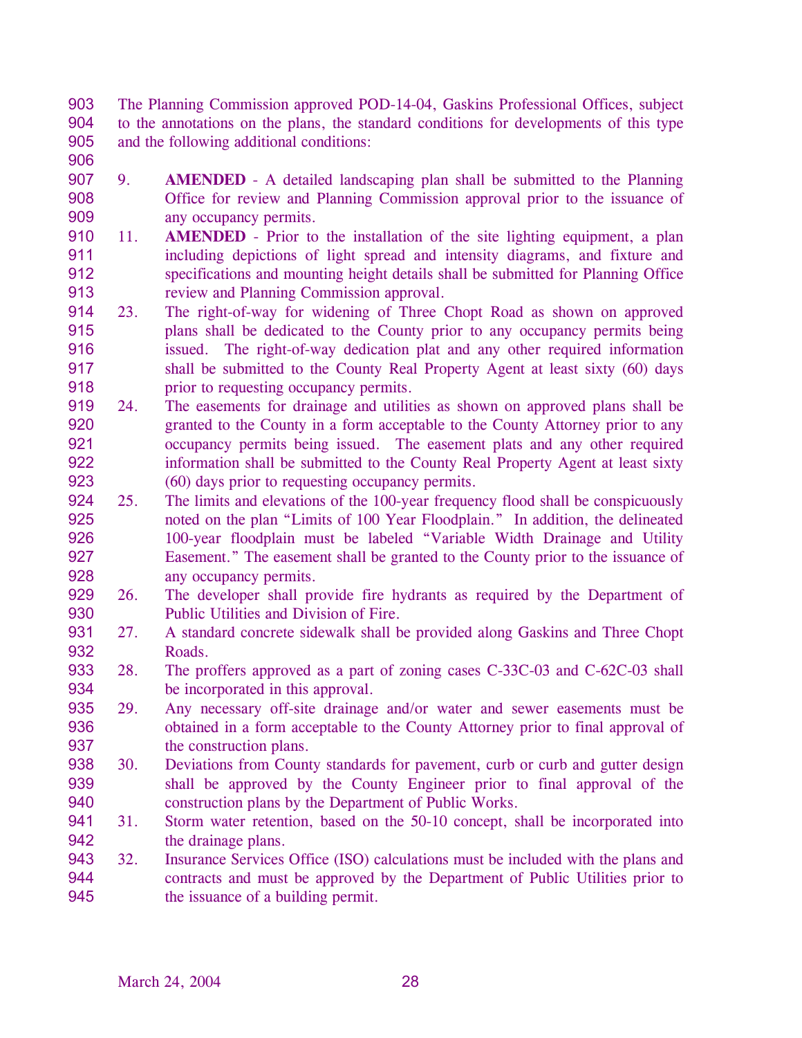The Planning Commission approved POD-14-04, Gaskins Professional Offices, subject to the annotations on the plans, the standard conditions for developments of this type and the following additional conditions:

9. **AMENDED** - A detailed landscaping plan shall be submitted to the Planning Office for review and Planning Commission approval prior to the issuance of any occupancy permits.

11. **AMENDED** - Prior to the installation of the site lighting equipment, a plan including depictions of light spread and intensity diagrams, and fixture and specifications and mounting height details shall be submitted for Planning Office review and Planning Commission approval.

23. The right-of-way for widening of Three Chopt Road as shown on approved plans shall be dedicated to the County prior to any occupancy permits being issued. The right-of-way dedication plat and any other required information shall be submitted to the County Real Property Agent at least sixty (60) days prior to requesting occupancy permits.

24. The easements for drainage and utilities as shown on approved plans shall be granted to the County in a form acceptable to the County Attorney prior to any occupancy permits being issued. The easement plats and any other required information shall be submitted to the County Real Property Agent at least sixty (60) days prior to requesting occupancy permits.

25. The limits and elevations of the 100-year frequency flood shall be conspicuously noted on the plan "Limits of 100 Year Floodplain." In addition, the delineated 100-year floodplain must be labeled "Variable Width Drainage and Utility Easement." The easement shall be granted to the County prior to the issuance of any occupancy permits.

26. The developer shall provide fire hydrants as required by the Department of Public Utilities and Division of Fire.

27. A standard concrete sidewalk shall be provided along Gaskins and Three Chopt Roads.

28. The proffers approved as a part of zoning cases C-33C-03 and C-62C-03 shall be incorporated in this approval.

29. Any necessary off-site drainage and/or water and sewer easements must be obtained in a form acceptable to the County Attorney prior to final approval of the construction plans.

30. Deviations from County standards for pavement, curb or curb and gutter design shall be approved by the County Engineer prior to final approval of the construction plans by the Department of Public Works.

31. Storm water retention, based on the 50-10 concept, shall be incorporated into the drainage plans.

32. Insurance Services Office (ISO) calculations must be included with the plans and contracts and must be approved by the Department of Public Utilities prior to the issuance of a building permit.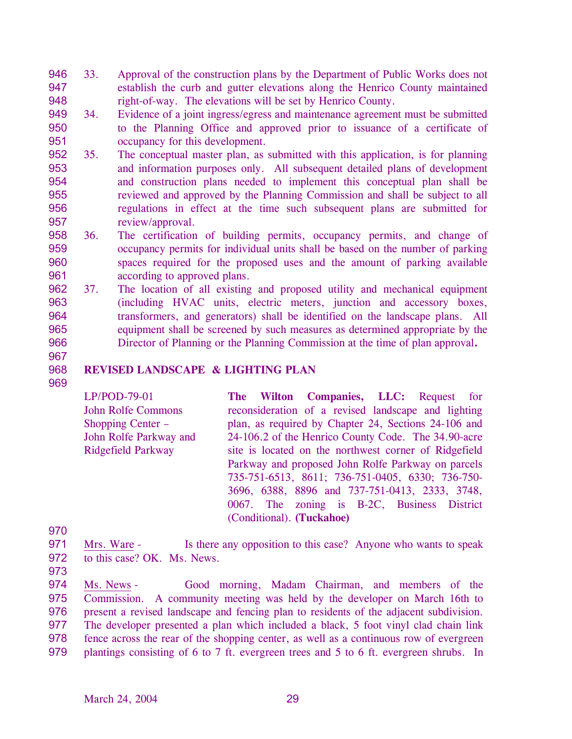33. Approval of the construction plans by the Department of Public Works does not establish the curb and gutter elevations along the Henrico County maintained right-of-way. The elevations will be set by Henrico County.
34. Evidence of a joint ingress/egress and maintenance agreement must be submitted to the Planning Office and approved prior to issuance of a certificate of occupancy for this development.
35. The conceptual master plan, as submitted with this application, is for planning and information purposes only. All subsequent detailed plans of development and construction plans needed to implement this conceptual plan shall be reviewed and approved by the Planning Commission and shall be subject to all regulations in effect at the time such subsequent plans are submitted for review/approval.
36. The certification of building permits, occupancy permits, and change of occupancy permits for individual units shall be based on the number of parking spaces required for the proposed uses and the amount of parking available according to approved plans.
37. The location of all existing and proposed utility and mechanical equipment (including HVAC units, electric meters, junction and accessory boxes, transformers, and generators) shall be identified on the landscape plans. All equipment shall be screened by such measures as determined appropriate by the Director of Planning or the Planning Commission at the time of plan approval**.**

**REVISED LANDSCAPE & LIGHTING PLAN**

| | |
|---|---|
| LP/POD-79-01<br>John Rolfe Commons Shopping Center – John Rolfe Parkway and Ridgefield Parkway | **The Wilton Companies, LLC:** Request for reconsideration of a revised landscape and lighting plan, as required by Chapter 24, Sections 24-106 and 24-106.2 of the Henrico County Code. The 34.90-acre site is located on the northwest corner of Ridgefield Parkway and proposed John Rolfe Parkway on parcels 735-751-6513, 8611; 736-751-0405, 6330; 736-750-3696, 6388, 8896 and 737-751-0413, 2333, 3748, 0067. The zoning is B-2C, Business District (Conditional). **(Tuckahoe)** |

Mrs. Ware - Is there any opposition to this case? Anyone who wants to speak to this case? OK. Ms. News.

Ms. News - Good morning, Madam Chairman, and members of the Commission. A community meeting was held by the developer on March 16th to present a revised landscape and fencing plan to residents of the adjacent subdivision. The developer presented a plan which included a black, 5 foot vinyl clad chain link fence across the rear of the shopping center, as well as a continuous row of evergreen plantings consisting of 6 to 7 ft. evergreen trees and 5 to 6 ft. evergreen shrubs. In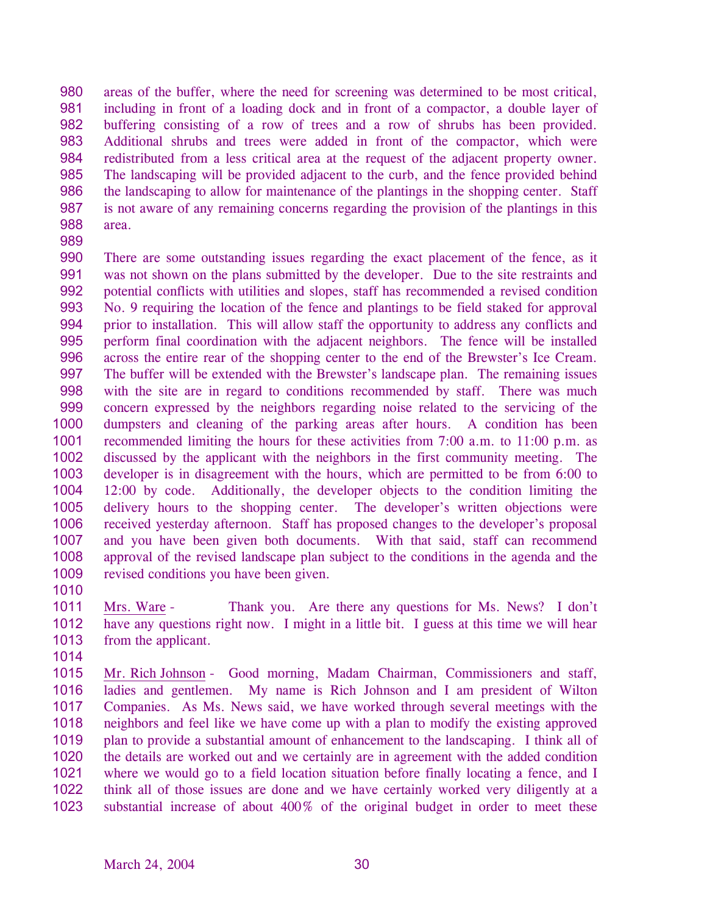areas of the buffer, where the need for screening was determined to be most critical, including in front of a loading dock and in front of a compactor, a double layer of buffering consisting of a row of trees and a row of shrubs has been provided. Additional shrubs and trees were added in front of the compactor, which were redistributed from a less critical area at the request of the adjacent property owner. The landscaping will be provided adjacent to the curb, and the fence provided behind the landscaping to allow for maintenance of the plantings in the shopping center. Staff is not aware of any remaining concerns regarding the provision of the plantings in this area.

There are some outstanding issues regarding the exact placement of the fence, as it was not shown on the plans submitted by the developer. Due to the site restraints and potential conflicts with utilities and slopes, staff has recommended a revised condition No. 9 requiring the location of the fence and plantings to be field staked for approval prior to installation. This will allow staff the opportunity to address any conflicts and perform final coordination with the adjacent neighbors. The fence will be installed across the entire rear of the shopping center to the end of the Brewster's Ice Cream. The buffer will be extended with the Brewster's landscape plan. The remaining issues with the site are in regard to conditions recommended by staff. There was much concern expressed by the neighbors regarding noise related to the servicing of the dumpsters and cleaning of the parking areas after hours. A condition has been recommended limiting the hours for these activities from 7:00 a.m. to 11:00 p.m. as discussed by the applicant with the neighbors in the first community meeting. The developer is in disagreement with the hours, which are permitted to be from 6:00 to 12:00 by code. Additionally, the developer objects to the condition limiting the delivery hours to the shopping center. The developer's written objections were received yesterday afternoon. Staff has proposed changes to the developer's proposal and you have been given both documents. With that said, staff can recommend approval of the revised landscape plan subject to the conditions in the agenda and the revised conditions you have been given.

Mrs. Ware - Thank you. Are there any questions for Ms. News? I don't have any questions right now. I might in a little bit. I guess at this time we will hear from the applicant.

Mr. Rich Johnson - Good morning, Madam Chairman, Commissioners and staff, ladies and gentlemen. My name is Rich Johnson and I am president of Wilton Companies. As Ms. News said, we have worked through several meetings with the neighbors and feel like we have come up with a plan to modify the existing approved plan to provide a substantial amount of enhancement to the landscaping. I think all of the details are worked out and we certainly are in agreement with the added condition where we would go to a field location situation before finally locating a fence, and I think all of those issues are done and we have certainly worked very diligently at a substantial increase of about 400% of the original budget in order to meet these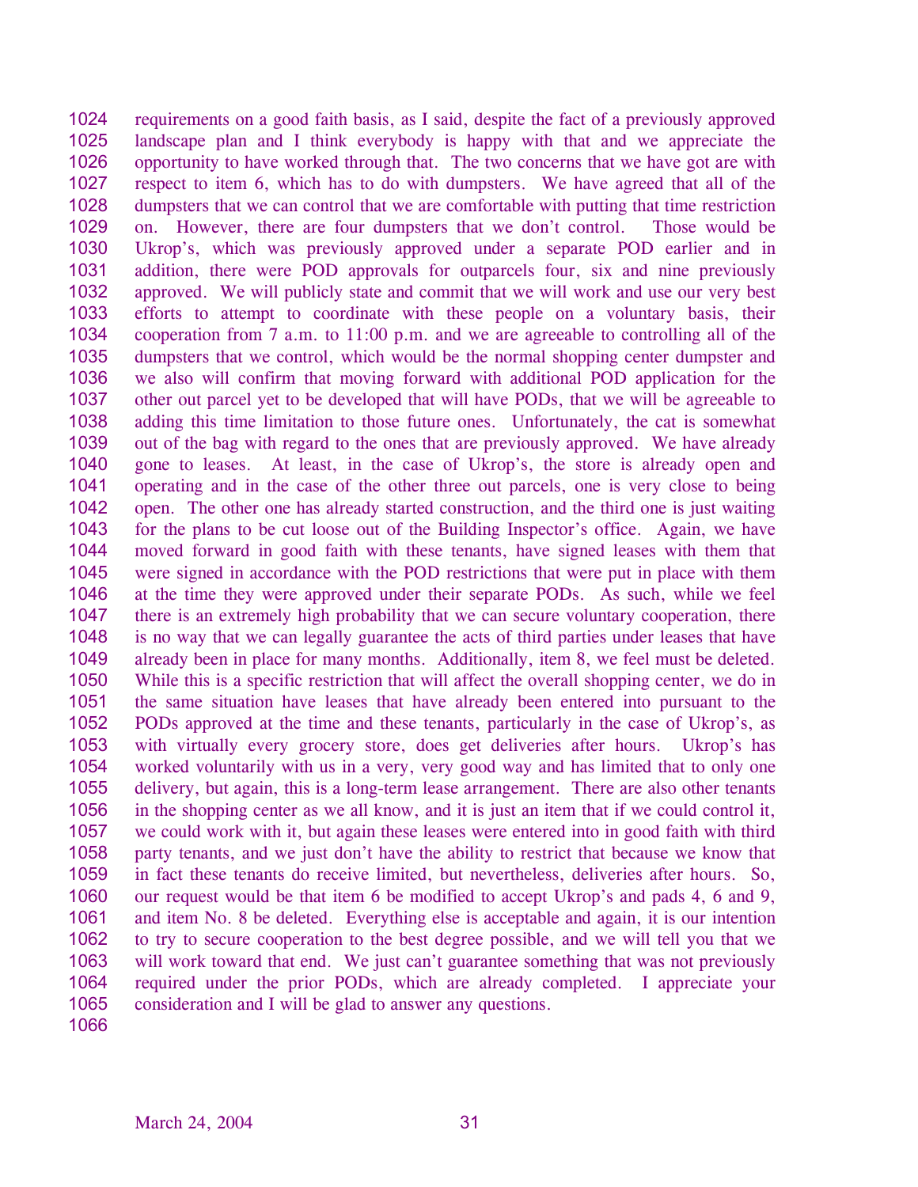requirements on a good faith basis, as I said, despite the fact of a previously approved landscape plan and I think everybody is happy with that and we appreciate the opportunity to have worked through that. The two concerns that we have got are with respect to item 6, which has to do with dumpsters. We have agreed that all of the dumpsters that we can control that we are comfortable with putting that time restriction on. However, there are four dumpsters that we don't control. Those would be Ukrop's, which was previously approved under a separate POD earlier and in addition, there were POD approvals for outparcels four, six and nine previously approved. We will publicly state and commit that we will work and use our very best efforts to attempt to coordinate with these people on a voluntary basis, their cooperation from 7 a.m. to 11:00 p.m. and we are agreeable to controlling all of the dumpsters that we control, which would be the normal shopping center dumpster and we also will confirm that moving forward with additional POD application for the other out parcel yet to be developed that will have PODs, that we will be agreeable to adding this time limitation to those future ones. Unfortunately, the cat is somewhat out of the bag with regard to the ones that are previously approved. We have already gone to leases. At least, in the case of Ukrop's, the store is already open and operating and in the case of the other three out parcels, one is very close to being open. The other one has already started construction, and the third one is just waiting for the plans to be cut loose out of the Building Inspector's office. Again, we have moved forward in good faith with these tenants, have signed leases with them that were signed in accordance with the POD restrictions that were put in place with them at the time they were approved under their separate PODs. As such, while we feel there is an extremely high probability that we can secure voluntary cooperation, there is no way that we can legally guarantee the acts of third parties under leases that have already been in place for many months. Additionally, item 8, we feel must be deleted. While this is a specific restriction that will affect the overall shopping center, we do in the same situation have leases that have already been entered into pursuant to the PODs approved at the time and these tenants, particularly in the case of Ukrop's, as with virtually every grocery store, does get deliveries after hours. Ukrop's has worked voluntarily with us in a very, very good way and has limited that to only one delivery, but again, this is a long-term lease arrangement. There are also other tenants in the shopping center as we all know, and it is just an item that if we could control it, we could work with it, but again these leases were entered into in good faith with third party tenants, and we just don't have the ability to restrict that because we know that in fact these tenants do receive limited, but nevertheless, deliveries after hours. So, our request would be that item 6 be modified to accept Ukrop's and pads 4, 6 and 9, and item No. 8 be deleted. Everything else is acceptable and again, it is our intention to try to secure cooperation to the best degree possible, and we will tell you that we will work toward that end. We just can't guarantee something that was not previously required under the prior PODs, which are already completed. I appreciate your consideration and I will be glad to answer any questions.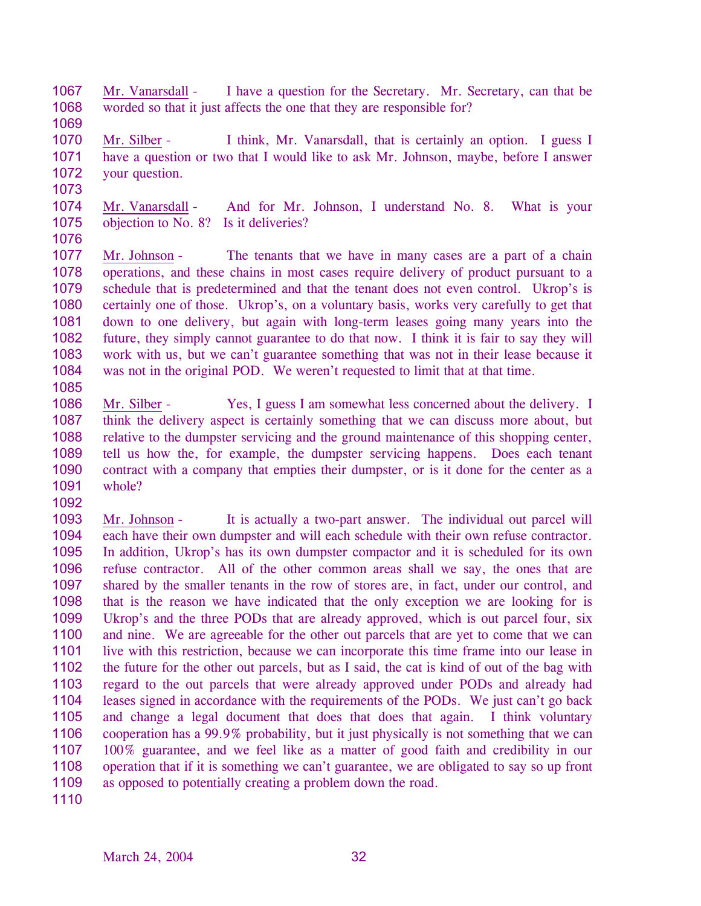Mr. Vanarsdall - I have a question for the Secretary. Mr. Secretary, can that be worded so that it just affects the one that they are responsible for?

Mr. Silber - I think, Mr. Vanarsdall, that is certainly an option. I guess I have a question or two that I would like to ask Mr. Johnson, maybe, before I answer your question.

Mr. Vanarsdall - And for Mr. Johnson, I understand No. 8. What is your objection to No. 8? Is it deliveries?

Mr. Johnson - The tenants that we have in many cases are a part of a chain operations, and these chains in most cases require delivery of product pursuant to a schedule that is predetermined and that the tenant does not even control. Ukrop's is certainly one of those. Ukrop's, on a voluntary basis, works very carefully to get that down to one delivery, but again with long-term leases going many years into the future, they simply cannot guarantee to do that now. I think it is fair to say they will work with us, but we can't guarantee something that was not in their lease because it was not in the original POD. We weren't requested to limit that at that time.

Mr. Silber - Yes, I guess I am somewhat less concerned about the delivery. I think the delivery aspect is certainly something that we can discuss more about, but relative to the dumpster servicing and the ground maintenance of this shopping center, tell us how the, for example, the dumpster servicing happens. Does each tenant contract with a company that empties their dumpster, or is it done for the center as a whole?

Mr. Johnson - It is actually a two-part answer. The individual out parcel will each have their own dumpster and will each schedule with their own refuse contractor. In addition, Ukrop's has its own dumpster compactor and it is scheduled for its own refuse contractor. All of the other common areas shall we say, the ones that are shared by the smaller tenants in the row of stores are, in fact, under our control, and that is the reason we have indicated that the only exception we are looking for is Ukrop's and the three PODs that are already approved, which is out parcel four, six and nine. We are agreeable for the other out parcels that are yet to come that we can live with this restriction, because we can incorporate this time frame into our lease in the future for the other out parcels, but as I said, the cat is kind of out of the bag with regard to the out parcels that were already approved under PODs and already had leases signed in accordance with the requirements of the PODs. We just can't go back and change a legal document that does that does that again. I think voluntary cooperation has a 99.9% probability, but it just physically is not something that we can 100% guarantee, and we feel like as a matter of good faith and credibility in our operation that if it is something we can't guarantee, we are obligated to say so up front as opposed to potentially creating a problem down the road.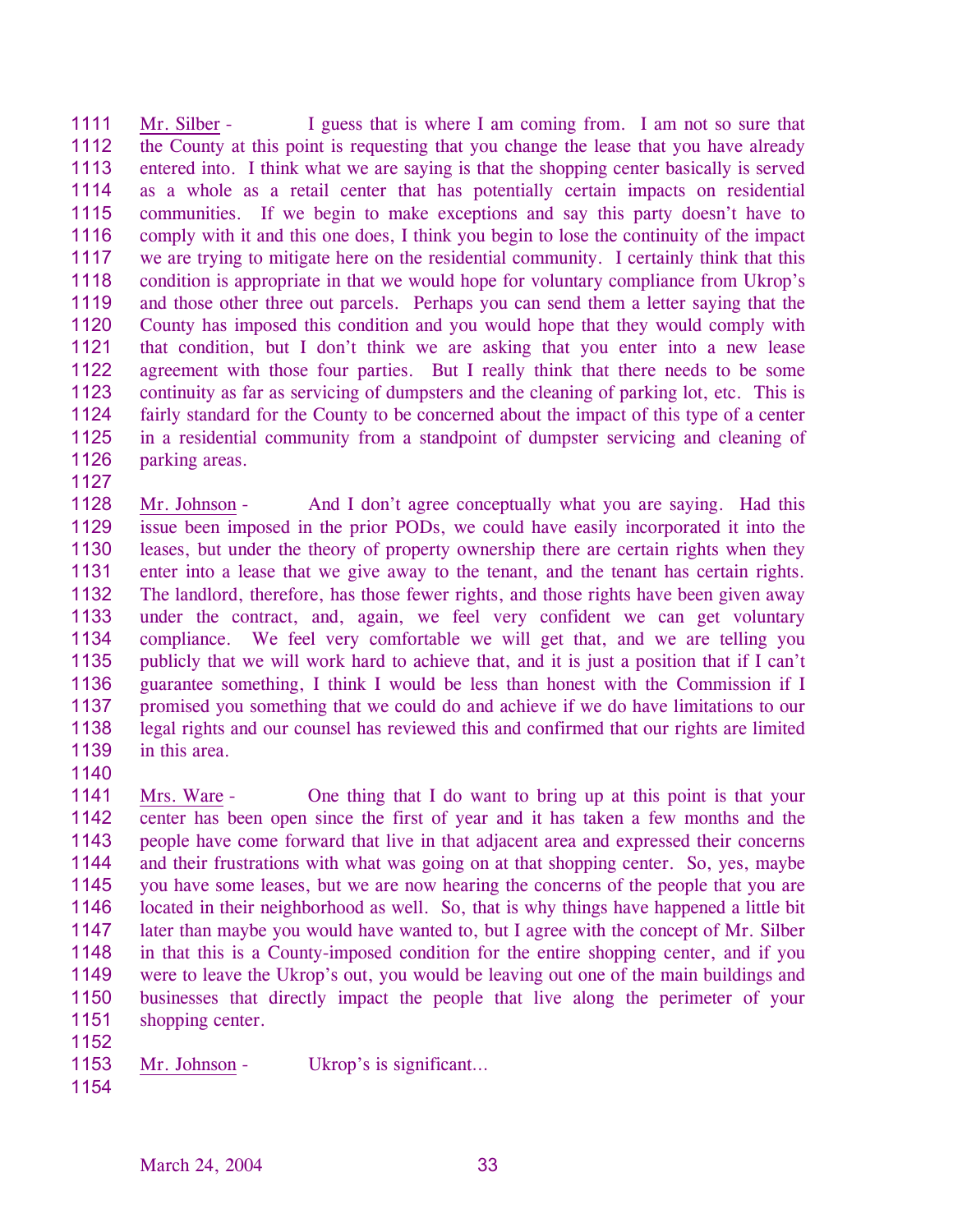Mr. Silber - I guess that is where I am coming from. I am not so sure that the County at this point is requesting that you change the lease that you have already entered into. I think what we are saying is that the shopping center basically is served as a whole as a retail center that has potentially certain impacts on residential communities. If we begin to make exceptions and say this party doesn't have to comply with it and this one does, I think you begin to lose the continuity of the impact we are trying to mitigate here on the residential community. I certainly think that this condition is appropriate in that we would hope for voluntary compliance from Ukrop's and those other three out parcels. Perhaps you can send them a letter saying that the County has imposed this condition and you would hope that they would comply with that condition, but I don't think we are asking that you enter into a new lease agreement with those four parties. But I really think that there needs to be some continuity as far as servicing of dumpsters and the cleaning of parking lot, etc. This is fairly standard for the County to be concerned about the impact of this type of a center in a residential community from a standpoint of dumpster servicing and cleaning of parking areas.

Mr. Johnson - And I don't agree conceptually what you are saying. Had this issue been imposed in the prior PODs, we could have easily incorporated it into the leases, but under the theory of property ownership there are certain rights when they enter into a lease that we give away to the tenant, and the tenant has certain rights. The landlord, therefore, has those fewer rights, and those rights have been given away under the contract, and, again, we feel very confident we can get voluntary compliance. We feel very comfortable we will get that, and we are telling you publicly that we will work hard to achieve that, and it is just a position that if I can't guarantee something, I think I would be less than honest with the Commission if I promised you something that we could do and achieve if we do have limitations to our legal rights and our counsel has reviewed this and confirmed that our rights are limited in this area.

Mrs. Ware - One thing that I do want to bring up at this point is that your center has been open since the first of year and it has taken a few months and the people have come forward that live in that adjacent area and expressed their concerns and their frustrations with what was going on at that shopping center. So, yes, maybe you have some leases, but we are now hearing the concerns of the people that you are located in their neighborhood as well. So, that is why things have happened a little bit later than maybe you would have wanted to, but I agree with the concept of Mr. Silber in that this is a County-imposed condition for the entire shopping center, and if you were to leave the Ukrop's out, you would be leaving out one of the main buildings and businesses that directly impact the people that live along the perimeter of your shopping center.

Mr. Johnson - Ukrop's is significant…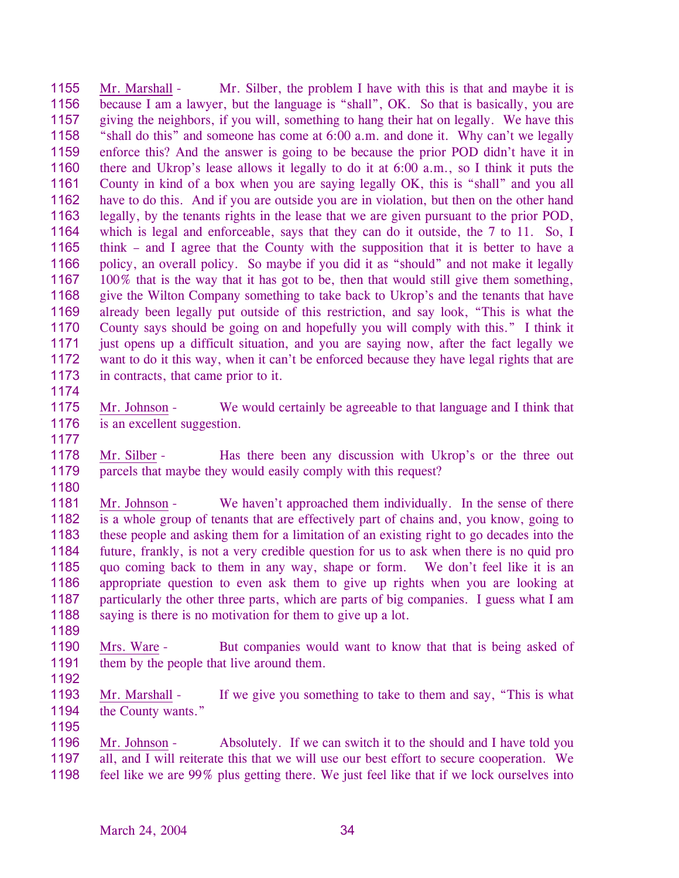Mr. Marshall - Mr. Silber, the problem I have with this is that and maybe it is because I am a lawyer, but the language is "shall", OK. So that is basically, you are giving the neighbors, if you will, something to hang their hat on legally. We have this "shall do this" and someone has come at 6:00 a.m. and done it. Why can't we legally enforce this? And the answer is going to be because the prior POD didn't have it in there and Ukrop's lease allows it legally to do it at 6:00 a.m., so I think it puts the County in kind of a box when you are saying legally OK, this is "shall" and you all have to do this. And if you are outside you are in violation, but then on the other hand legally, by the tenants rights in the lease that we are given pursuant to the prior POD, which is legal and enforceable, says that they can do it outside, the 7 to 11. So, I think – and I agree that the County with the supposition that it is better to have a policy, an overall policy. So maybe if you did it as "should" and not make it legally 100% that is the way that it has got to be, then that would still give them something, give the Wilton Company something to take back to Ukrop's and the tenants that have already been legally put outside of this restriction, and say look, "This is what the County says should be going on and hopefully you will comply with this." I think it just opens up a difficult situation, and you are saying now, after the fact legally we want to do it this way, when it can't be enforced because they have legal rights that are in contracts, that came prior to it.

Mr. Johnson - We would certainly be agreeable to that language and I think that is an excellent suggestion.

Mr. Silber - Has there been any discussion with Ukrop's or the three out parcels that maybe they would easily comply with this request?

Mr. Johnson - We haven't approached them individually. In the sense of there is a whole group of tenants that are effectively part of chains and, you know, going to these people and asking them for a limitation of an existing right to go decades into the future, frankly, is not a very credible question for us to ask when there is no quid pro quo coming back to them in any way, shape or form. We don't feel like it is an appropriate question to even ask them to give up rights when you are looking at particularly the other three parts, which are parts of big companies. I guess what I am saying is there is no motivation for them to give up a lot.

Mrs. Ware - But companies would want to know that that is being asked of them by the people that live around them.

Mr. Marshall - If we give you something to take to them and say, "This is what the County wants."

Mr. Johnson - Absolutely. If we can switch it to the should and I have told you all, and I will reiterate this that we will use our best effort to secure cooperation. We feel like we are 99% plus getting there. We just feel like that if we lock ourselves into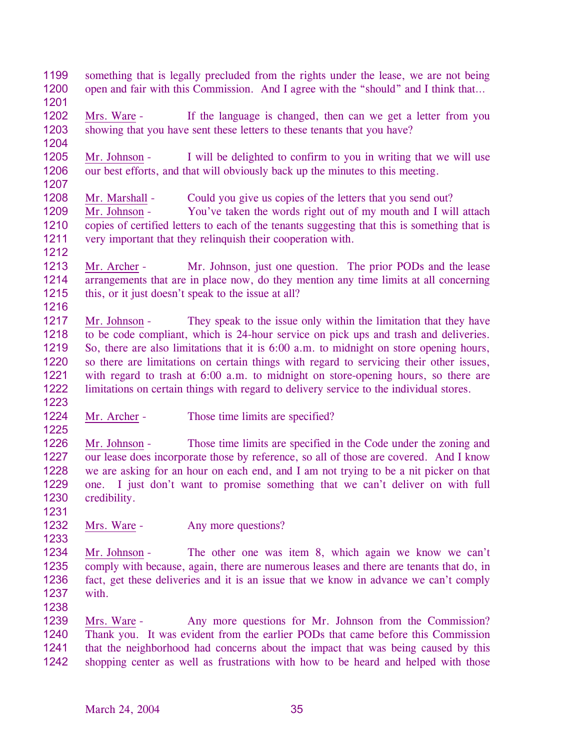something that is legally precluded from the rights under the lease, we are not being open and fair with this Commission. And I agree with the "should" and I think that…

Mrs. Ware - If the language is changed, then can we get a letter from you showing that you have sent these letters to these tenants that you have?

Mr. Johnson - I will be delighted to confirm to you in writing that we will use our best efforts, and that will obviously back up the minutes to this meeting.

Mr. Marshall - Could you give us copies of the letters that you send out?

Mr. Johnson - You've taken the words right out of my mouth and I will attach copies of certified letters to each of the tenants suggesting that this is something that is very important that they relinquish their cooperation with.

Mr. Archer - Mr. Johnson, just one question. The prior PODs and the lease arrangements that are in place now, do they mention any time limits at all concerning this, or it just doesn't speak to the issue at all?

Mr. Johnson - They speak to the issue only within the limitation that they have to be code compliant, which is 24-hour service on pick ups and trash and deliveries. So, there are also limitations that it is 6:00 a.m. to midnight on store opening hours, so there are limitations on certain things with regard to servicing their other issues, with regard to trash at 6:00 a.m. to midnight on store-opening hours, so there are limitations on certain things with regard to delivery service to the individual stores.

Mr. Archer - Those time limits are specified?

Mr. Johnson - Those time limits are specified in the Code under the zoning and our lease does incorporate those by reference, so all of those are covered. And I know we are asking for an hour on each end, and I am not trying to be a nit picker on that one. I just don't want to promise something that we can't deliver on with full credibility.

Mrs. Ware - Any more questions?

Mr. Johnson - The other one was item 8, which again we know we can't comply with because, again, there are numerous leases and there are tenants that do, in fact, get these deliveries and it is an issue that we know in advance we can't comply with.

Mrs. Ware - Any more questions for Mr. Johnson from the Commission? Thank you. It was evident from the earlier PODs that came before this Commission that the neighborhood had concerns about the impact that was being caused by this shopping center as well as frustrations with how to be heard and helped with those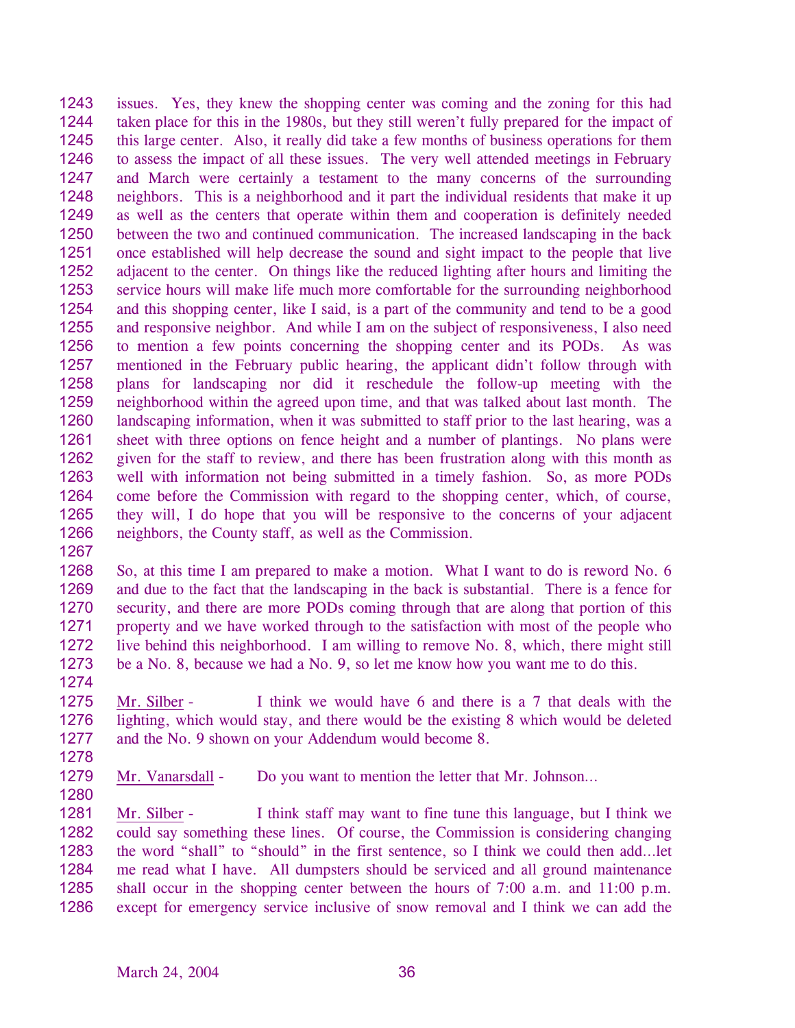issues. Yes, they knew the shopping center was coming and the zoning for this had taken place for this in the 1980s, but they still weren't fully prepared for the impact of this large center. Also, it really did take a few months of business operations for them to assess the impact of all these issues. The very well attended meetings in February and March were certainly a testament to the many concerns of the surrounding neighbors. This is a neighborhood and it part the individual residents that make it up as well as the centers that operate within them and cooperation is definitely needed between the two and continued communication. The increased landscaping in the back once established will help decrease the sound and sight impact to the people that live adjacent to the center. On things like the reduced lighting after hours and limiting the service hours will make life much more comfortable for the surrounding neighborhood and this shopping center, like I said, is a part of the community and tend to be a good and responsive neighbor. And while I am on the subject of responsiveness, I also need to mention a few points concerning the shopping center and its PODs. As was mentioned in the February public hearing, the applicant didn't follow through with plans for landscaping nor did it reschedule the follow-up meeting with the neighborhood within the agreed upon time, and that was talked about last month. The landscaping information, when it was submitted to staff prior to the last hearing, was a sheet with three options on fence height and a number of plantings. No plans were given for the staff to review, and there has been frustration along with this month as well with information not being submitted in a timely fashion. So, as more PODs come before the Commission with regard to the shopping center, which, of course, they will, I do hope that you will be responsive to the concerns of your adjacent neighbors, the County staff, as well as the Commission.

So, at this time I am prepared to make a motion. What I want to do is reword No. 6 and due to the fact that the landscaping in the back is substantial. There is a fence for security, and there are more PODs coming through that are along that portion of this property and we have worked through to the satisfaction with most of the people who live behind this neighborhood. I am willing to remove No. 8, which, there might still be a No. 8, because we had a No. 9, so let me know how you want me to do this.

Mr. Silber - I think we would have 6 and there is a 7 that deals with the lighting, which would stay, and there would be the existing 8 which would be deleted and the No. 9 shown on your Addendum would become 8.

Mr. Vanarsdall - Do you want to mention the letter that Mr. Johnson…

Mr. Silber - I think staff may want to fine tune this language, but I think we could say something these lines. Of course, the Commission is considering changing the word "shall" to "should" in the first sentence, so I think we could then add…let me read what I have. All dumpsters should be serviced and all ground maintenance shall occur in the shopping center between the hours of 7:00 a.m. and 11:00 p.m. except for emergency service inclusive of snow removal and I think we can add the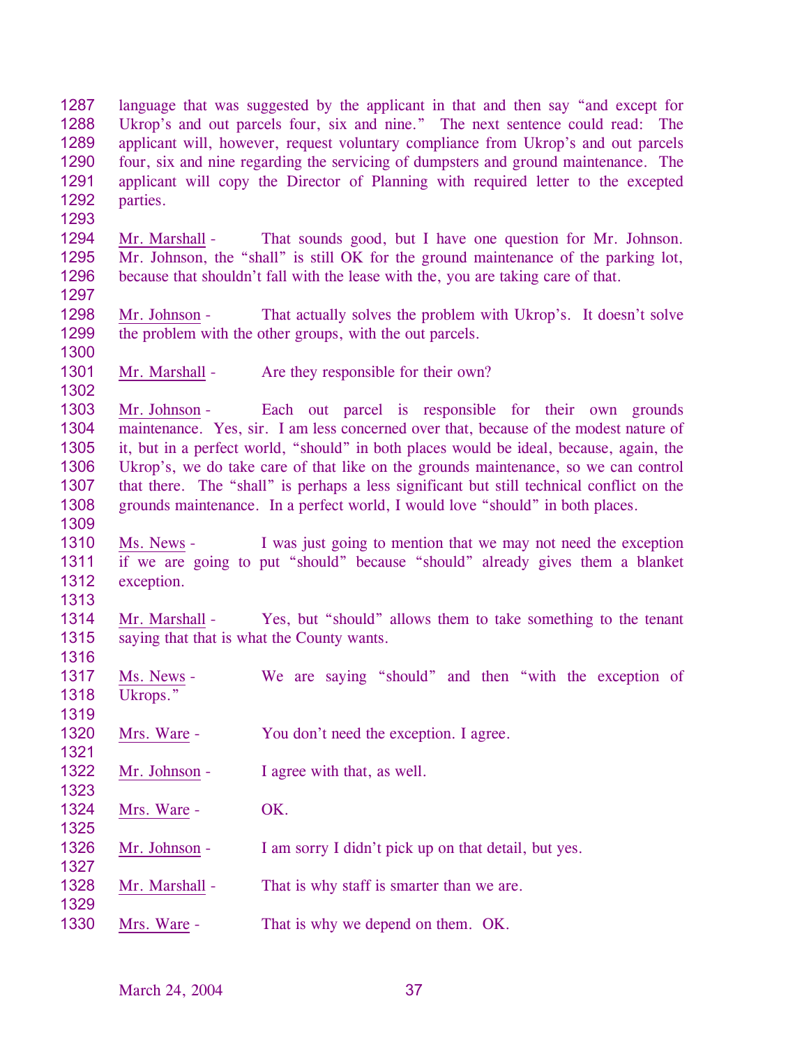language that was suggested by the applicant in that and then say "and except for Ukrop's and out parcels four, six and nine." The next sentence could read: The applicant will, however, request voluntary compliance from Ukrop's and out parcels four, six and nine regarding the servicing of dumpsters and ground maintenance. The applicant will copy the Director of Planning with required letter to the excepted parties.

Mr. Marshall - That sounds good, but I have one question for Mr. Johnson. Mr. Johnson, the "shall" is still OK for the ground maintenance of the parking lot, because that shouldn't fall with the lease with the, you are taking care of that.

Mr. Johnson - That actually solves the problem with Ukrop's. It doesn't solve the problem with the other groups, with the out parcels.

Mr. Marshall - Are they responsible for their own?

Mr. Johnson - Each out parcel is responsible for their own grounds maintenance. Yes, sir. I am less concerned over that, because of the modest nature of it, but in a perfect world, "should" in both places would be ideal, because, again, the Ukrop's, we do take care of that like on the grounds maintenance, so we can control that there. The "shall" is perhaps a less significant but still technical conflict on the grounds maintenance. In a perfect world, I would love "should" in both places.

Ms. News - I was just going to mention that we may not need the exception if we are going to put "should" because "should" already gives them a blanket exception.

Mr. Marshall - Yes, but "should" allows them to take something to the tenant saying that that is what the County wants.

Ms. News - We are saying "should" and then "with the exception of Ukrops."

Mrs. Ware - You don't need the exception. I agree.

Mr. Johnson - I agree with that, as well.

Mrs. Ware - OK.

Mr. Johnson - I am sorry I didn't pick up on that detail, but yes.

Mr. Marshall - That is why staff is smarter than we are.

Mrs. Ware - That is why we depend on them. OK.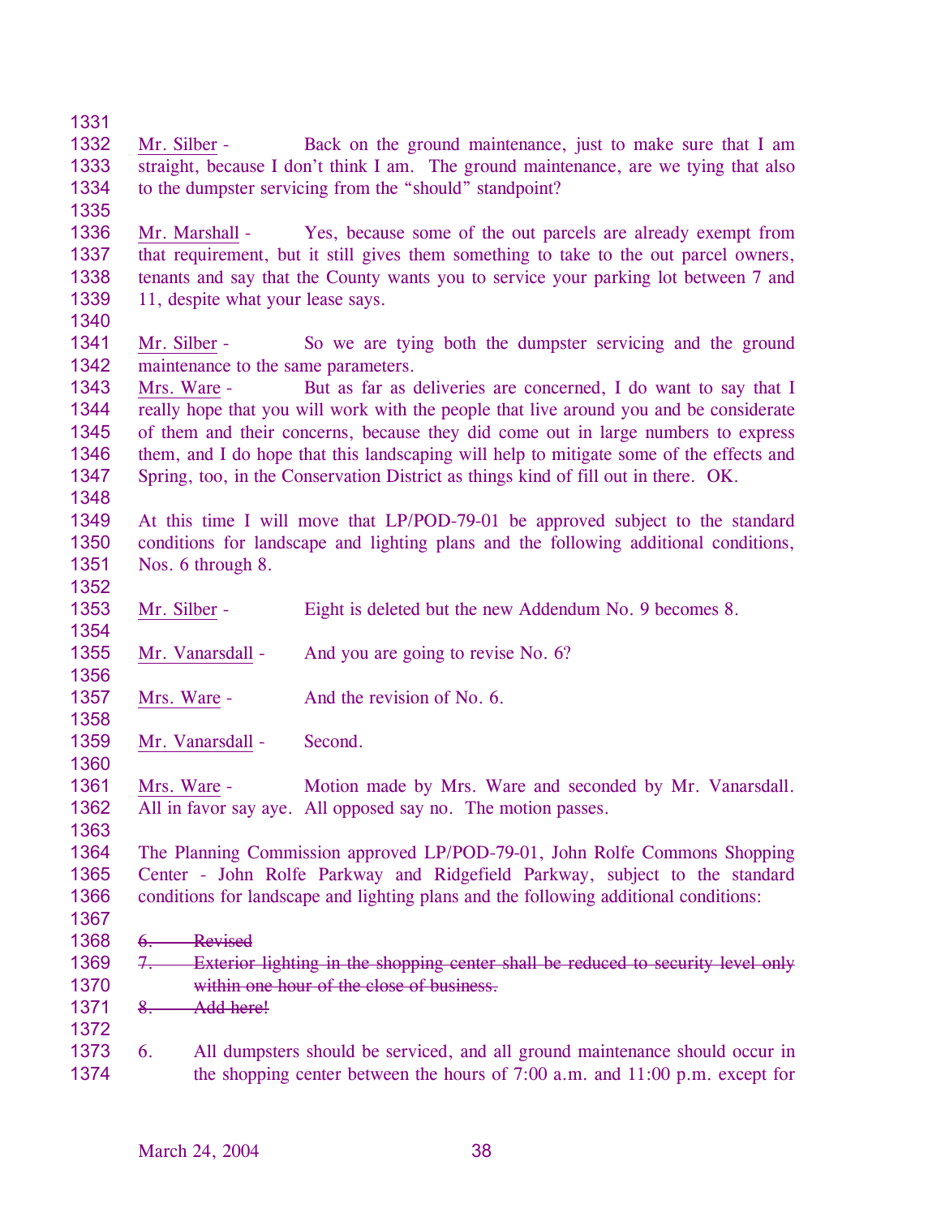Mr. Silber - Back on the ground maintenance, just to make sure that I am straight, because I don't think I am. The ground maintenance, are we tying that also to the dumpster servicing from the "should" standpoint?

Mr. Marshall - Yes, because some of the out parcels are already exempt from that requirement, but it still gives them something to take to the out parcel owners, tenants and say that the County wants you to service your parking lot between 7 and 11, despite what your lease says.

Mr. Silber - So we are tying both the dumpster servicing and the ground maintenance to the same parameters.

Mrs. Ware - But as far as deliveries are concerned, I do want to say that I really hope that you will work with the people that live around you and be considerate of them and their concerns, because they did come out in large numbers to express them, and I do hope that this landscaping will help to mitigate some of the effects and Spring, too, in the Conservation District as things kind of fill out in there. OK.

At this time I will move that LP/POD-79-01 be approved subject to the standard conditions for landscape and lighting plans and the following additional conditions, Nos. 6 through 8.

Mr. Silber - Eight is deleted but the new Addendum No. 9 becomes 8.

Mr. Vanarsdall - And you are going to revise No. 6?

Mrs. Ware - And the revision of No. 6.

Mr. Vanarsdall - Second.

Mrs. Ware - Motion made by Mrs. Ware and seconded by Mr. Vanarsdall. All in favor say aye. All opposed say no. The motion passes.

The Planning Commission approved LP/POD-79-01, John Rolfe Commons Shopping Center - John Rolfe Parkway and Ridgefield Parkway, subject to the standard conditions for landscape and lighting plans and the following additional conditions:

~~6. Revised~~
~~7. Exterior lighting in the shopping center shall be reduced to security level only within one hour of the close of business.~~
~~8. Add here!~~

6. All dumpsters should be serviced, and all ground maintenance should occur in the shopping center between the hours of 7:00 a.m. and 11:00 p.m. except for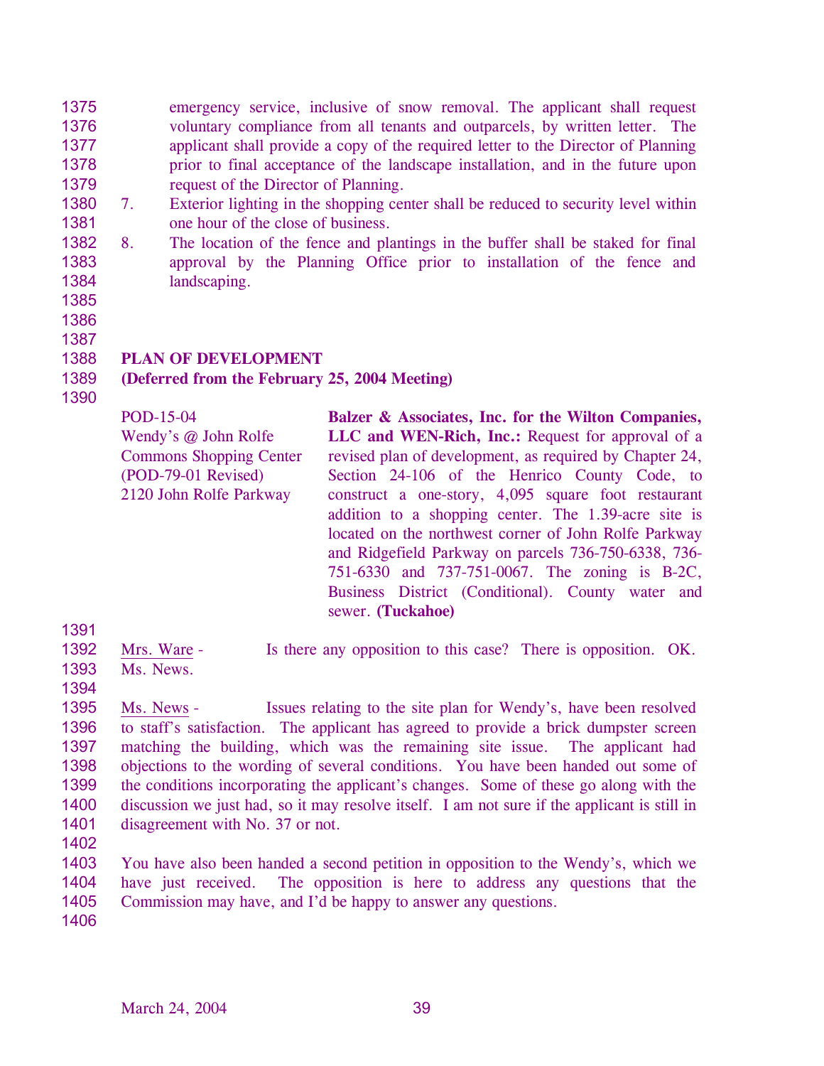emergency service, inclusive of snow removal. The applicant shall request voluntary compliance from all tenants and outparcels, by written letter. The applicant shall provide a copy of the required letter to the Director of Planning prior to final acceptance of the landscape installation, and in the future upon request of the Director of Planning.

7. Exterior lighting in the shopping center shall be reduced to security level within one hour of the close of business.
8. The location of the fence and plantings in the buffer shall be staked for final approval by the Planning Office prior to installation of the fence and landscaping.

**PLAN OF DEVELOPMENT**
**(Deferred from the February 25, 2004 Meeting)**

| | |
|---|---|
| POD-15-04<br>Wendy's @ John Rolfe Commons Shopping Center<br>(POD-79-01 Revised)<br>2120 John Rolfe Parkway | **Balzer & Associates, Inc. for the Wilton Companies, LLC and WEN-Rich, Inc.:** Request for approval of a revised plan of development, as required by Chapter 24, Section 24-106 of the Henrico County Code, to construct a one-story, 4,095 square foot restaurant addition to a shopping center. The 1.39-acre site is located on the northwest corner of John Rolfe Parkway and Ridgefield Parkway on parcels 736-750-6338, 736-751-6330 and 737-751-0067. The zoning is B-2C, Business District (Conditional). County water and sewer. **(Tuckahoe)** |

Mrs. Ware - Is there any opposition to this case? There is opposition. OK. Ms. News.

Ms. News - Issues relating to the site plan for Wendy's, have been resolved to staff's satisfaction. The applicant has agreed to provide a brick dumpster screen matching the building, which was the remaining site issue. The applicant had objections to the wording of several conditions. You have been handed out some of the conditions incorporating the applicant's changes. Some of these go along with the discussion we just had, so it may resolve itself. I am not sure if the applicant is still in disagreement with No. 37 or not.

You have also been handed a second petition in opposition to the Wendy's, which we have just received. The opposition is here to address any questions that the Commission may have, and I'd be happy to answer any questions.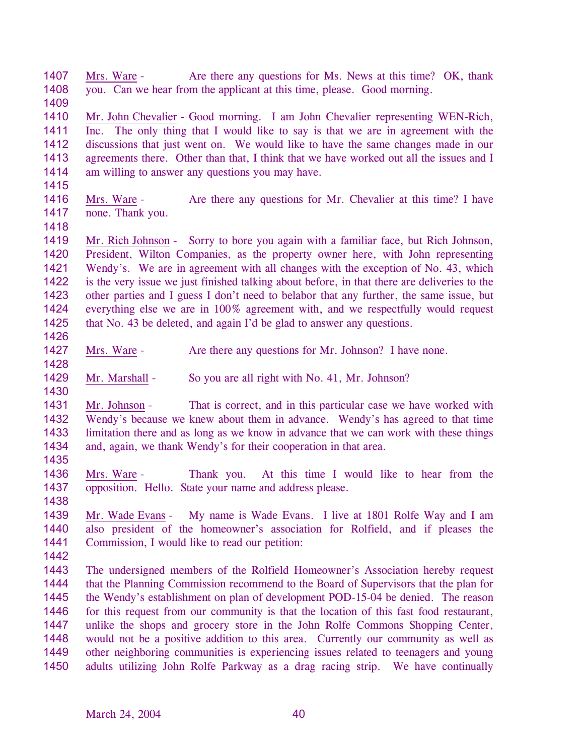1407 Mrs. Ware - Are there any questions for Ms. News at this time? OK, thank
1408 you. Can we hear from the applicant at this time, please. Good morning.
1409
1410 Mr. John Chevalier - Good morning. I am John Chevalier representing WEN-Rich,
1411 Inc. The only thing that I would like to say is that we are in agreement with the
1412 discussions that just went on. We would like to have the same changes made in our
1413 agreements there. Other than that, I think that we have worked out all the issues and I
1414 am willing to answer any questions you may have.
1415
1416 Mrs. Ware - Are there any questions for Mr. Chevalier at this time? I have
1417 none. Thank you.
1418
1419 Mr. Rich Johnson - Sorry to bore you again with a familiar face, but Rich Johnson,
1420 President, Wilton Companies, as the property owner here, with John representing
1421 Wendy's. We are in agreement with all changes with the exception of No. 43, which
1422 is the very issue we just finished talking about before, in that there are deliveries to the
1423 other parties and I guess I don't need to belabor that any further, the same issue, but
1424 everything else we are in 100% agreement with, and we respectfully would request
1425 that No. 43 be deleted, and again I'd be glad to answer any questions.
1426
1427 Mrs. Ware - Are there any questions for Mr. Johnson? I have none.
1428
1429 Mr. Marshall - So you are all right with No. 41, Mr. Johnson?
1430
1431 Mr. Johnson - That is correct, and in this particular case we have worked with
1432 Wendy's because we knew about them in advance. Wendy's has agreed to that time
1433 limitation there and as long as we know in advance that we can work with these things
1434 and, again, we thank Wendy's for their cooperation in that area.
1435
1436 Mrs. Ware - Thank you. At this time I would like to hear from the
1437 opposition. Hello. State your name and address please.
1438
1439 Mr. Wade Evans - My name is Wade Evans. I live at 1801 Rolfe Way and I am
1440 also president of the homeowner's association for Rolfield, and if pleases the
1441 Commission, I would like to read our petition:
1442
1443 The undersigned members of the Rolfield Homeowner's Association hereby request
1444 that the Planning Commission recommend to the Board of Supervisors that the plan for
1445 the Wendy's establishment on plan of development POD-15-04 be denied. The reason
1446 for this request from our community is that the location of this fast food restaurant,
1447 unlike the shops and grocery store in the John Rolfe Commons Shopping Center,
1448 would not be a positive addition to this area. Currently our community as well as
1449 other neighboring communities is experiencing issues related to teenagers and young
1450 adults utilizing John Rolfe Parkway as a drag racing strip. We have continually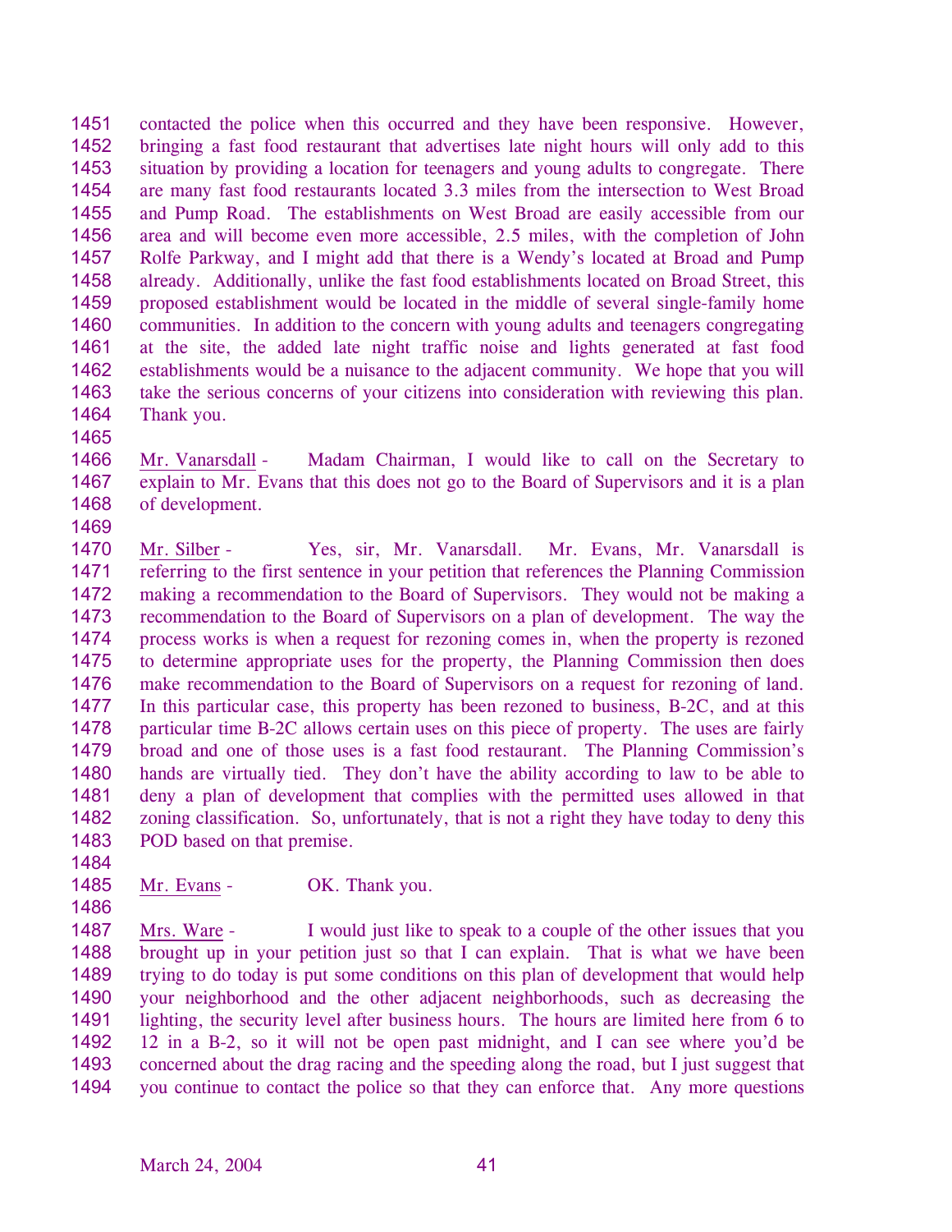contacted the police when this occurred and they have been responsive. However, bringing a fast food restaurant that advertises late night hours will only add to this situation by providing a location for teenagers and young adults to congregate. There are many fast food restaurants located 3.3 miles from the intersection to West Broad and Pump Road. The establishments on West Broad are easily accessible from our area and will become even more accessible, 2.5 miles, with the completion of John Rolfe Parkway, and I might add that there is a Wendy's located at Broad and Pump already. Additionally, unlike the fast food establishments located on Broad Street, this proposed establishment would be located in the middle of several single-family home communities. In addition to the concern with young adults and teenagers congregating at the site, the added late night traffic noise and lights generated at fast food establishments would be a nuisance to the adjacent community. We hope that you will take the serious concerns of your citizens into consideration with reviewing this plan. Thank you.

Mr. Vanarsdall - Madam Chairman, I would like to call on the Secretary to explain to Mr. Evans that this does not go to the Board of Supervisors and it is a plan of development.

Mr. Silber - Yes, sir, Mr. Vanarsdall. Mr. Evans, Mr. Vanarsdall is referring to the first sentence in your petition that references the Planning Commission making a recommendation to the Board of Supervisors. They would not be making a recommendation to the Board of Supervisors on a plan of development. The way the process works is when a request for rezoning comes in, when the property is rezoned to determine appropriate uses for the property, the Planning Commission then does make recommendation to the Board of Supervisors on a request for rezoning of land. In this particular case, this property has been rezoned to business, B-2C, and at this particular time B-2C allows certain uses on this piece of property. The uses are fairly broad and one of those uses is a fast food restaurant. The Planning Commission's hands are virtually tied. They don't have the ability according to law to be able to deny a plan of development that complies with the permitted uses allowed in that zoning classification. So, unfortunately, that is not a right they have today to deny this POD based on that premise.

Mr. Evans - OK. Thank you.

Mrs. Ware - I would just like to speak to a couple of the other issues that you brought up in your petition just so that I can explain. That is what we have been trying to do today is put some conditions on this plan of development that would help your neighborhood and the other adjacent neighborhoods, such as decreasing the lighting, the security level after business hours. The hours are limited here from 6 to 12 in a B-2, so it will not be open past midnight, and I can see where you'd be concerned about the drag racing and the speeding along the road, but I just suggest that you continue to contact the police so that they can enforce that. Any more questions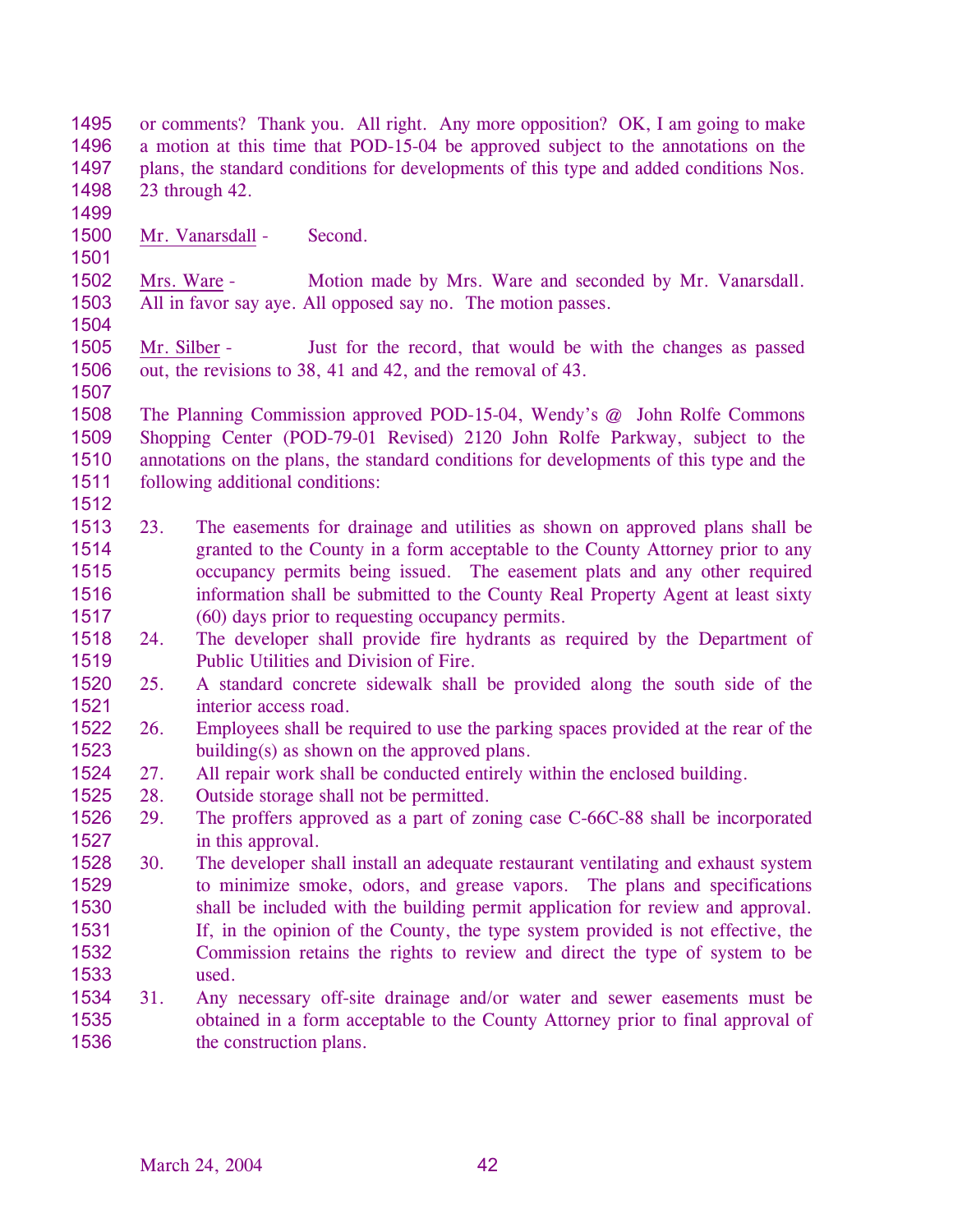or comments? Thank you. All right. Any more opposition? OK, I am going to make a motion at this time that POD-15-04 be approved subject to the annotations on the plans, the standard conditions for developments of this type and added conditions Nos. 23 through 42.

Mr. Vanarsdall - Second.

Mrs. Ware - Motion made by Mrs. Ware and seconded by Mr. Vanarsdall. All in favor say aye. All opposed say no. The motion passes.

Mr. Silber - Just for the record, that would be with the changes as passed out, the revisions to 38, 41 and 42, and the removal of 43.

The Planning Commission approved POD-15-04, Wendy's @ John Rolfe Commons Shopping Center (POD-79-01 Revised) 2120 John Rolfe Parkway, subject to the annotations on the plans, the standard conditions for developments of this type and the following additional conditions:

23. The easements for drainage and utilities as shown on approved plans shall be granted to the County in a form acceptable to the County Attorney prior to any occupancy permits being issued. The easement plats and any other required information shall be submitted to the County Real Property Agent at least sixty (60) days prior to requesting occupancy permits.
24. The developer shall provide fire hydrants as required by the Department of Public Utilities and Division of Fire.
25. A standard concrete sidewalk shall be provided along the south side of the interior access road.
26. Employees shall be required to use the parking spaces provided at the rear of the building(s) as shown on the approved plans.
27. All repair work shall be conducted entirely within the enclosed building.
28. Outside storage shall not be permitted.
29. The proffers approved as a part of zoning case C-66C-88 shall be incorporated in this approval.
30. The developer shall install an adequate restaurant ventilating and exhaust system to minimize smoke, odors, and grease vapors. The plans and specifications shall be included with the building permit application for review and approval. If, in the opinion of the County, the type system provided is not effective, the Commission retains the rights to review and direct the type of system to be used.
31. Any necessary off-site drainage and/or water and sewer easements must be obtained in a form acceptable to the County Attorney prior to final approval of the construction plans.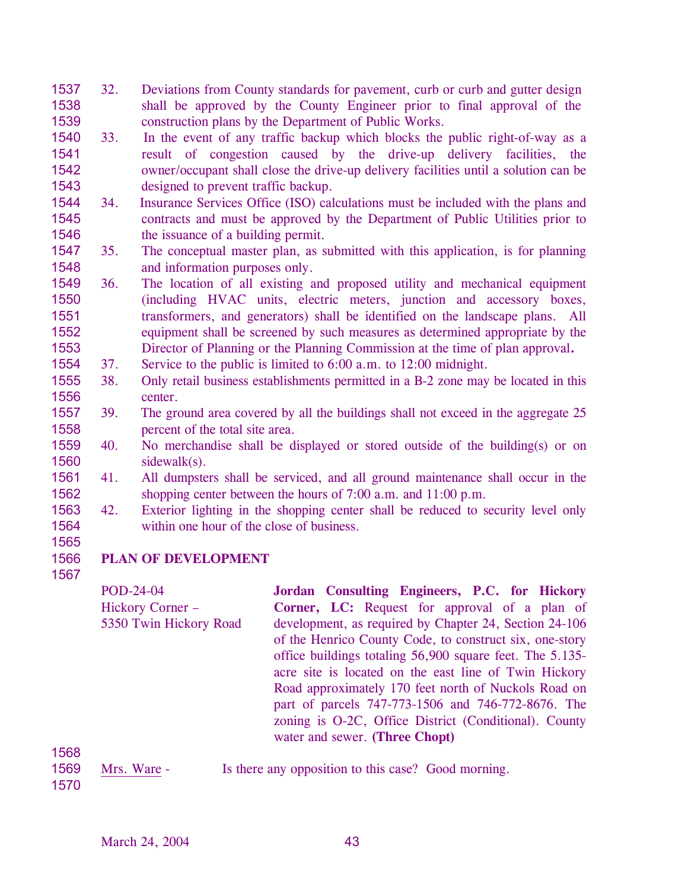32. Deviations from County standards for pavement, curb or curb and gutter design shall be approved by the County Engineer prior to final approval of the construction plans by the Department of Public Works.
33. In the event of any traffic backup which blocks the public right-of-way as a result of congestion caused by the drive-up delivery facilities, the owner/occupant shall close the drive-up delivery facilities until a solution can be designed to prevent traffic backup.
34. Insurance Services Office (ISO) calculations must be included with the plans and contracts and must be approved by the Department of Public Utilities prior to the issuance of a building permit.
35. The conceptual master plan, as submitted with this application, is for planning and information purposes only.
36. The location of all existing and proposed utility and mechanical equipment (including HVAC units, electric meters, junction and accessory boxes, transformers, and generators) shall be identified on the landscape plans. All equipment shall be screened by such measures as determined appropriate by the Director of Planning or the Planning Commission at the time of plan approval**.**
37. Service to the public is limited to 6:00 a.m. to 12:00 midnight.
38. Only retail business establishments permitted in a B-2 zone may be located in this center.
39. The ground area covered by all the buildings shall not exceed in the aggregate 25 percent of the total site area.
40. No merchandise shall be displayed or stored outside of the building(s) or on sidewalk(s).
41. All dumpsters shall be serviced, and all ground maintenance shall occur in the shopping center between the hours of 7:00 a.m. and 11:00 p.m.
42. Exterior lighting in the shopping center shall be reduced to security level only within one hour of the close of business.

## PLAN OF DEVELOPMENT

POD-24-04
Hickory Corner –
5350 Twin Hickory Road

**Jordan Consulting Engineers, P.C. for Hickory Corner, LC:** Request for approval of a plan of development, as required by Chapter 24, Section 24-106 of the Henrico County Code, to construct six, one-story office buildings totaling 56,900 square feet. The 5.135-acre site is located on the east line of Twin Hickory Road approximately 170 feet north of Nuckols Road on part of parcels 747-773-1506 and 746-772-8676. The zoning is O-2C, Office District (Conditional). County water and sewer. **(Three Chopt)**

Mrs. Ware - Is there any opposition to this case? Good morning.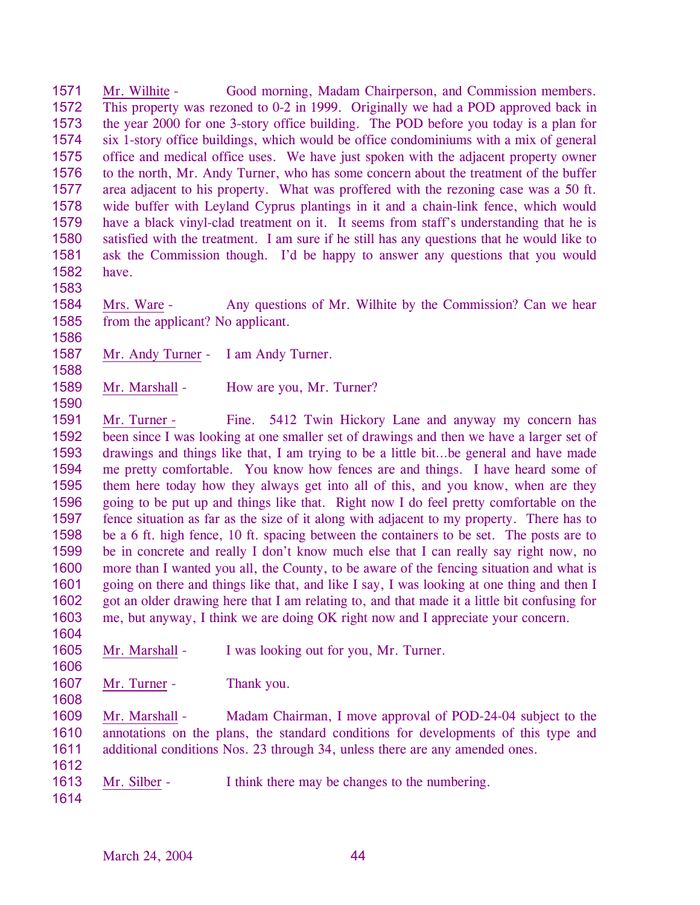<u>Mr. Wilhite</u> - Good morning, Madam Chairperson, and Commission members. This property was rezoned to 0-2 in 1999. Originally we had a POD approved back in the year 2000 for one 3-story office building. The POD before you today is a plan for six 1-story office buildings, which would be office condominiums with a mix of general office and medical office uses. We have just spoken with the adjacent property owner to the north, Mr. Andy Turner, who has some concern about the treatment of the buffer area adjacent to his property. What was proffered with the rezoning case was a 50 ft. wide buffer with Leyland Cyprus plantings in it and a chain-link fence, which would have a black vinyl-clad treatment on it. It seems from staff's understanding that he is satisfied with the treatment. I am sure if he still has any questions that he would like to ask the Commission though. I'd be happy to answer any questions that you would have.

<u>Mrs. Ware</u> - Any questions of Mr. Wilhite by the Commission? Can we hear from the applicant? No applicant.

<u>Mr. Andy Turner</u> - I am Andy Turner.

<u>Mr. Marshall</u> - How are you, Mr. Turner?

<u>Mr. Turner</u> - Fine. 5412 Twin Hickory Lane and anyway my concern has been since I was looking at one smaller set of drawings and then we have a larger set of drawings and things like that, I am trying to be a little bit…be general and have made me pretty comfortable. You know how fences are and things. I have heard some of them here today how they always get into all of this, and you know, when are they going to be put up and things like that. Right now I do feel pretty comfortable on the fence situation as far as the size of it along with adjacent to my property. There has to be a 6 ft. high fence, 10 ft. spacing between the containers to be set. The posts are to be in concrete and really I don't know much else that I can really say right now, no more than I wanted you all, the County, to be aware of the fencing situation and what is going on there and things like that, and like I say, I was looking at one thing and then I got an older drawing here that I am relating to, and that made it a little bit confusing for me, but anyway, I think we are doing OK right now and I appreciate your concern.

<u>Mr. Marshall</u> - I was looking out for you, Mr. Turner.

<u>Mr. Turner</u> - Thank you.

<u>Mr. Marshall</u> - Madam Chairman, I move approval of POD-24-04 subject to the annotations on the plans, the standard conditions for developments of this type and additional conditions Nos. 23 through 34, unless there are any amended ones.

<u>Mr. Silber</u> - I think there may be changes to the numbering.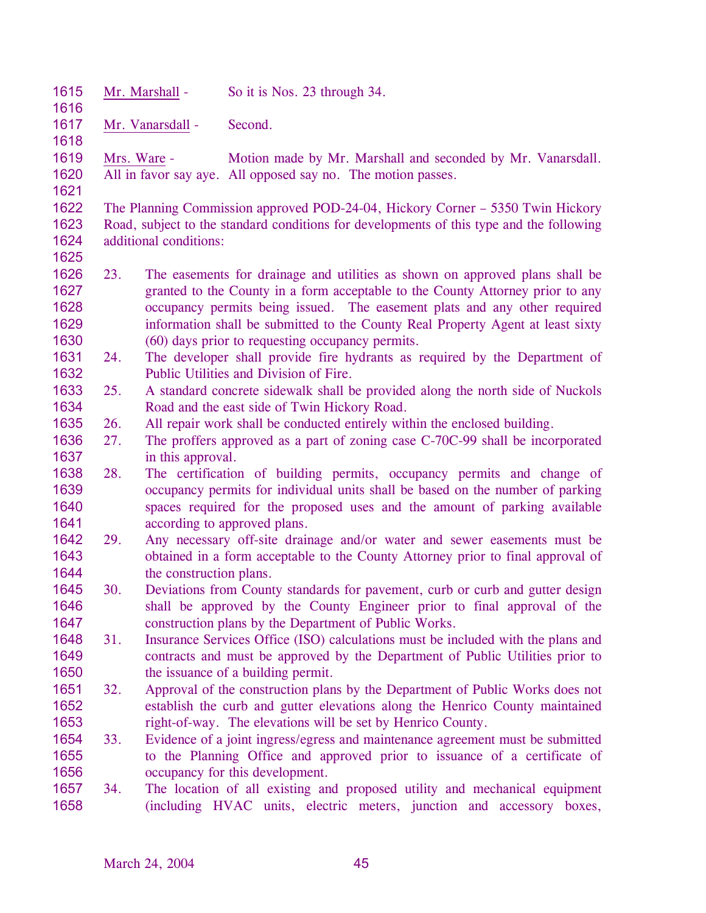Mr. Marshall - So it is Nos. 23 through 34.

Mr. Vanarsdall - Second.

Mrs. Ware - Motion made by Mr. Marshall and seconded by Mr. Vanarsdall. All in favor say aye. All opposed say no. The motion passes.

The Planning Commission approved POD-24-04, Hickory Corner – 5350 Twin Hickory Road, subject to the standard conditions for developments of this type and the following additional conditions:

23. The easements for drainage and utilities as shown on approved plans shall be granted to the County in a form acceptable to the County Attorney prior to any occupancy permits being issued. The easement plats and any other required information shall be submitted to the County Real Property Agent at least sixty (60) days prior to requesting occupancy permits.
24. The developer shall provide fire hydrants as required by the Department of Public Utilities and Division of Fire.
25. A standard concrete sidewalk shall be provided along the north side of Nuckols Road and the east side of Twin Hickory Road.
26. All repair work shall be conducted entirely within the enclosed building.
27. The proffers approved as a part of zoning case C-70C-99 shall be incorporated in this approval.
28. The certification of building permits, occupancy permits and change of occupancy permits for individual units shall be based on the number of parking spaces required for the proposed uses and the amount of parking available according to approved plans.
29. Any necessary off-site drainage and/or water and sewer easements must be obtained in a form acceptable to the County Attorney prior to final approval of the construction plans.
30. Deviations from County standards for pavement, curb or curb and gutter design shall be approved by the County Engineer prior to final approval of the construction plans by the Department of Public Works.
31. Insurance Services Office (ISO) calculations must be included with the plans and contracts and must be approved by the Department of Public Utilities prior to the issuance of a building permit.
32. Approval of the construction plans by the Department of Public Works does not establish the curb and gutter elevations along the Henrico County maintained right-of-way. The elevations will be set by Henrico County.
33. Evidence of a joint ingress/egress and maintenance agreement must be submitted to the Planning Office and approved prior to issuance of a certificate of occupancy for this development.
34. The location of all existing and proposed utility and mechanical equipment (including HVAC units, electric meters, junction and accessory boxes,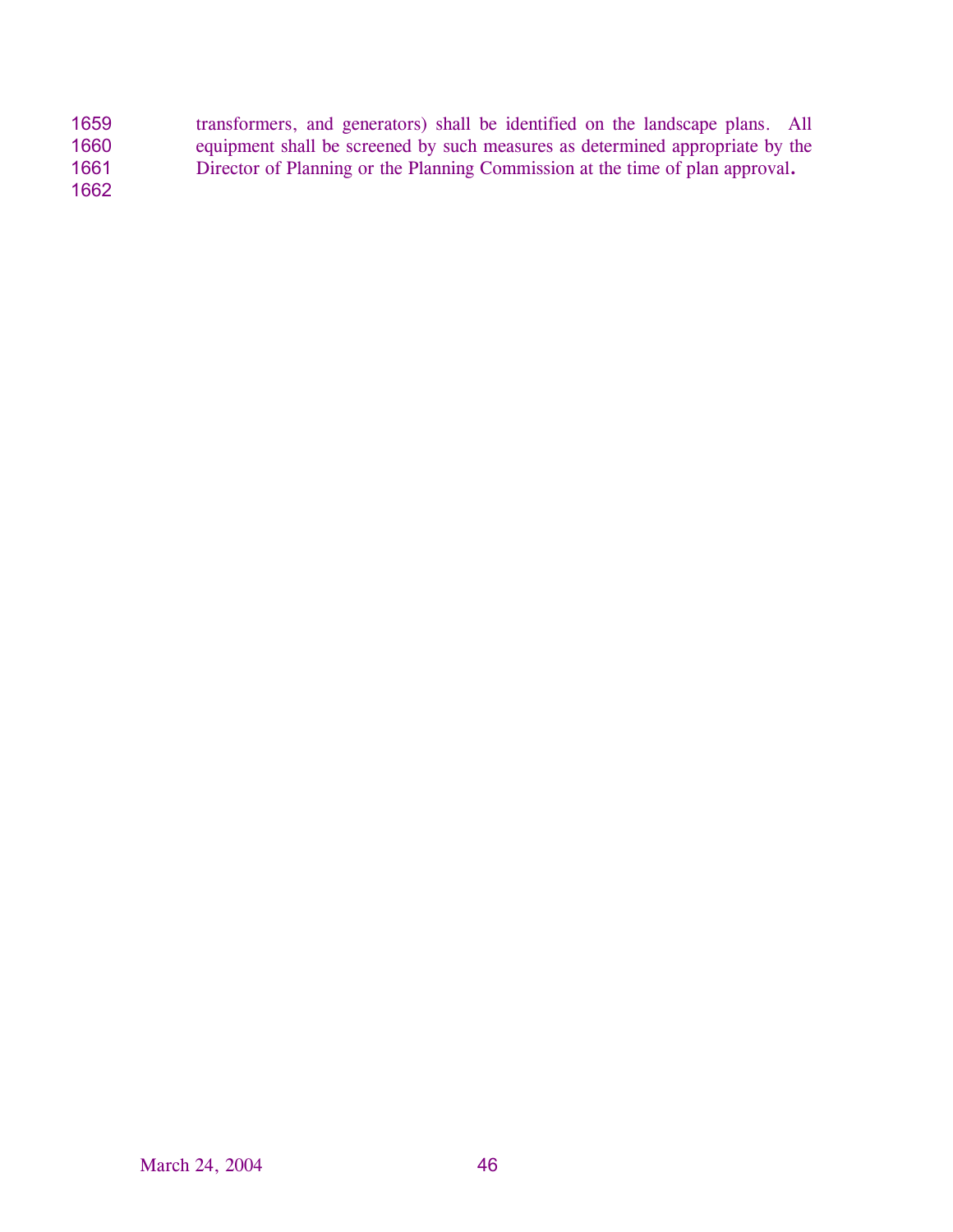transformers, and generators) shall be identified on the landscape plans. All equipment shall be screened by such measures as determined appropriate by the Director of Planning or the Planning Commission at the time of plan approval.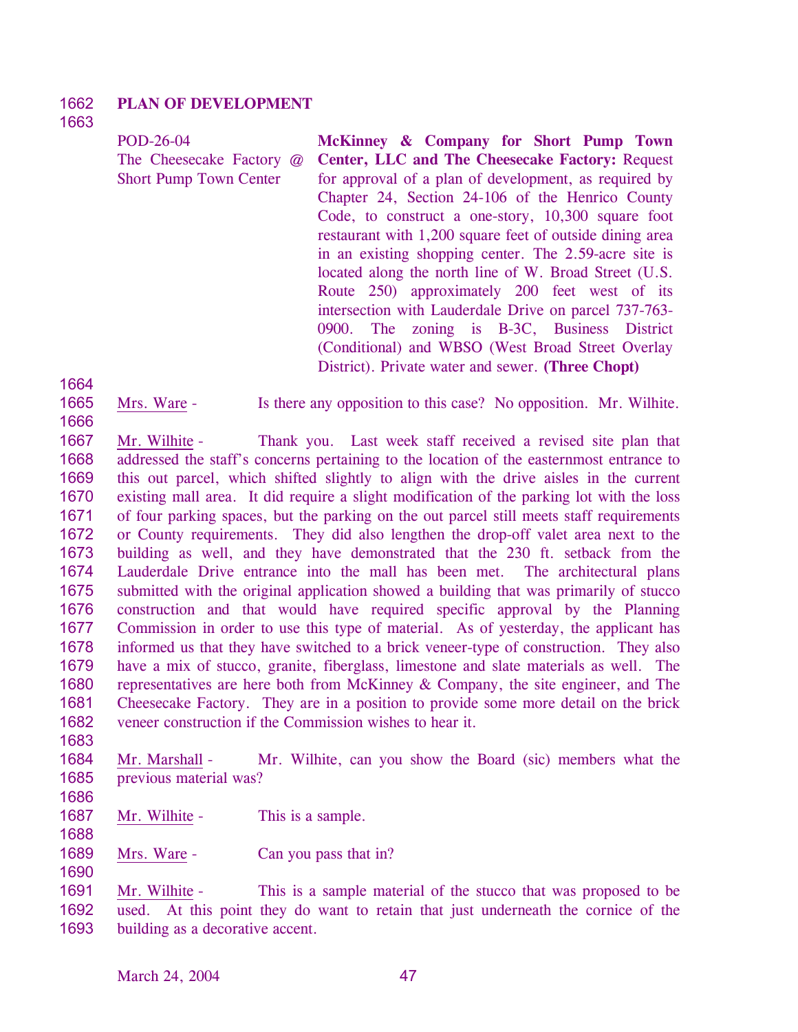## PLAN OF DEVELOPMENT

POD-26-04
The Cheesecake Factory @ Short Pump Town Center

**McKinney & Company for Short Pump Town Center, LLC and The Cheesecake Factory:** Request for approval of a plan of development, as required by Chapter 24, Section 24-106 of the Henrico County Code, to construct a one-story, 10,300 square foot restaurant with 1,200 square feet of outside dining area in an existing shopping center. The 2.59-acre site is located along the north line of W. Broad Street (U.S. Route 250) approximately 200 feet west of its intersection with Lauderdale Drive on parcel 737-763-0900. The zoning is B-3C, Business District (Conditional) and WBSO (West Broad Street Overlay District). Private water and sewer. **(Three Chopt)**

Mrs. Ware - Is there any opposition to this case? No opposition. Mr. Wilhite.

Mr. Wilhite - Thank you. Last week staff received a revised site plan that addressed the staff's concerns pertaining to the location of the easternmost entrance to this out parcel, which shifted slightly to align with the drive aisles in the current existing mall area. It did require a slight modification of the parking lot with the loss of four parking spaces, but the parking on the out parcel still meets staff requirements or County requirements. They did also lengthen the drop-off valet area next to the building as well, and they have demonstrated that the 230 ft. setback from the Lauderdale Drive entrance into the mall has been met. The architectural plans submitted with the original application showed a building that was primarily of stucco construction and that would have required specific approval by the Planning Commission in order to use this type of material. As of yesterday, the applicant has informed us that they have switched to a brick veneer-type of construction. They also have a mix of stucco, granite, fiberglass, limestone and slate materials as well. The representatives are here both from McKinney & Company, the site engineer, and The Cheesecake Factory. They are in a position to provide some more detail on the brick veneer construction if the Commission wishes to hear it.

Mr. Marshall - Mr. Wilhite, can you show the Board (sic) members what the previous material was?

Mr. Wilhite - This is a sample.

Mrs. Ware - Can you pass that in?

Mr. Wilhite - This is a sample material of the stucco that was proposed to be used. At this point they do want to retain that just underneath the cornice of the building as a decorative accent.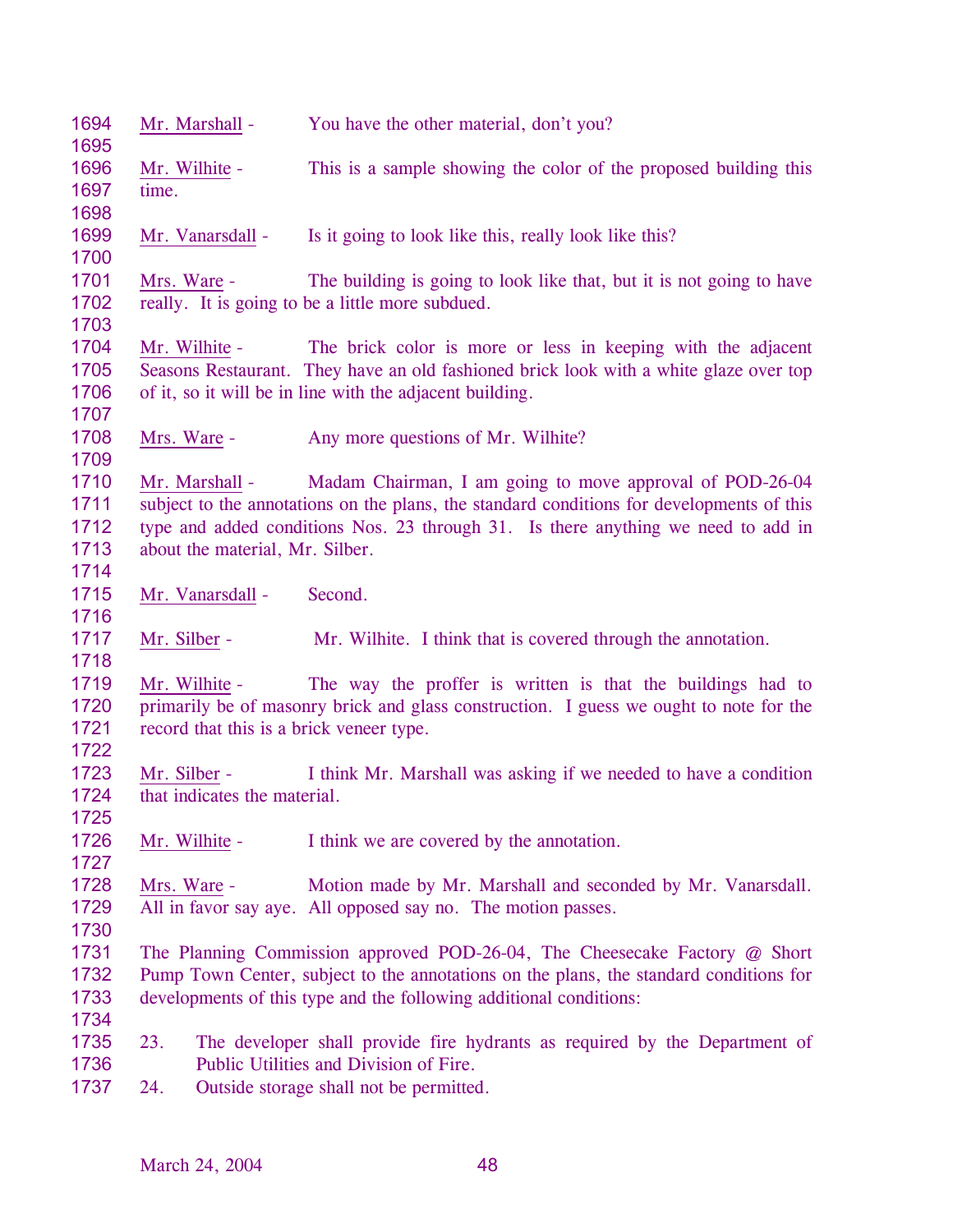Mr. Marshall - You have the other material, don't you?

Mr. Wilhite - This is a sample showing the color of the proposed building this time.

Mr. Vanarsdall - Is it going to look like this, really look like this?

Mrs. Ware - The building is going to look like that, but it is not going to have really. It is going to be a little more subdued.

Mr. Wilhite - The brick color is more or less in keeping with the adjacent Seasons Restaurant. They have an old fashioned brick look with a white glaze over top of it, so it will be in line with the adjacent building.

Mrs. Ware - Any more questions of Mr. Wilhite?

Mr. Marshall - Madam Chairman, I am going to move approval of POD-26-04 subject to the annotations on the plans, the standard conditions for developments of this type and added conditions Nos. 23 through 31. Is there anything we need to add in about the material, Mr. Silber.

Mr. Vanarsdall - Second.

Mr. Silber - Mr. Wilhite. I think that is covered through the annotation.

Mr. Wilhite - The way the proffer is written is that the buildings had to primarily be of masonry brick and glass construction. I guess we ought to note for the record that this is a brick veneer type.

Mr. Silber - I think Mr. Marshall was asking if we needed to have a condition that indicates the material.

Mr. Wilhite - I think we are covered by the annotation.

Mrs. Ware - Motion made by Mr. Marshall and seconded by Mr. Vanarsdall. All in favor say aye. All opposed say no. The motion passes.

The Planning Commission approved POD-26-04, The Cheesecake Factory @ Short Pump Town Center, subject to the annotations on the plans, the standard conditions for developments of this type and the following additional conditions:

23. The developer shall provide fire hydrants as required by the Department of Public Utilities and Division of Fire.
24. Outside storage shall not be permitted.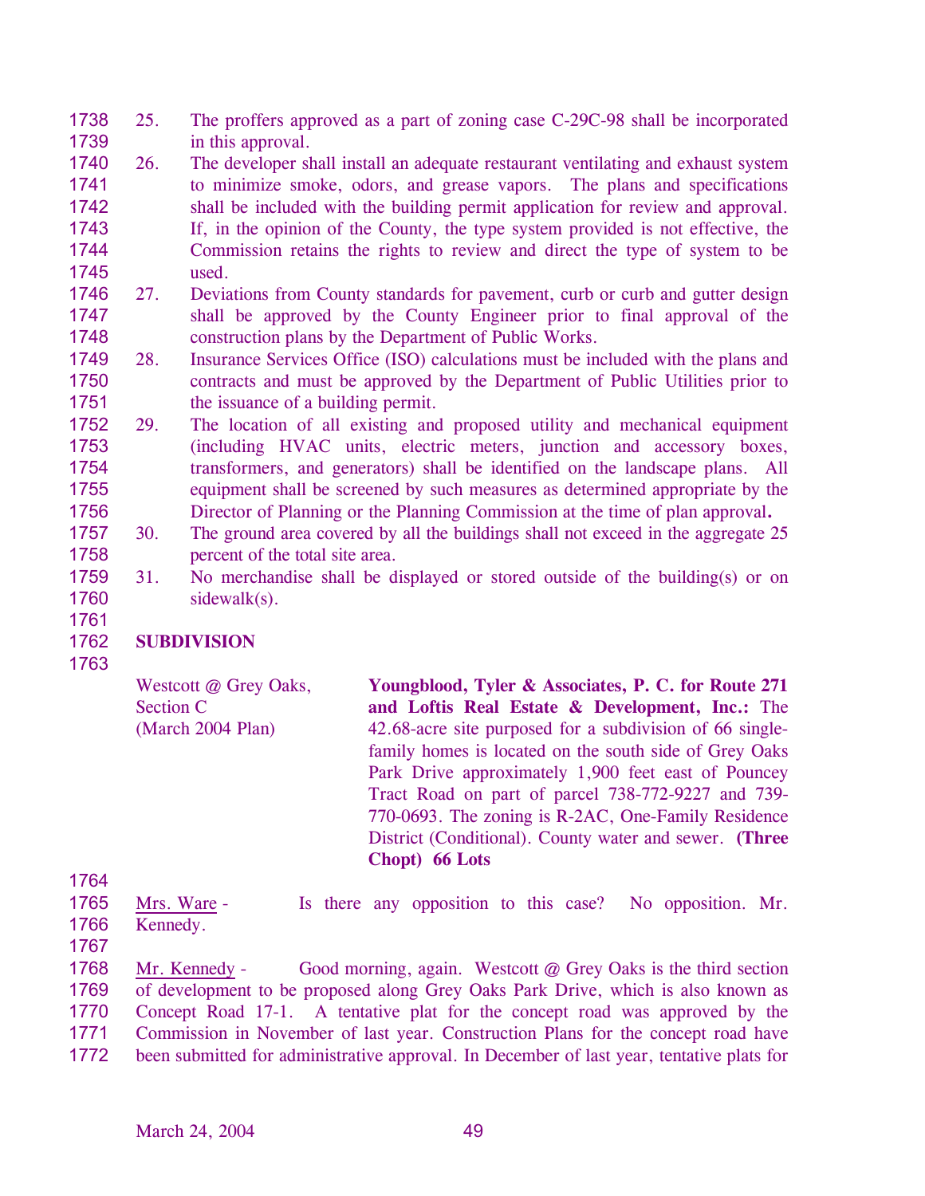25. The proffers approved as a part of zoning case C-29C-98 shall be incorporated in this approval.
26. The developer shall install an adequate restaurant ventilating and exhaust system to minimize smoke, odors, and grease vapors. The plans and specifications shall be included with the building permit application for review and approval. If, in the opinion of the County, the type system provided is not effective, the Commission retains the rights to review and direct the type of system to be used.
27. Deviations from County standards for pavement, curb or curb and gutter design shall be approved by the County Engineer prior to final approval of the construction plans by the Department of Public Works.
28. Insurance Services Office (ISO) calculations must be included with the plans and contracts and must be approved by the Department of Public Utilities prior to the issuance of a building permit.
29. The location of all existing and proposed utility and mechanical equipment (including HVAC units, electric meters, junction and accessory boxes, transformers, and generators) shall be identified on the landscape plans. All equipment shall be screened by such measures as determined appropriate by the Director of Planning or the Planning Commission at the time of plan approval**.**
30. The ground area covered by all the buildings shall not exceed in the aggregate 25 percent of the total site area.
31. No merchandise shall be displayed or stored outside of the building(s) or on sidewalk(s).

**SUBDIVISION**

Westcott @ Grey Oaks, Section C (March 2004 Plan)

**Youngblood, Tyler & Associates, P. C. for Route 271 and Loftis Real Estate & Development, Inc.:** The 42.68-acre site purposed for a subdivision of 66 single-family homes is located on the south side of Grey Oaks Park Drive approximately 1,900 feet east of Pouncey Tract Road on part of parcel 738-772-9227 and 739-770-0693. The zoning is R-2AC, One-Family Residence District (Conditional). County water and sewer. **(Three Chopt) 66 Lots**

Mrs. Ware - Is there any opposition to this case? No opposition. Mr. Kennedy.

Mr. Kennedy - Good morning, again. Westcott @ Grey Oaks is the third section of development to be proposed along Grey Oaks Park Drive, which is also known as Concept Road 17-1. A tentative plat for the concept road was approved by the Commission in November of last year. Construction Plans for the concept road have been submitted for administrative approval. In December of last year, tentative plats for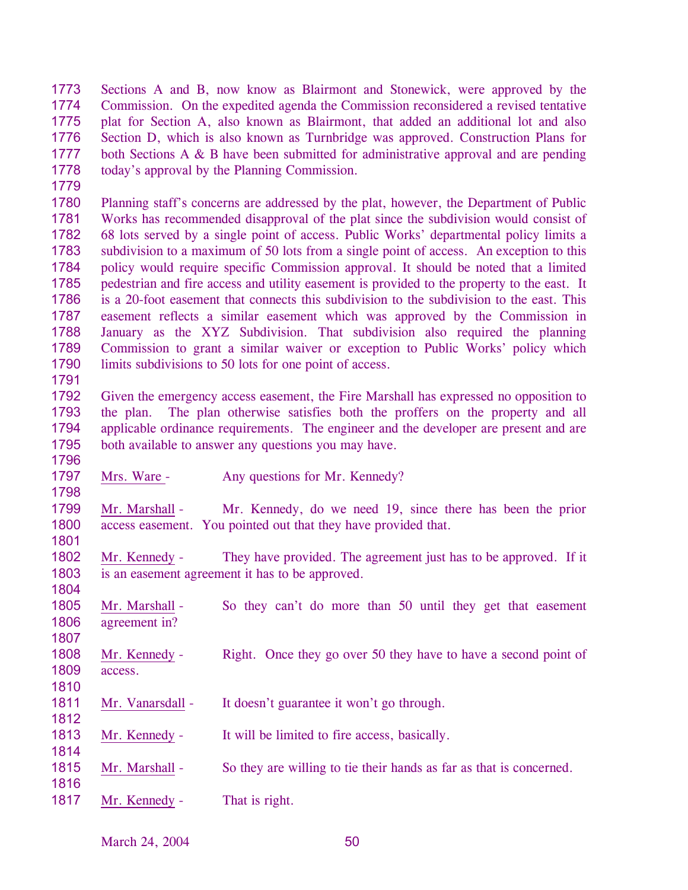Sections A and B, now know as Blairmont and Stonewick, were approved by the Commission. On the expedited agenda the Commission reconsidered a revised tentative plat for Section A, also known as Blairmont, that added an additional lot and also Section D, which is also known as Turnbridge was approved. Construction Plans for both Sections A & B have been submitted for administrative approval and are pending today's approval by the Planning Commission.

Planning staff's concerns are addressed by the plat, however, the Department of Public Works has recommended disapproval of the plat since the subdivision would consist of 68 lots served by a single point of access. Public Works' departmental policy limits a subdivision to a maximum of 50 lots from a single point of access. An exception to this policy would require specific Commission approval. It should be noted that a limited pedestrian and fire access and utility easement is provided to the property to the east. It is a 20-foot easement that connects this subdivision to the subdivision to the east. This easement reflects a similar easement which was approved by the Commission in January as the XYZ Subdivision. That subdivision also required the planning Commission to grant a similar waiver or exception to Public Works' policy which limits subdivisions to 50 lots for one point of access.

Given the emergency access easement, the Fire Marshall has expressed no opposition to the plan. The plan otherwise satisfies both the proffers on the property and all applicable ordinance requirements. The engineer and the developer are present and are both available to answer any questions you may have.

<u>Mrs. Ware</u> - Any questions for Mr. Kennedy?

<u>Mr. Marshall</u> - Mr. Kennedy, do we need 19, since there has been the prior access easement. You pointed out that they have provided that.

<u>Mr. Kennedy</u> - They have provided. The agreement just has to be approved. If it is an easement agreement it has to be approved.

<u>Mr. Marshall</u> - So they can't do more than 50 until they get that easement agreement in?

<u>Mr. Kennedy</u> - Right. Once they go over 50 they have to have a second point of access.

<u>Mr. Vanarsdall</u> - It doesn't guarantee it won't go through.

<u>Mr. Kennedy</u> - It will be limited to fire access, basically.

<u>Mr. Marshall</u> - So they are willing to tie their hands as far as that is concerned.

<u>Mr. Kennedy</u> - That is right.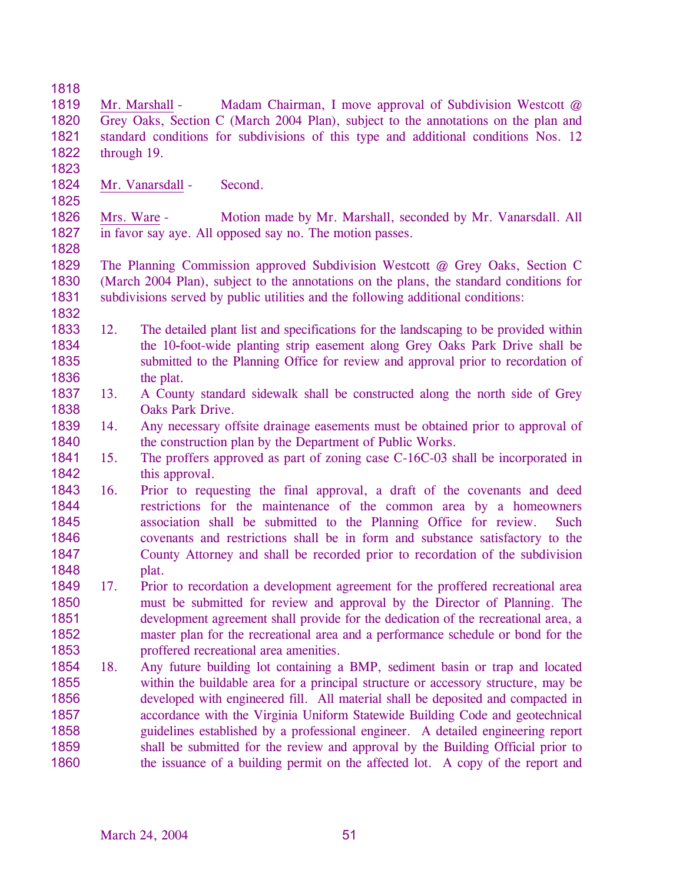Mr. Marshall - Madam Chairman, I move approval of Subdivision Westcott @ Grey Oaks, Section C (March 2004 Plan), subject to the annotations on the plan and standard conditions for subdivisions of this type and additional conditions Nos. 12 through 19.

Mr. Vanarsdall - Second.

Mrs. Ware - Motion made by Mr. Marshall, seconded by Mr. Vanarsdall. All in favor say aye. All opposed say no. The motion passes.

The Planning Commission approved Subdivision Westcott @ Grey Oaks, Section C (March 2004 Plan), subject to the annotations on the plans, the standard conditions for subdivisions served by public utilities and the following additional conditions:

12. The detailed plant list and specifications for the landscaping to be provided within the 10-foot-wide planting strip easement along Grey Oaks Park Drive shall be submitted to the Planning Office for review and approval prior to recordation of the plat.
13. A County standard sidewalk shall be constructed along the north side of Grey Oaks Park Drive.
14. Any necessary offsite drainage easements must be obtained prior to approval of the construction plan by the Department of Public Works.
15. The proffers approved as part of zoning case C-16C-03 shall be incorporated in this approval.
16. Prior to requesting the final approval, a draft of the covenants and deed restrictions for the maintenance of the common area by a homeowners association shall be submitted to the Planning Office for review. Such covenants and restrictions shall be in form and substance satisfactory to the County Attorney and shall be recorded prior to recordation of the subdivision plat.
17. Prior to recordation a development agreement for the proffered recreational area must be submitted for review and approval by the Director of Planning. The development agreement shall provide for the dedication of the recreational area, a master plan for the recreational area and a performance schedule or bond for the proffered recreational area amenities.
18. Any future building lot containing a BMP, sediment basin or trap and located within the buildable area for a principal structure or accessory structure, may be developed with engineered fill. All material shall be deposited and compacted in accordance with the Virginia Uniform Statewide Building Code and geotechnical guidelines established by a professional engineer. A detailed engineering report shall be submitted for the review and approval by the Building Official prior to the issuance of a building permit on the affected lot. A copy of the report and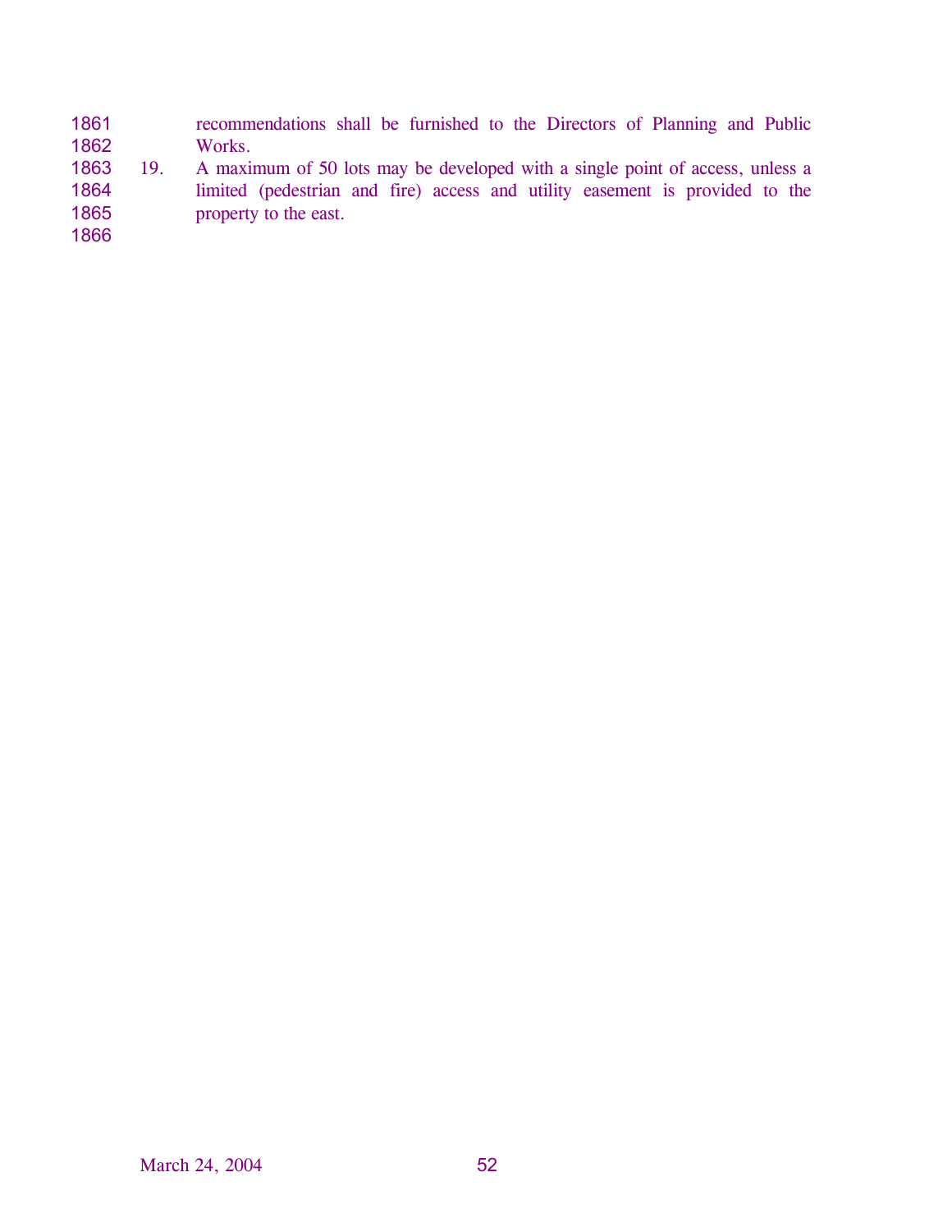recommendations shall be furnished to the Directors of Planning and Public Works.

19. A maximum of 50 lots may be developed with a single point of access, unless a limited (pedestrian and fire) access and utility easement is provided to the property to the east.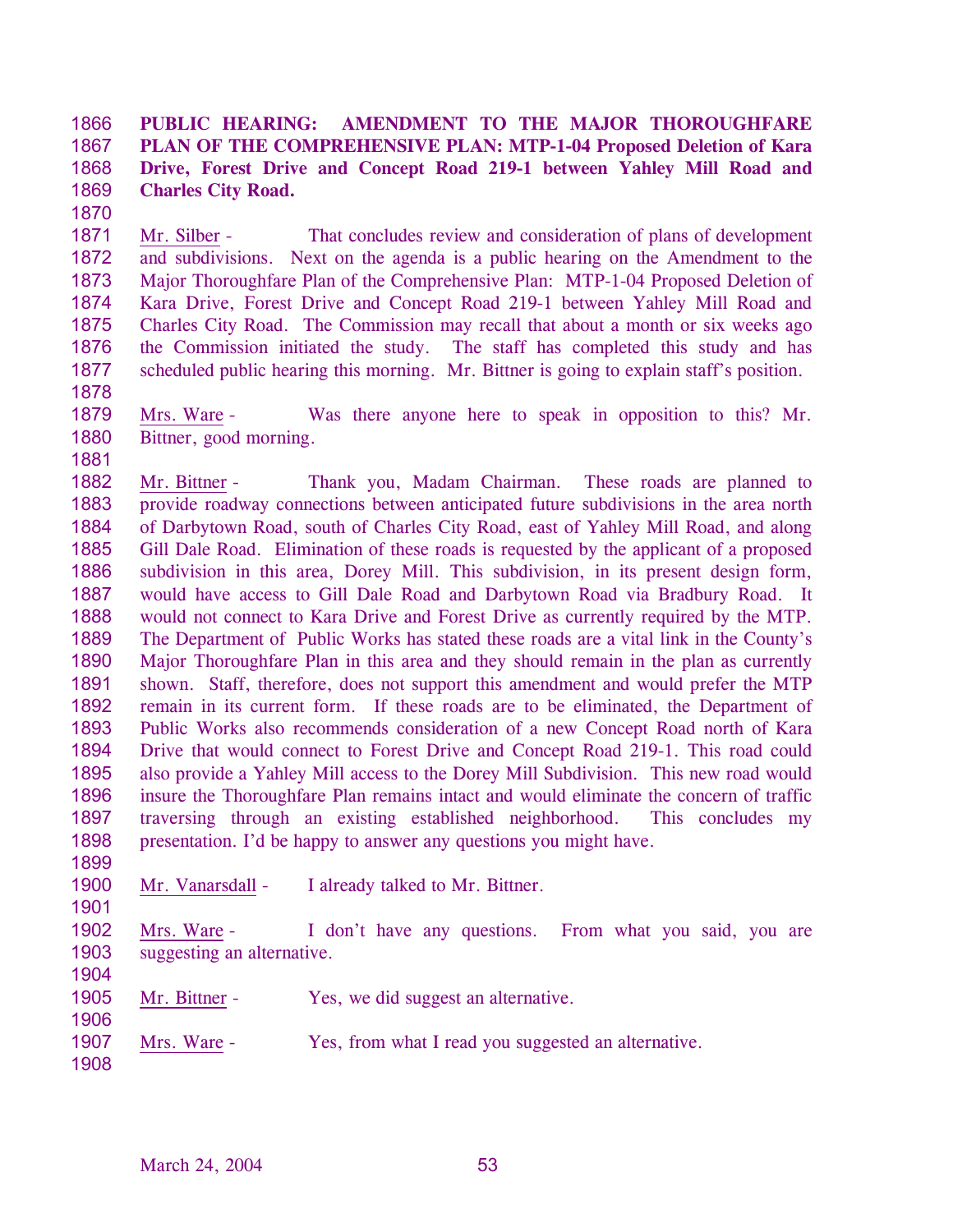**PUBLIC HEARING: AMENDMENT TO THE MAJOR THOROUGHFARE PLAN OF THE COMPREHENSIVE PLAN: MTP-1-04 Proposed Deletion of Kara Drive, Forest Drive and Concept Road 219-1 between Yahley Mill Road and Charles City Road.**

Mr. Silber - That concludes review and consideration of plans of development and subdivisions. Next on the agenda is a public hearing on the Amendment to the Major Thoroughfare Plan of the Comprehensive Plan: MTP-1-04 Proposed Deletion of Kara Drive, Forest Drive and Concept Road 219-1 between Yahley Mill Road and Charles City Road. The Commission may recall that about a month or six weeks ago the Commission initiated the study. The staff has completed this study and has scheduled public hearing this morning. Mr. Bittner is going to explain staff's position.

Mrs. Ware - Was there anyone here to speak in opposition to this? Mr. Bittner, good morning.

Mr. Bittner - Thank you, Madam Chairman. These roads are planned to provide roadway connections between anticipated future subdivisions in the area north of Darbytown Road, south of Charles City Road, east of Yahley Mill Road, and along Gill Dale Road. Elimination of these roads is requested by the applicant of a proposed subdivision in this area, Dorey Mill. This subdivision, in its present design form, would have access to Gill Dale Road and Darbytown Road via Bradbury Road. It would not connect to Kara Drive and Forest Drive as currently required by the MTP. The Department of Public Works has stated these roads are a vital link in the County's Major Thoroughfare Plan in this area and they should remain in the plan as currently shown. Staff, therefore, does not support this amendment and would prefer the MTP remain in its current form. If these roads are to be eliminated, the Department of Public Works also recommends consideration of a new Concept Road north of Kara Drive that would connect to Forest Drive and Concept Road 219-1. This road could also provide a Yahley Mill access to the Dorey Mill Subdivision. This new road would insure the Thoroughfare Plan remains intact and would eliminate the concern of traffic traversing through an existing established neighborhood. This concludes my presentation. I'd be happy to answer any questions you might have.

Mr. Vanarsdall - I already talked to Mr. Bittner.

Mrs. Ware - I don't have any questions. From what you said, you are suggesting an alternative.

Mr. Bittner - Yes, we did suggest an alternative.

Mrs. Ware - Yes, from what I read you suggested an alternative.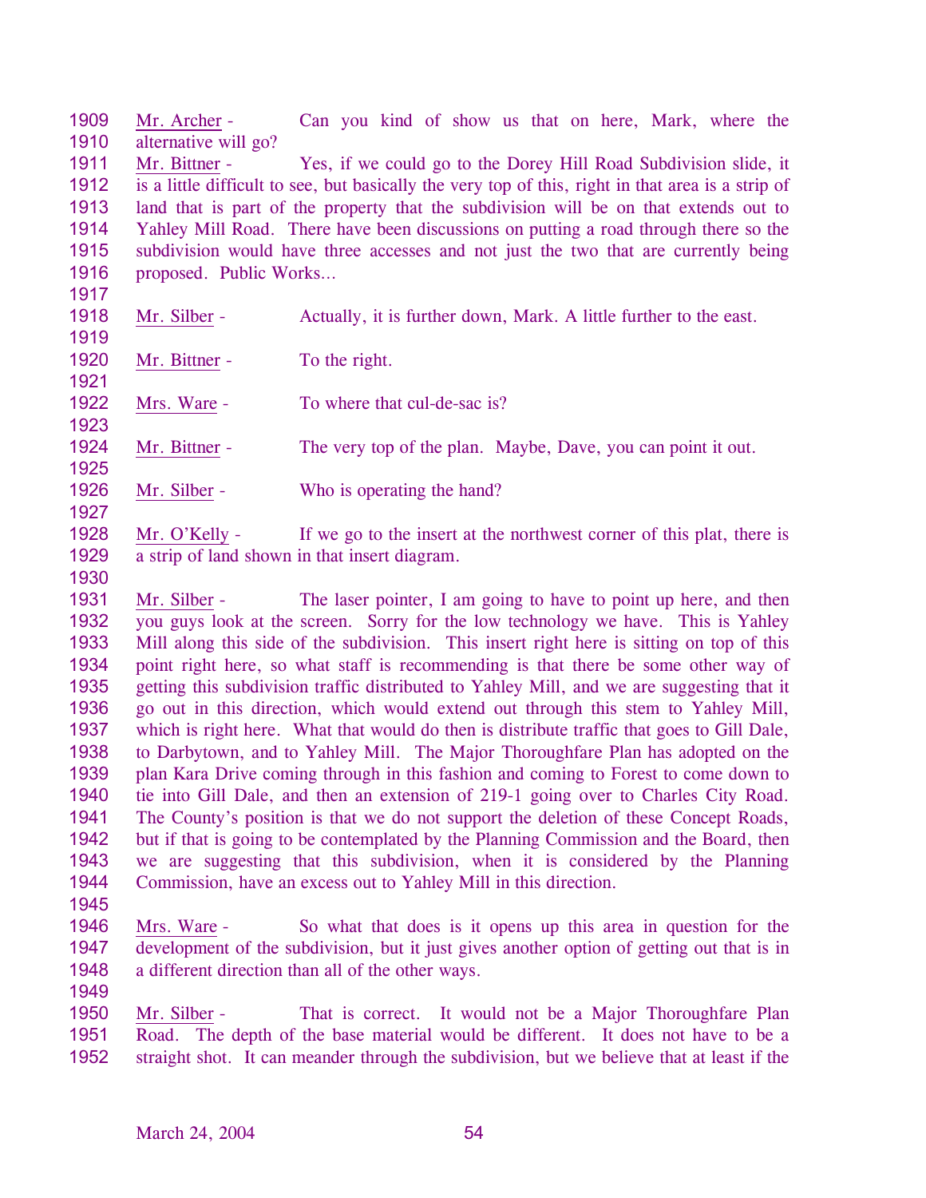1909 Mr. Archer - Can you kind of show us that on here, Mark, where the
1910 alternative will go?
1911 Mr. Bittner - Yes, if we could go to the Dorey Hill Road Subdivision slide, it
1912 is a little difficult to see, but basically the very top of this, right in that area is a strip of
1913 land that is part of the property that the subdivision will be on that extends out to
1914 Yahley Mill Road. There have been discussions on putting a road through there so the
1915 subdivision would have three accesses and not just the two that are currently being
1916 proposed. Public Works…
1917
1918 Mr. Silber - Actually, it is further down, Mark. A little further to the east.
1919
1920 Mr. Bittner - To the right.
1921
1922 Mrs. Ware - To where that cul-de-sac is?
1923
1924 Mr. Bittner - The very top of the plan. Maybe, Dave, you can point it out.
1925
1926 Mr. Silber - Who is operating the hand?
1927
1928 Mr. O'Kelly - If we go to the insert at the northwest corner of this plat, there is
1929 a strip of land shown in that insert diagram.
1930
1931 Mr. Silber - The laser pointer, I am going to have to point up here, and then
1932 you guys look at the screen. Sorry for the low technology we have. This is Yahley
1933 Mill along this side of the subdivision. This insert right here is sitting on top of this
1934 point right here, so what staff is recommending is that there be some other way of
1935 getting this subdivision traffic distributed to Yahley Mill, and we are suggesting that it
1936 go out in this direction, which would extend out through this stem to Yahley Mill,
1937 which is right here. What that would do then is distribute traffic that goes to Gill Dale,
1938 to Darbytown, and to Yahley Mill. The Major Thoroughfare Plan has adopted on the
1939 plan Kara Drive coming through in this fashion and coming to Forest to come down to
1940 tie into Gill Dale, and then an extension of 219-1 going over to Charles City Road.
1941 The County's position is that we do not support the deletion of these Concept Roads,
1942 but if that is going to be contemplated by the Planning Commission and the Board, then
1943 we are suggesting that this subdivision, when it is considered by the Planning
1944 Commission, have an excess out to Yahley Mill in this direction.
1945
1946 Mrs. Ware - So what that does is it opens up this area in question for the
1947 development of the subdivision, but it just gives another option of getting out that is in
1948 a different direction than all of the other ways.
1949
1950 Mr. Silber - That is correct. It would not be a Major Thoroughfare Plan
1951 Road. The depth of the base material would be different. It does not have to be a
1952 straight shot. It can meander through the subdivision, but we believe that at least if the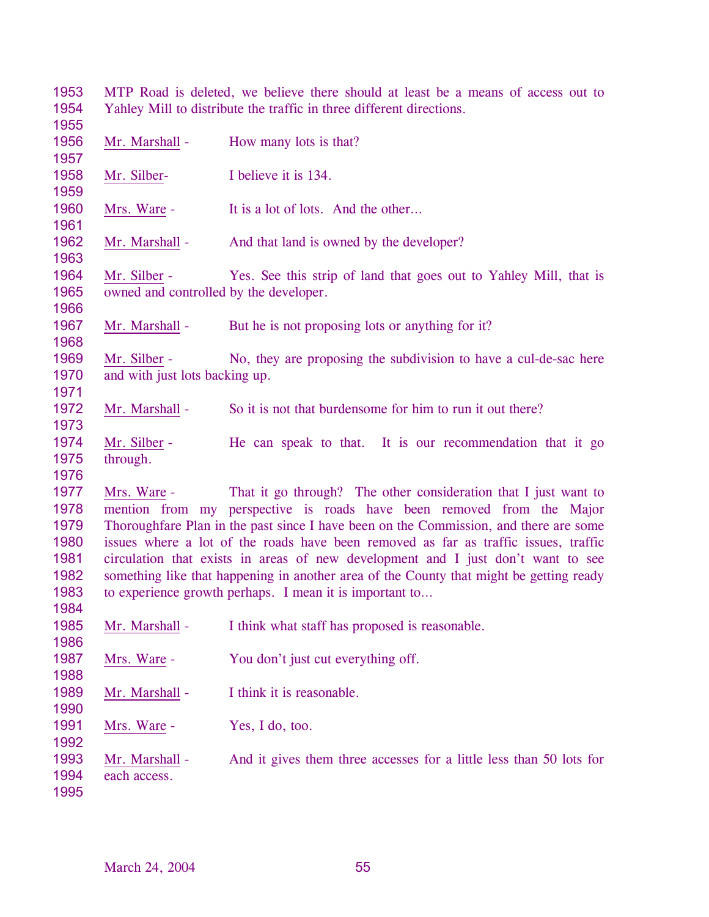MTP Road is deleted, we believe there should at least be a means of access out to Yahley Mill to distribute the traffic in three different directions.

Mr. Marshall - How many lots is that?

Mr. Silber- I believe it is 134.

Mrs. Ware - It is a lot of lots. And the other…

Mr. Marshall - And that land is owned by the developer?

Mr. Silber - Yes. See this strip of land that goes out to Yahley Mill, that is owned and controlled by the developer.

Mr. Marshall - But he is not proposing lots or anything for it?

Mr. Silber - No, they are proposing the subdivision to have a cul-de-sac here and with just lots backing up.

Mr. Marshall - So it is not that burdensome for him to run it out there?

Mr. Silber - He can speak to that. It is our recommendation that it go through.

Mrs. Ware - That it go through? The other consideration that I just want to mention from my perspective is roads have been removed from the Major Thoroughfare Plan in the past since I have been on the Commission, and there are some issues where a lot of the roads have been removed as far as traffic issues, traffic circulation that exists in areas of new development and I just don't want to see something like that happening in another area of the County that might be getting ready to experience growth perhaps. I mean it is important to…

Mr. Marshall - I think what staff has proposed is reasonable.

Mrs. Ware - You don't just cut everything off.

Mr. Marshall - I think it is reasonable.

Mrs. Ware - Yes, I do, too.

Mr. Marshall - And it gives them three accesses for a little less than 50 lots for each access.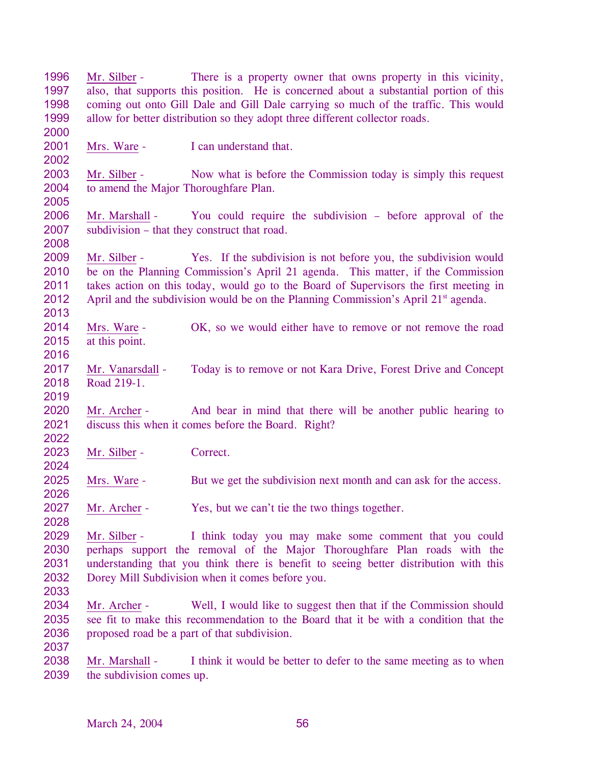Mr. Silber - There is a property owner that owns property in this vicinity, also, that supports this position. He is concerned about a substantial portion of this coming out onto Gill Dale and Gill Dale carrying so much of the traffic. This would allow for better distribution so they adopt three different collector roads.

Mrs. Ware - I can understand that.

Mr. Silber - Now what is before the Commission today is simply this request to amend the Major Thoroughfare Plan.

Mr. Marshall - You could require the subdivision – before approval of the subdivision – that they construct that road.

Mr. Silber - Yes. If the subdivision is not before you, the subdivision would be on the Planning Commission's April 21 agenda. This matter, if the Commission takes action on this today, would go to the Board of Supervisors the first meeting in April and the subdivision would be on the Planning Commission's April 21st agenda.

Mrs. Ware - OK, so we would either have to remove or not remove the road at this point.

Mr. Vanarsdall - Today is to remove or not Kara Drive, Forest Drive and Concept Road 219-1.

Mr. Archer - And bear in mind that there will be another public hearing to discuss this when it comes before the Board. Right?

Mr. Silber - Correct.

Mrs. Ware - But we get the subdivision next month and can ask for the access.

Mr. Archer - Yes, but we can't tie the two things together.

Mr. Silber - I think today you may make some comment that you could perhaps support the removal of the Major Thoroughfare Plan roads with the understanding that you think there is benefit to seeing better distribution with this Dorey Mill Subdivision when it comes before you.

Mr. Archer - Well, I would like to suggest then that if the Commission should see fit to make this recommendation to the Board that it be with a condition that the proposed road be a part of that subdivision.

Mr. Marshall - I think it would be better to defer to the same meeting as to when the subdivision comes up.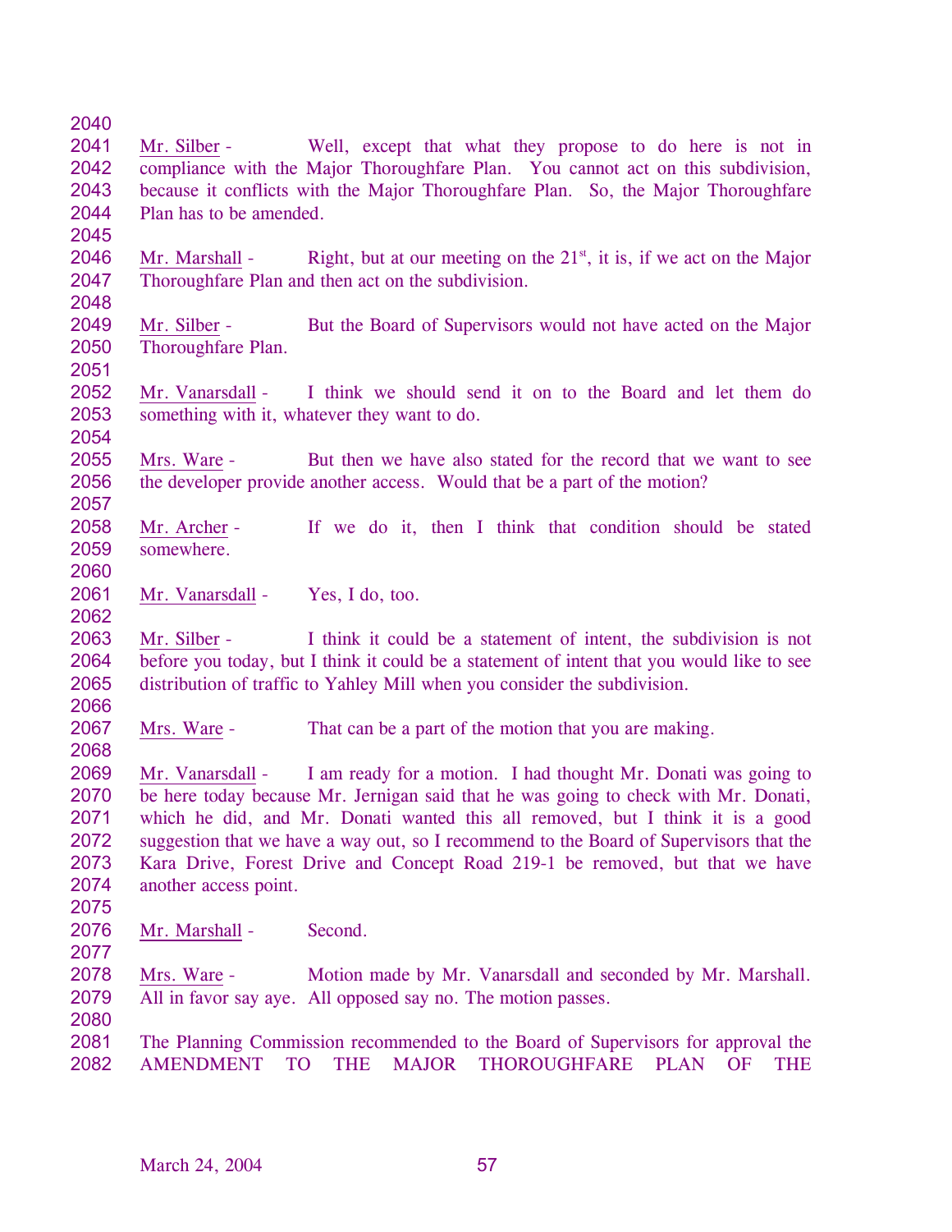Mr. Silber - Well, except that what they propose to do here is not in compliance with the Major Thoroughfare Plan. You cannot act on this subdivision, because it conflicts with the Major Thoroughfare Plan. So, the Major Thoroughfare Plan has to be amended.

Mr. Marshall - Right, but at our meeting on the 21st, it is, if we act on the Major Thoroughfare Plan and then act on the subdivision.

Mr. Silber - But the Board of Supervisors would not have acted on the Major Thoroughfare Plan.

Mr. Vanarsdall - I think we should send it on to the Board and let them do something with it, whatever they want to do.

Mrs. Ware - But then we have also stated for the record that we want to see the developer provide another access. Would that be a part of the motion?

Mr. Archer - If we do it, then I think that condition should be stated somewhere.

Mr. Vanarsdall - Yes, I do, too.

Mr. Silber - I think it could be a statement of intent, the subdivision is not before you today, but I think it could be a statement of intent that you would like to see distribution of traffic to Yahley Mill when you consider the subdivision.

Mrs. Ware - That can be a part of the motion that you are making.

Mr. Vanarsdall - I am ready for a motion. I had thought Mr. Donati was going to be here today because Mr. Jernigan said that he was going to check with Mr. Donati, which he did, and Mr. Donati wanted this all removed, but I think it is a good suggestion that we have a way out, so I recommend to the Board of Supervisors that the Kara Drive, Forest Drive and Concept Road 219-1 be removed, but that we have another access point.

Mr. Marshall - Second.

Mrs. Ware - Motion made by Mr. Vanarsdall and seconded by Mr. Marshall. All in favor say aye. All opposed say no. The motion passes.

The Planning Commission recommended to the Board of Supervisors for approval the AMENDMENT TO THE MAJOR THOROUGHFARE PLAN OF THE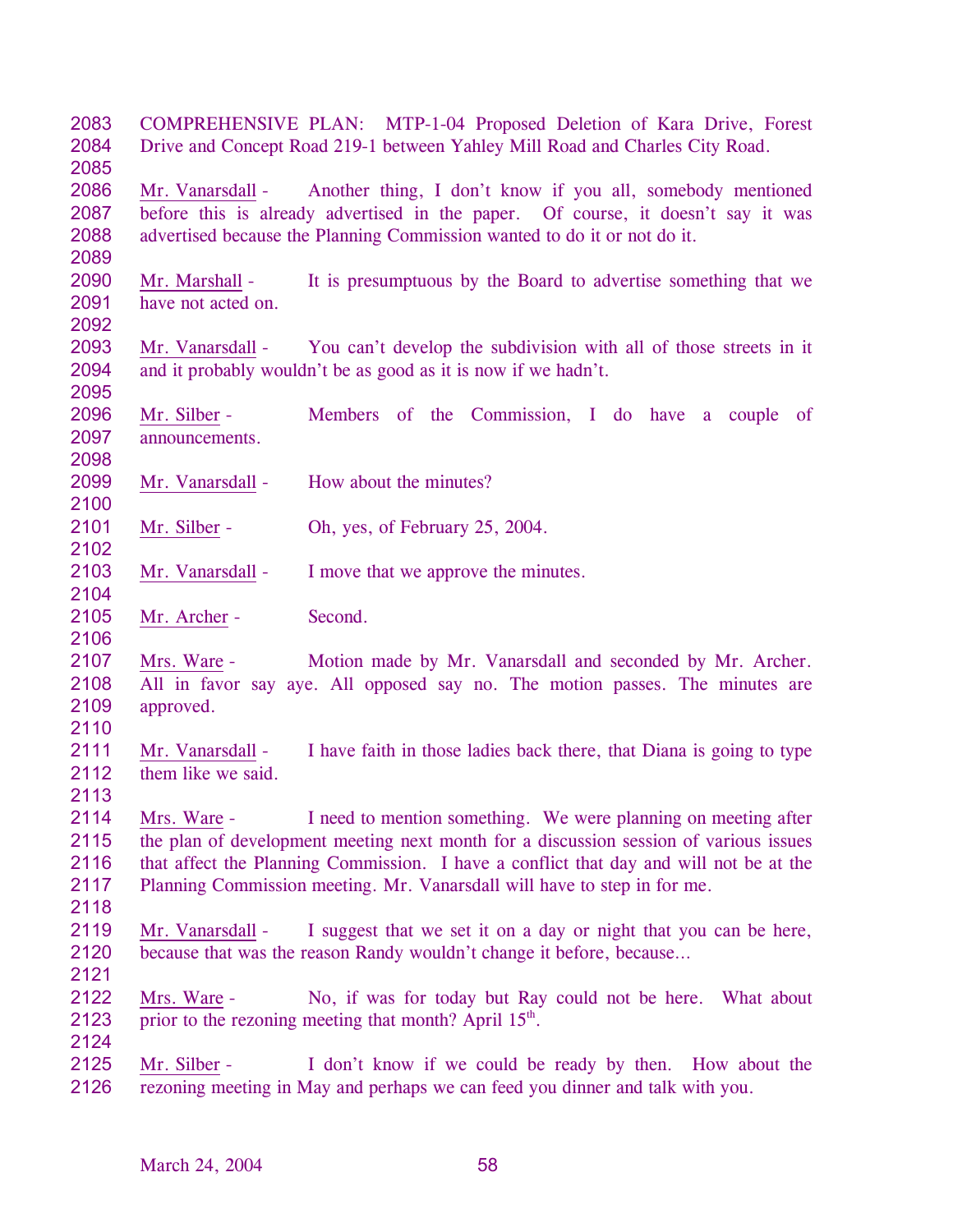COMPREHENSIVE PLAN: MTP-1-04 Proposed Deletion of Kara Drive, Forest Drive and Concept Road 219-1 between Yahley Mill Road and Charles City Road.

Mr. Vanarsdall - Another thing, I don't know if you all, somebody mentioned before this is already advertised in the paper. Of course, it doesn't say it was advertised because the Planning Commission wanted to do it or not do it.

Mr. Marshall - It is presumptuous by the Board to advertise something that we have not acted on.

Mr. Vanarsdall - You can't develop the subdivision with all of those streets in it and it probably wouldn't be as good as it is now if we hadn't.

Mr. Silber - Members of the Commission, I do have a couple of announcements.

Mr. Vanarsdall - How about the minutes?

Mr. Silber - Oh, yes, of February 25, 2004.

Mr. Vanarsdall - I move that we approve the minutes.

Mr. Archer - Second.

Mrs. Ware - Motion made by Mr. Vanarsdall and seconded by Mr. Archer. All in favor say aye. All opposed say no. The motion passes. The minutes are approved.

Mr. Vanarsdall - I have faith in those ladies back there, that Diana is going to type them like we said.

Mrs. Ware - I need to mention something. We were planning on meeting after the plan of development meeting next month for a discussion session of various issues that affect the Planning Commission. I have a conflict that day and will not be at the Planning Commission meeting. Mr. Vanarsdall will have to step in for me.

Mr. Vanarsdall - I suggest that we set it on a day or night that you can be here, because that was the reason Randy wouldn't change it before, because…

Mrs. Ware - No, if was for today but Ray could not be here. What about prior to the rezoning meeting that month? April 15th.

Mr. Silber - I don't know if we could be ready by then. How about the rezoning meeting in May and perhaps we can feed you dinner and talk with you.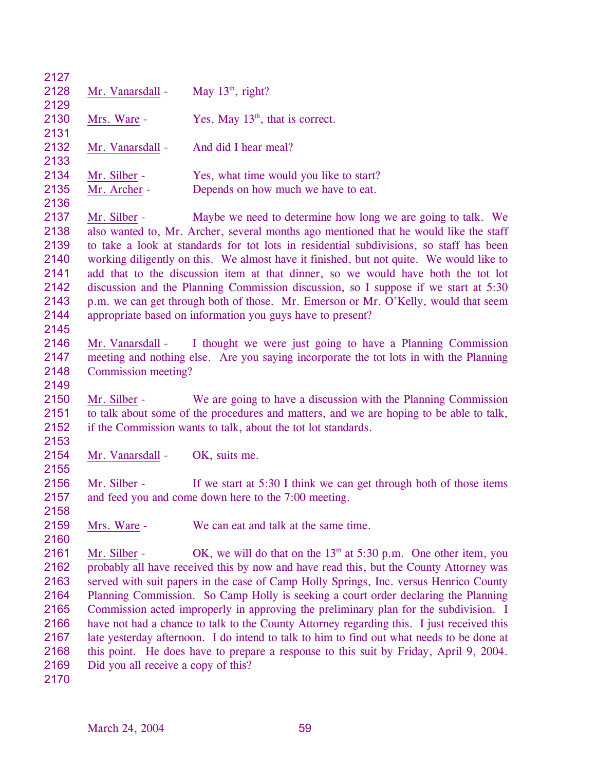2127

2128 Mr. Vanarsdall - May 13th, right?

2129

2130 Mrs. Ware - Yes, May 13th, that is correct.

2131

2132 Mr. Vanarsdall - And did I hear meal?

2133

2134 Mr. Silber - Yes, what time would you like to start?

2135 Mr. Archer - Depends on how much we have to eat.

2136

2137 Mr. Silber - Maybe we need to determine how long we are going to talk. We
2138 also wanted to, Mr. Archer, several months ago mentioned that he would like the staff
2139 to take a look at standards for tot lots in residential subdivisions, so staff has been
2140 working diligently on this. We almost have it finished, but not quite. We would like to
2141 add that to the discussion item at that dinner, so we would have both the tot lot
2142 discussion and the Planning Commission discussion, so I suppose if we start at 5:30
2143 p.m. we can get through both of those. Mr. Emerson or Mr. O'Kelly, would that seem
2144 appropriate based on information you guys have to present?

2145

2146 Mr. Vanarsdall - I thought we were just going to have a Planning Commission
2147 meeting and nothing else. Are you saying incorporate the tot lots in with the Planning
2148 Commission meeting?

2149

2150 Mr. Silber - We are going to have a discussion with the Planning Commission
2151 to talk about some of the procedures and matters, and we are hoping to be able to talk,
2152 if the Commission wants to talk, about the tot lot standards.

2153

2154 Mr. Vanarsdall - OK, suits me.

2155

2156 Mr. Silber - If we start at 5:30 I think we can get through both of those items
2157 and feed you and come down here to the 7:00 meeting.

2158

2159 Mrs. Ware - We can eat and talk at the same time.

2160

2161 Mr. Silber - OK, we will do that on the 13th at 5:30 p.m. One other item, you
2162 probably all have received this by now and have read this, but the County Attorney was
2163 served with suit papers in the case of Camp Holly Springs, Inc. versus Henrico County
2164 Planning Commission. So Camp Holly is seeking a court order declaring the Planning
2165 Commission acted improperly in approving the preliminary plan for the subdivision. I
2166 have not had a chance to talk to the County Attorney regarding this. I just received this
2167 late yesterday afternoon. I do intend to talk to him to find out what needs to be done at
2168 this point. He does have to prepare a response to this suit by Friday, April 9, 2004.
2169 Did you all receive a copy of this?

2170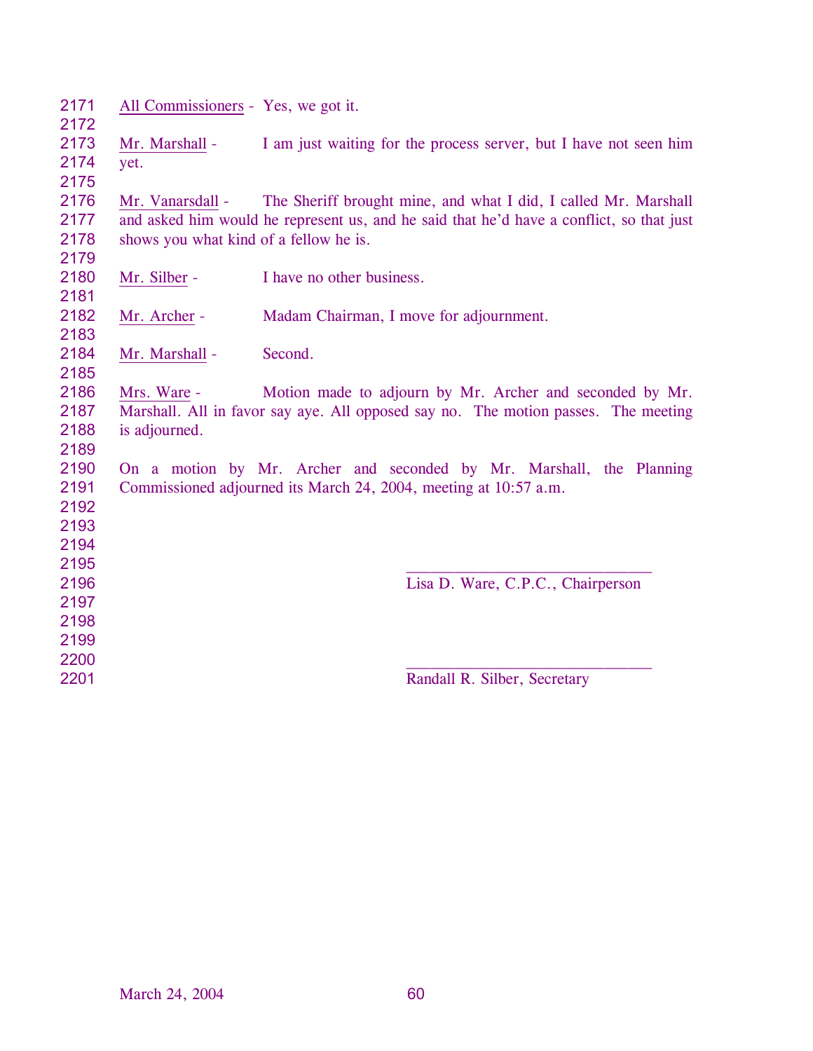All Commissioners - Yes, we got it.

Mr. Marshall - I am just waiting for the process server, but I have not seen him yet.

Mr. Vanarsdall - The Sheriff brought mine, and what I did, I called Mr. Marshall and asked him would he represent us, and he said that he'd have a conflict, so that just shows you what kind of a fellow he is.

Mr. Silber - I have no other business.

Mr. Archer - Madam Chairman, I move for adjournment.

Mr. Marshall - Second.

Mrs. Ware - Motion made to adjourn by Mr. Archer and seconded by Mr. Marshall. All in favor say aye. All opposed say no. The motion passes. The meeting is adjourned.

On a motion by Mr. Archer and seconded by Mr. Marshall, the Planning Commissioned adjourned its March 24, 2004, meeting at 10:57 a.m.

\_\_\_\_\_\_\_\_\_\_\_\_\_\_\_\_\_\_\_\_\_\_\_\_\_\_\_\_\_\_

Lisa D. Ware, C.P.C., Chairperson

\_\_\_\_\_\_\_\_\_\_\_\_\_\_\_\_\_\_\_\_\_\_\_\_\_\_\_\_\_\_

Randall R. Silber, Secretary